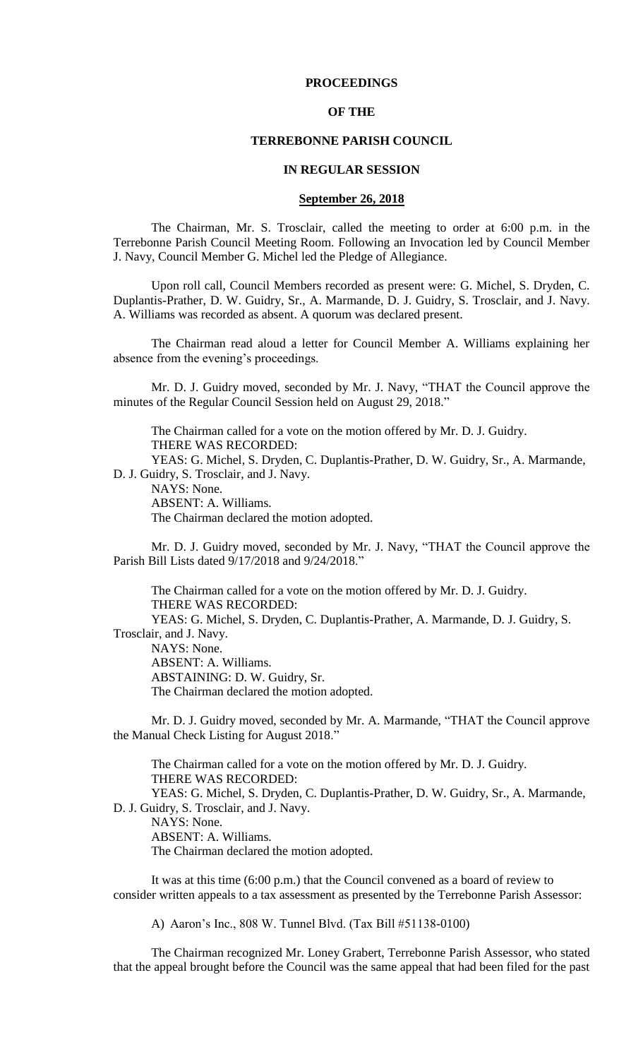# PROCEEDINGS

# OF THE

# TERREBONNE PARISH COUNCIL

# IN REGULAR SESSION

## September 26, 2018

The Chairman, Mr. S. Trosclair, called the meeting to order at 6:00 p.m. in the Terrebonne Parish Council Meeting Room. Following an Invocation led by Council Member J. Navy, Council Member G. Michel led the Pledge of Allegiance.

Upon roll call, Council Members recorded as present were: G. Michel, S. Dryden, C. Duplantis-Prather, D. W. Guidry, Sr., A. Marmande, D. J. Guidry, S. Trosclair, and J. Navy. A. Williams was recorded as absent. A quorum was declared present.

The Chairman read aloud a letter for Council Member A. Williams explaining her absence from the evening's proceedings.

Mr. D. J. Guidry moved, seconded by Mr. J. Navy, "THAT the Council approve the minutes of the Regular Council Session held on August 29, 2018."

The Chairman called for a vote on the motion offered by Mr. D. J. Guidry.
THERE WAS RECORDED:
YEAS: G. Michel, S. Dryden, C. Duplantis-Prather, D. W. Guidry, Sr., A. Marmande, D. J. Guidry, S. Trosclair, and J. Navy.
NAYS: None.
ABSENT: A. Williams.
The Chairman declared the motion adopted.

Mr. D. J. Guidry moved, seconded by Mr. J. Navy, "THAT the Council approve the Parish Bill Lists dated 9/17/2018 and 9/24/2018."

The Chairman called for a vote on the motion offered by Mr. D. J. Guidry.
THERE WAS RECORDED:
YEAS: G. Michel, S. Dryden, C. Duplantis-Prather, A. Marmande, D. J. Guidry, S. Trosclair, and J. Navy.
NAYS: None.
ABSENT: A. Williams.
ABSTAINING: D. W. Guidry, Sr.
The Chairman declared the motion adopted.

Mr. D. J. Guidry moved, seconded by Mr. A. Marmande, "THAT the Council approve the Manual Check Listing for August 2018."

The Chairman called for a vote on the motion offered by Mr. D. J. Guidry.
THERE WAS RECORDED:
YEAS: G. Michel, S. Dryden, C. Duplantis-Prather, D. W. Guidry, Sr., A. Marmande, D. J. Guidry, S. Trosclair, and J. Navy.
NAYS: None.
ABSENT: A. Williams.
The Chairman declared the motion adopted.

It was at this time (6:00 p.m.) that the Council convened as a board of review to consider written appeals to a tax assessment as presented by the Terrebonne Parish Assessor:

A) Aaron's Inc., 808 W. Tunnel Blvd. (Tax Bill #51138-0100)

The Chairman recognized Mr. Loney Grabert, Terrebonne Parish Assessor, who stated that the appeal brought before the Council was the same appeal that had been filed for the past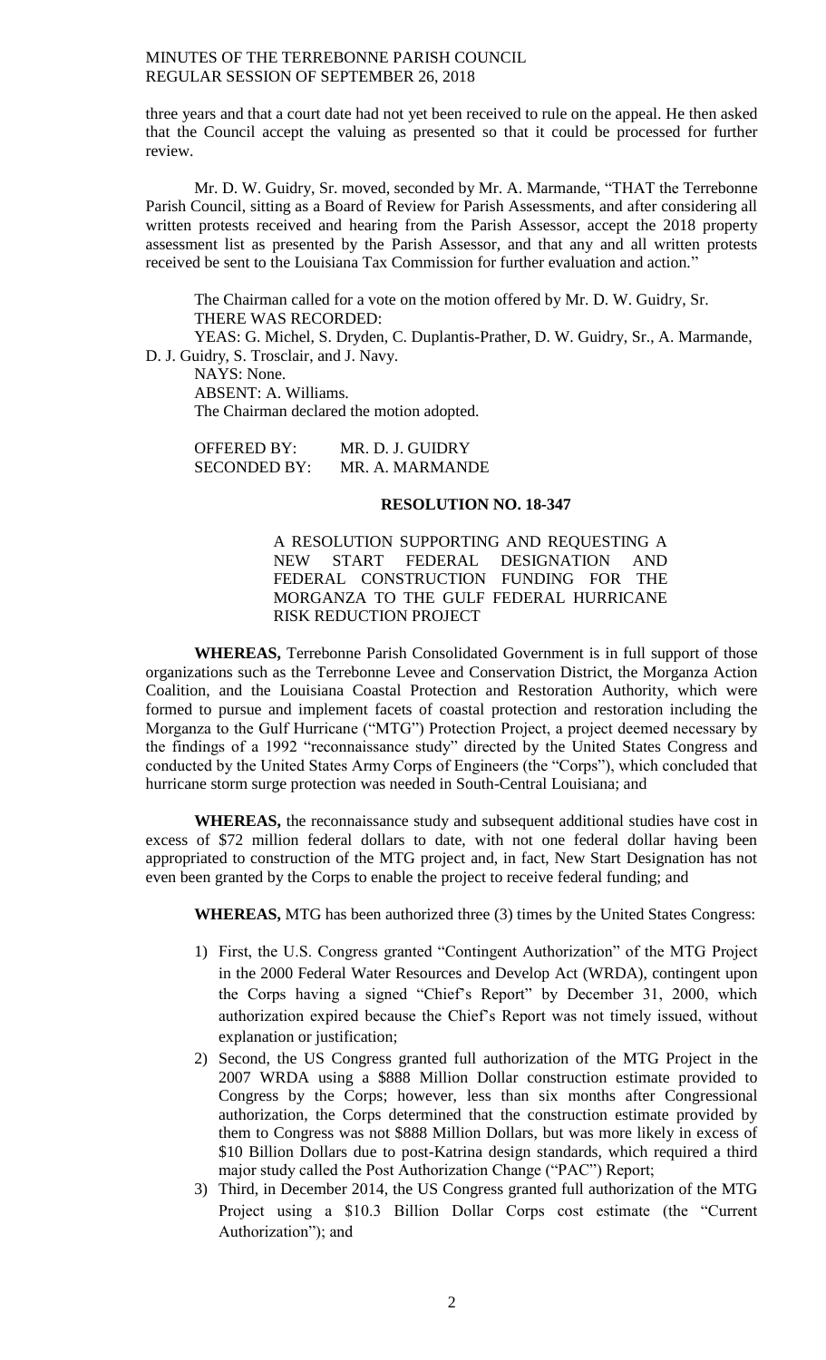three years and that a court date had not yet been received to rule on the appeal. He then asked that the Council accept the valuing as presented so that it could be processed for further review.

Mr. D. W. Guidry, Sr. moved, seconded by Mr. A. Marmande, "THAT the Terrebonne Parish Council, sitting as a Board of Review for Parish Assessments, and after considering all written protests received and hearing from the Parish Assessor, accept the 2018 property assessment list as presented by the Parish Assessor, and that any and all written protests received be sent to the Louisiana Tax Commission for further evaluation and action."

The Chairman called for a vote on the motion offered by Mr. D. W. Guidry, Sr.
THERE WAS RECORDED:
YEAS: G. Michel, S. Dryden, C. Duplantis-Prather, D. W. Guidry, Sr., A. Marmande, D. J. Guidry, S. Trosclair, and J. Navy.
NAYS: None.
ABSENT: A. Williams.
The Chairman declared the motion adopted.

OFFERED BY: MR. D. J. GUIDRY
SECONDED BY: MR. A. MARMANDE

**RESOLUTION NO. 18-347**

A RESOLUTION SUPPORTING AND REQUESTING A NEW START FEDERAL DESIGNATION AND FEDERAL CONSTRUCTION FUNDING FOR THE MORGANZA TO THE GULF FEDERAL HURRICANE RISK REDUCTION PROJECT

**WHEREAS,** Terrebonne Parish Consolidated Government is in full support of those organizations such as the Terrebonne Levee and Conservation District, the Morganza Action Coalition, and the Louisiana Coastal Protection and Restoration Authority, which were formed to pursue and implement facets of coastal protection and restoration including the Morganza to the Gulf Hurricane ("MTG") Protection Project, a project deemed necessary by the findings of a 1992 "reconnaissance study" directed by the United States Congress and conducted by the United States Army Corps of Engineers (the "Corps"), which concluded that hurricane storm surge protection was needed in South-Central Louisiana; and

**WHEREAS,** the reconnaissance study and subsequent additional studies have cost in excess of $72 million federal dollars to date, with not one federal dollar having been appropriated to construction of the MTG project and, in fact, New Start Designation has not even been granted by the Corps to enable the project to receive federal funding; and

**WHEREAS,** MTG has been authorized three (3) times by the United States Congress:

1) First, the U.S. Congress granted "Contingent Authorization" of the MTG Project in the 2000 Federal Water Resources and Develop Act (WRDA), contingent upon the Corps having a signed "Chief's Report" by December 31, 2000, which authorization expired because the Chief's Report was not timely issued, without explanation or justification;
2) Second, the US Congress granted full authorization of the MTG Project in the 2007 WRDA using a $888 Million Dollar construction estimate provided to Congress by the Corps; however, less than six months after Congressional authorization, the Corps determined that the construction estimate provided by them to Congress was not $888 Million Dollars, but was more likely in excess of $10 Billion Dollars due to post-Katrina design standards, which required a third major study called the Post Authorization Change ("PAC") Report;
3) Third, in December 2014, the US Congress granted full authorization of the MTG Project using a $10.3 Billion Dollar Corps cost estimate (the "Current Authorization"); and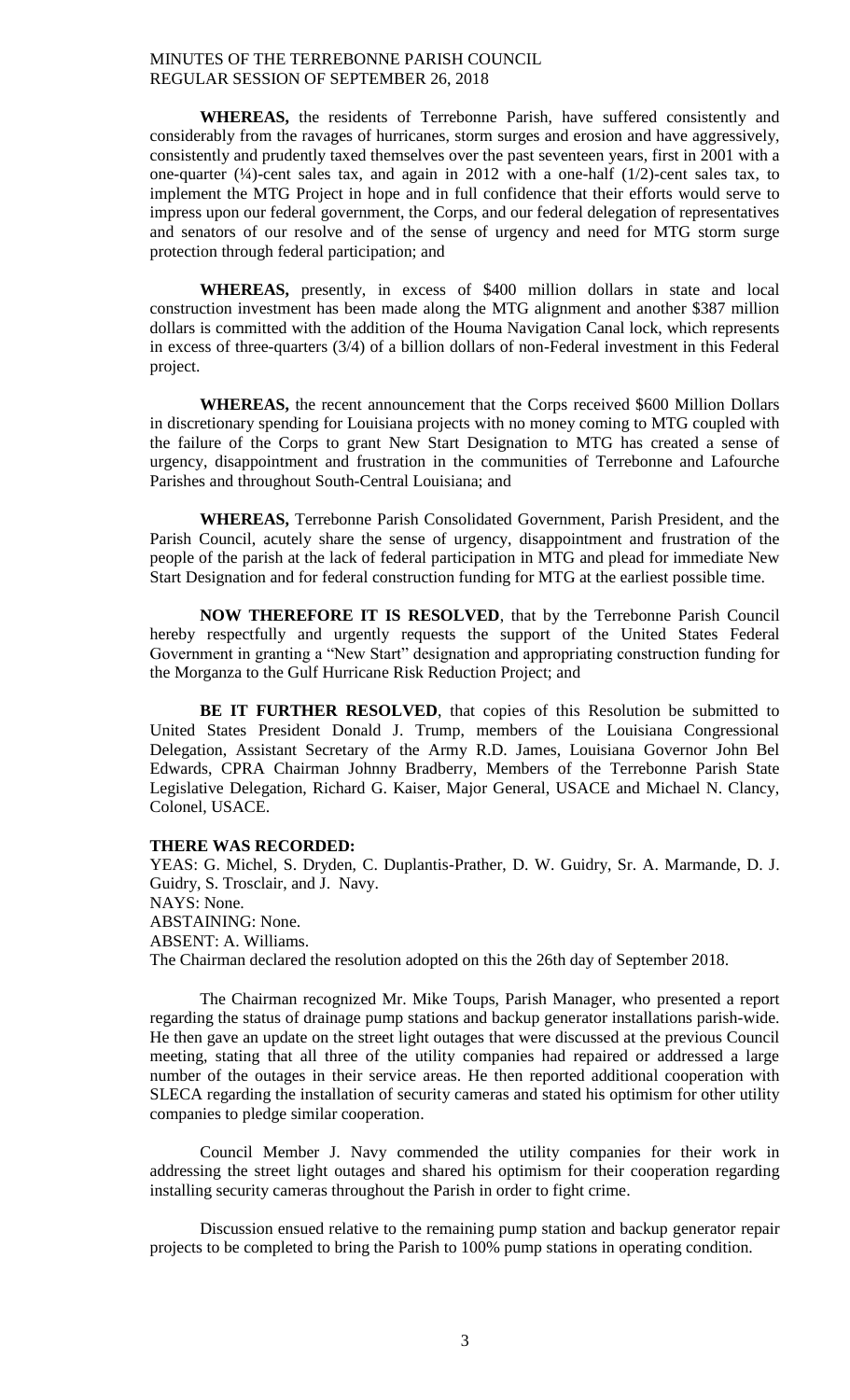**WHEREAS,** the residents of Terrebonne Parish, have suffered consistently and considerably from the ravages of hurricanes, storm surges and erosion and have aggressively, consistently and prudently taxed themselves over the past seventeen years, first in 2001 with a one-quarter (¼)-cent sales tax, and again in 2012 with a one-half (1/2)-cent sales tax, to implement the MTG Project in hope and in full confidence that their efforts would serve to impress upon our federal government, the Corps, and our federal delegation of representatives and senators of our resolve and of the sense of urgency and need for MTG storm surge protection through federal participation; and

**WHEREAS,** presently, in excess of $400 million dollars in state and local construction investment has been made along the MTG alignment and another $387 million dollars is committed with the addition of the Houma Navigation Canal lock, which represents in excess of three-quarters (3/4) of a billion dollars of non-Federal investment in this Federal project.

**WHEREAS,** the recent announcement that the Corps received $600 Million Dollars in discretionary spending for Louisiana projects with no money coming to MTG coupled with the failure of the Corps to grant New Start Designation to MTG has created a sense of urgency, disappointment and frustration in the communities of Terrebonne and Lafourche Parishes and throughout South-Central Louisiana; and

**WHEREAS,** Terrebonne Parish Consolidated Government, Parish President, and the Parish Council, acutely share the sense of urgency, disappointment and frustration of the people of the parish at the lack of federal participation in MTG and plead for immediate New Start Designation and for federal construction funding for MTG at the earliest possible time.

**NOW THEREFORE IT IS RESOLVED**, that by the Terrebonne Parish Council hereby respectfully and urgently requests the support of the United States Federal Government in granting a "New Start" designation and appropriating construction funding for the Morganza to the Gulf Hurricane Risk Reduction Project; and

**BE IT FURTHER RESOLVED**, that copies of this Resolution be submitted to United States President Donald J. Trump, members of the Louisiana Congressional Delegation, Assistant Secretary of the Army R.D. James, Louisiana Governor John Bel Edwards, CPRA Chairman Johnny Bradberry, Members of the Terrebonne Parish State Legislative Delegation, Richard G. Kaiser, Major General, USACE and Michael N. Clancy, Colonel, USACE.

**THERE WAS RECORDED:**
YEAS: G. Michel, S. Dryden, C. Duplantis-Prather, D. W. Guidry, Sr. A. Marmande, D. J. Guidry, S. Trosclair, and J. Navy.
NAYS: None.
ABSTAINING: None.
ABSENT: A. Williams.
The Chairman declared the resolution adopted on this the 26th day of September 2018.

The Chairman recognized Mr. Mike Toups, Parish Manager, who presented a report regarding the status of drainage pump stations and backup generator installations parish-wide. He then gave an update on the street light outages that were discussed at the previous Council meeting, stating that all three of the utility companies had repaired or addressed a large number of the outages in their service areas. He then reported additional cooperation with SLECA regarding the installation of security cameras and stated his optimism for other utility companies to pledge similar cooperation.

Council Member J. Navy commended the utility companies for their work in addressing the street light outages and shared his optimism for their cooperation regarding installing security cameras throughout the Parish in order to fight crime.

Discussion ensued relative to the remaining pump station and backup generator repair projects to be completed to bring the Parish to 100% pump stations in operating condition.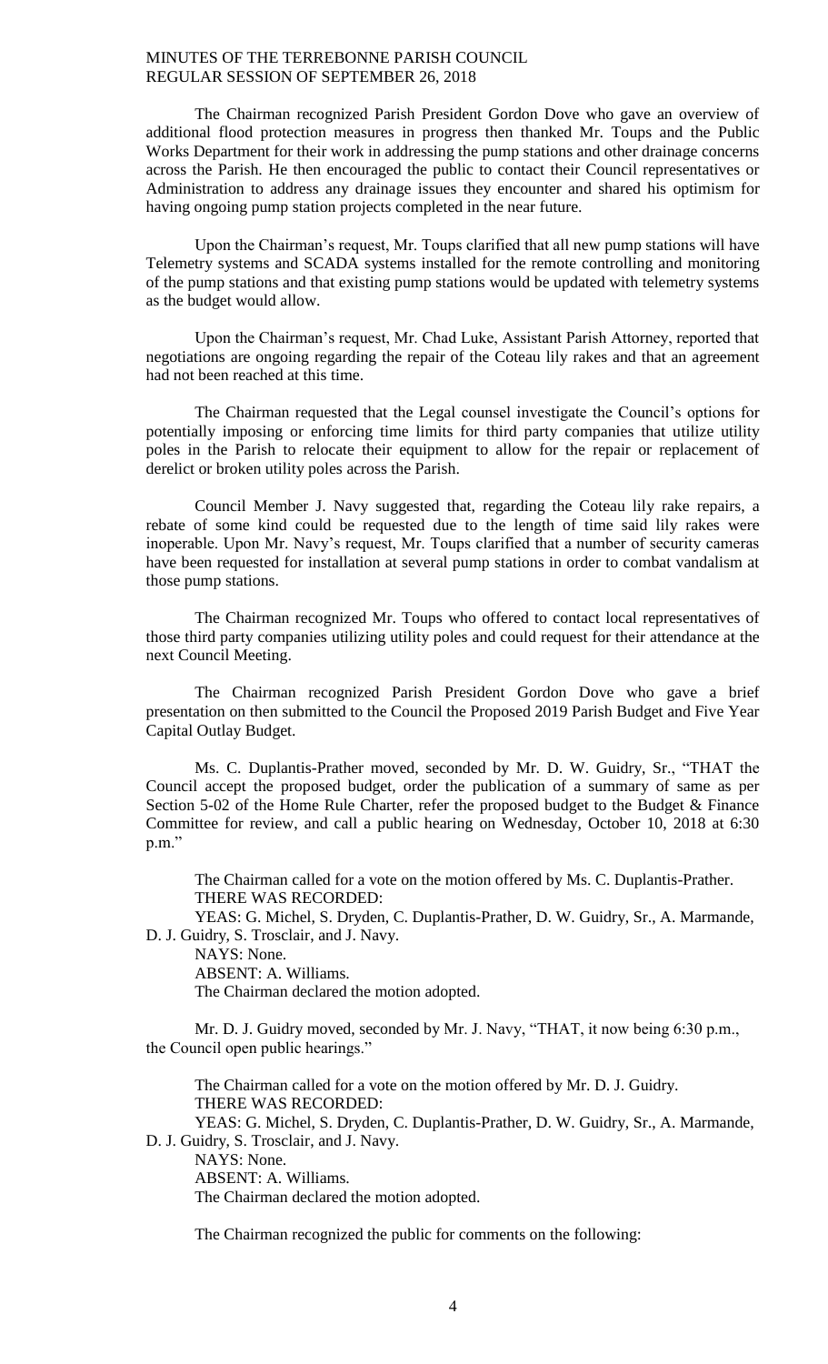The Chairman recognized Parish President Gordon Dove who gave an overview of additional flood protection measures in progress then thanked Mr. Toups and the Public Works Department for their work in addressing the pump stations and other drainage concerns across the Parish. He then encouraged the public to contact their Council representatives or Administration to address any drainage issues they encounter and shared his optimism for having ongoing pump station projects completed in the near future.

Upon the Chairman's request, Mr. Toups clarified that all new pump stations will have Telemetry systems and SCADA systems installed for the remote controlling and monitoring of the pump stations and that existing pump stations would be updated with telemetry systems as the budget would allow.

Upon the Chairman's request, Mr. Chad Luke, Assistant Parish Attorney, reported that negotiations are ongoing regarding the repair of the Coteau lily rakes and that an agreement had not been reached at this time.

The Chairman requested that the Legal counsel investigate the Council's options for potentially imposing or enforcing time limits for third party companies that utilize utility poles in the Parish to relocate their equipment to allow for the repair or replacement of derelict or broken utility poles across the Parish.

Council Member J. Navy suggested that, regarding the Coteau lily rake repairs, a rebate of some kind could be requested due to the length of time said lily rakes were inoperable. Upon Mr. Navy's request, Mr. Toups clarified that a number of security cameras have been requested for installation at several pump stations in order to combat vandalism at those pump stations.

The Chairman recognized Mr. Toups who offered to contact local representatives of those third party companies utilizing utility poles and could request for their attendance at the next Council Meeting.

The Chairman recognized Parish President Gordon Dove who gave a brief presentation on then submitted to the Council the Proposed 2019 Parish Budget and Five Year Capital Outlay Budget.

Ms. C. Duplantis-Prather moved, seconded by Mr. D. W. Guidry, Sr., "THAT the Council accept the proposed budget, order the publication of a summary of same as per Section 5-02 of the Home Rule Charter, refer the proposed budget to the Budget & Finance Committee for review, and call a public hearing on Wednesday, October 10, 2018 at 6:30 p.m."

The Chairman called for a vote on the motion offered by Ms. C. Duplantis-Prather.
THERE WAS RECORDED:
YEAS: G. Michel, S. Dryden, C. Duplantis-Prather, D. W. Guidry, Sr., A. Marmande, D. J. Guidry, S. Trosclair, and J. Navy.
NAYS: None.
ABSENT: A. Williams.
The Chairman declared the motion adopted.

Mr. D. J. Guidry moved, seconded by Mr. J. Navy, "THAT, it now being 6:30 p.m., the Council open public hearings."

The Chairman called for a vote on the motion offered by Mr. D. J. Guidry.
THERE WAS RECORDED:
YEAS: G. Michel, S. Dryden, C. Duplantis-Prather, D. W. Guidry, Sr., A. Marmande, D. J. Guidry, S. Trosclair, and J. Navy.
NAYS: None.
ABSENT: A. Williams.
The Chairman declared the motion adopted.

The Chairman recognized the public for comments on the following: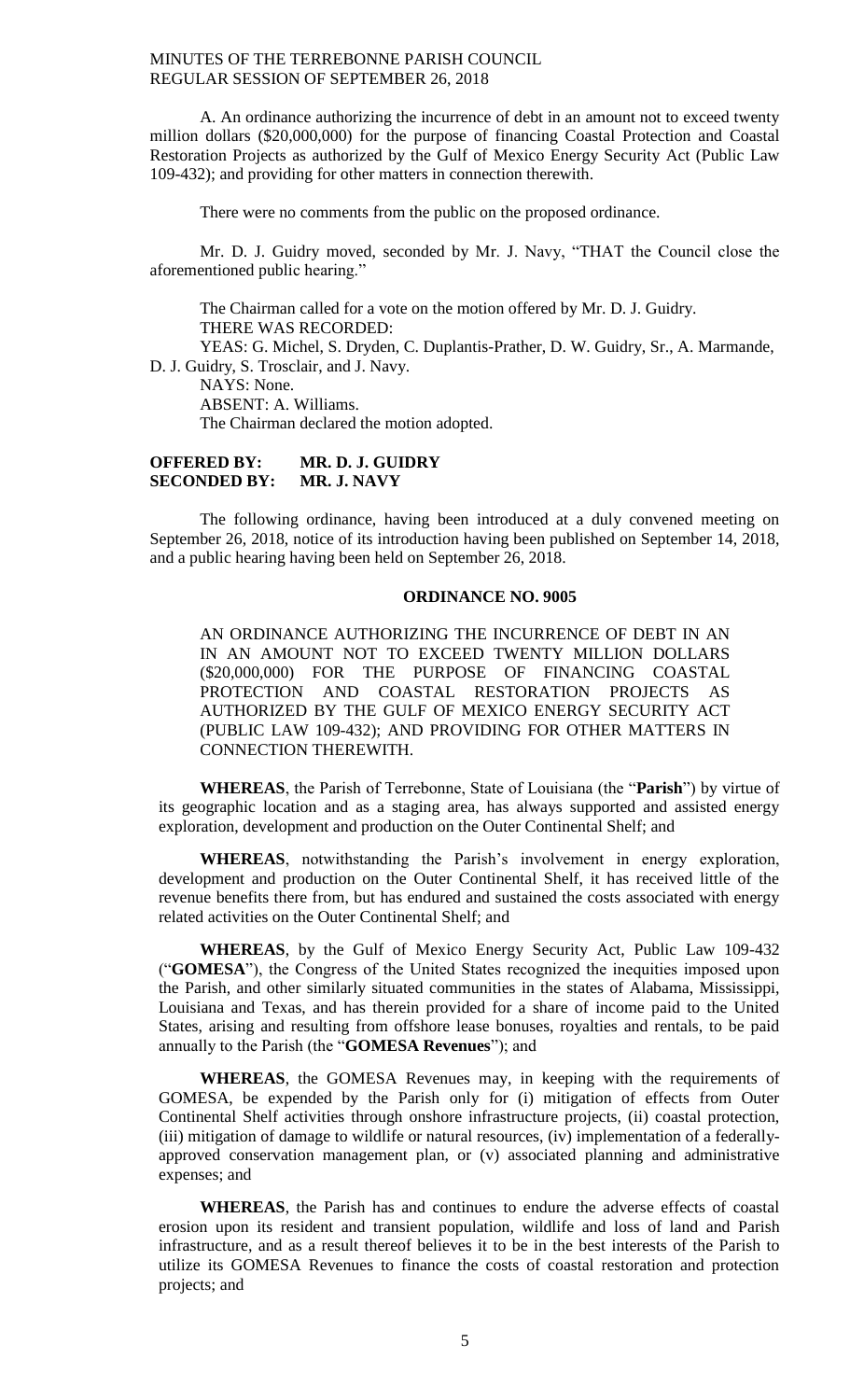A. An ordinance authorizing the incurrence of debt in an amount not to exceed twenty million dollars ($20,000,000) for the purpose of financing Coastal Protection and Coastal Restoration Projects as authorized by the Gulf of Mexico Energy Security Act (Public Law 109-432); and providing for other matters in connection therewith.

There were no comments from the public on the proposed ordinance.

Mr. D. J. Guidry moved, seconded by Mr. J. Navy, "THAT the Council close the aforementioned public hearing."

The Chairman called for a vote on the motion offered by Mr. D. J. Guidry.
THERE WAS RECORDED:
YEAS: G. Michel, S. Dryden, C. Duplantis-Prather, D. W. Guidry, Sr., A. Marmande, D. J. Guidry, S. Trosclair, and J. Navy.
NAYS: None.
ABSENT: A. Williams.
The Chairman declared the motion adopted.

**OFFERED BY: MR. D. J. GUIDRY**
**SECONDED BY: MR. J. NAVY**

The following ordinance, having been introduced at a duly convened meeting on September 26, 2018, notice of its introduction having been published on September 14, 2018, and a public hearing having been held on September 26, 2018.

**ORDINANCE NO. 9005**

AN ORDINANCE AUTHORIZING THE INCURRENCE OF DEBT IN AN IN AN AMOUNT NOT TO EXCEED TWENTY MILLION DOLLARS ($20,000,000) FOR THE PURPOSE OF FINANCING COASTAL PROTECTION AND COASTAL RESTORATION PROJECTS AS AUTHORIZED BY THE GULF OF MEXICO ENERGY SECURITY ACT (PUBLIC LAW 109-432); AND PROVIDING FOR OTHER MATTERS IN CONNECTION THEREWITH.

**WHEREAS**, the Parish of Terrebonne, State of Louisiana (the "**Parish**") by virtue of its geographic location and as a staging area, has always supported and assisted energy exploration, development and production on the Outer Continental Shelf; and

**WHEREAS**, notwithstanding the Parish's involvement in energy exploration, development and production on the Outer Continental Shelf, it has received little of the revenue benefits there from, but has endured and sustained the costs associated with energy related activities on the Outer Continental Shelf; and

**WHEREAS**, by the Gulf of Mexico Energy Security Act, Public Law 109-432 ("**GOMESA**"), the Congress of the United States recognized the inequities imposed upon the Parish, and other similarly situated communities in the states of Alabama, Mississippi, Louisiana and Texas, and has therein provided for a share of income paid to the United States, arising and resulting from offshore lease bonuses, royalties and rentals, to be paid annually to the Parish (the "**GOMESA Revenues**"); and

**WHEREAS**, the GOMESA Revenues may, in keeping with the requirements of GOMESA, be expended by the Parish only for (i) mitigation of effects from Outer Continental Shelf activities through onshore infrastructure projects, (ii) coastal protection, (iii) mitigation of damage to wildlife or natural resources, (iv) implementation of a federally-approved conservation management plan, or (v) associated planning and administrative expenses; and

**WHEREAS**, the Parish has and continues to endure the adverse effects of coastal erosion upon its resident and transient population, wildlife and loss of land and Parish infrastructure, and as a result thereof believes it to be in the best interests of the Parish to utilize its GOMESA Revenues to finance the costs of coastal restoration and protection projects; and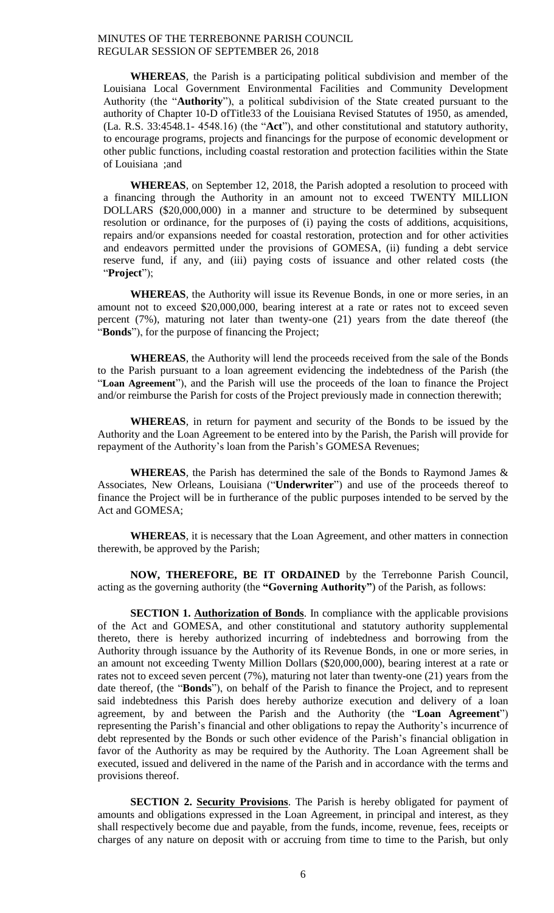**WHEREAS**, the Parish is a participating political subdivision and member of the Louisiana Local Government Environmental Facilities and Community Development Authority (the "**Authority**"), a political subdivision of the State created pursuant to the authority of Chapter 10-D ofTitle33 of the Louisiana Revised Statutes of 1950, as amended, (La. R.S. 33:4548.1- 4548.16) (the "**Act**"), and other constitutional and statutory authority, to encourage programs, projects and financings for the purpose of economic development or other public functions, including coastal restoration and protection facilities within the State of Louisiana ;and

**WHEREAS**, on September 12, 2018, the Parish adopted a resolution to proceed with a financing through the Authority in an amount not to exceed TWENTY MILLION DOLLARS ($20,000,000) in a manner and structure to be determined by subsequent resolution or ordinance, for the purposes of (i) paying the costs of additions, acquisitions, repairs and/or expansions needed for coastal restoration, protection and for other activities and endeavors permitted under the provisions of GOMESA, (ii) funding a debt service reserve fund, if any, and (iii) paying costs of issuance and other related costs (the "**Project**");

**WHEREAS**, the Authority will issue its Revenue Bonds, in one or more series, in an amount not to exceed $20,000,000, bearing interest at a rate or rates not to exceed seven percent (7%), maturing not later than twenty-one (21) years from the date thereof (the "**Bonds**"), for the purpose of financing the Project;

**WHEREAS**, the Authority will lend the proceeds received from the sale of the Bonds to the Parish pursuant to a loan agreement evidencing the indebtedness of the Parish (the "**Loan Agreement**"), and the Parish will use the proceeds of the loan to finance the Project and/or reimburse the Parish for costs of the Project previously made in connection therewith;

**WHEREAS**, in return for payment and security of the Bonds to be issued by the Authority and the Loan Agreement to be entered into by the Parish, the Parish will provide for repayment of the Authority's loan from the Parish's GOMESA Revenues;

**WHEREAS**, the Parish has determined the sale of the Bonds to Raymond James & Associates, New Orleans, Louisiana ("**Underwriter**") and use of the proceeds thereof to finance the Project will be in furtherance of the public purposes intended to be served by the Act and GOMESA;

**WHEREAS**, it is necessary that the Loan Agreement, and other matters in connection therewith, be approved by the Parish;

**NOW, THEREFORE, BE IT ORDAINED** by the Terrebonne Parish Council, acting as the governing authority (the **"Governing Authority"**) of the Parish, as follows:

**SECTION 1. Authorization of Bonds**. In compliance with the applicable provisions of the Act and GOMESA, and other constitutional and statutory authority supplemental thereto, there is hereby authorized incurring of indebtedness and borrowing from the Authority through issuance by the Authority of its Revenue Bonds, in one or more series, in an amount not exceeding Twenty Million Dollars ($20,000,000), bearing interest at a rate or rates not to exceed seven percent (7%), maturing not later than twenty-one (21) years from the date thereof, (the "**Bonds**"), on behalf of the Parish to finance the Project, and to represent said indebtedness this Parish does hereby authorize execution and delivery of a loan agreement, by and between the Parish and the Authority (the "**Loan Agreement**") representing the Parish's financial and other obligations to repay the Authority's incurrence of debt represented by the Bonds or such other evidence of the Parish's financial obligation in favor of the Authority as may be required by the Authority. The Loan Agreement shall be executed, issued and delivered in the name of the Parish and in accordance with the terms and provisions thereof.

**SECTION 2. Security Provisions**. The Parish is hereby obligated for payment of amounts and obligations expressed in the Loan Agreement, in principal and interest, as they shall respectively become due and payable, from the funds, income, revenue, fees, receipts or charges of any nature on deposit with or accruing from time to time to the Parish, but only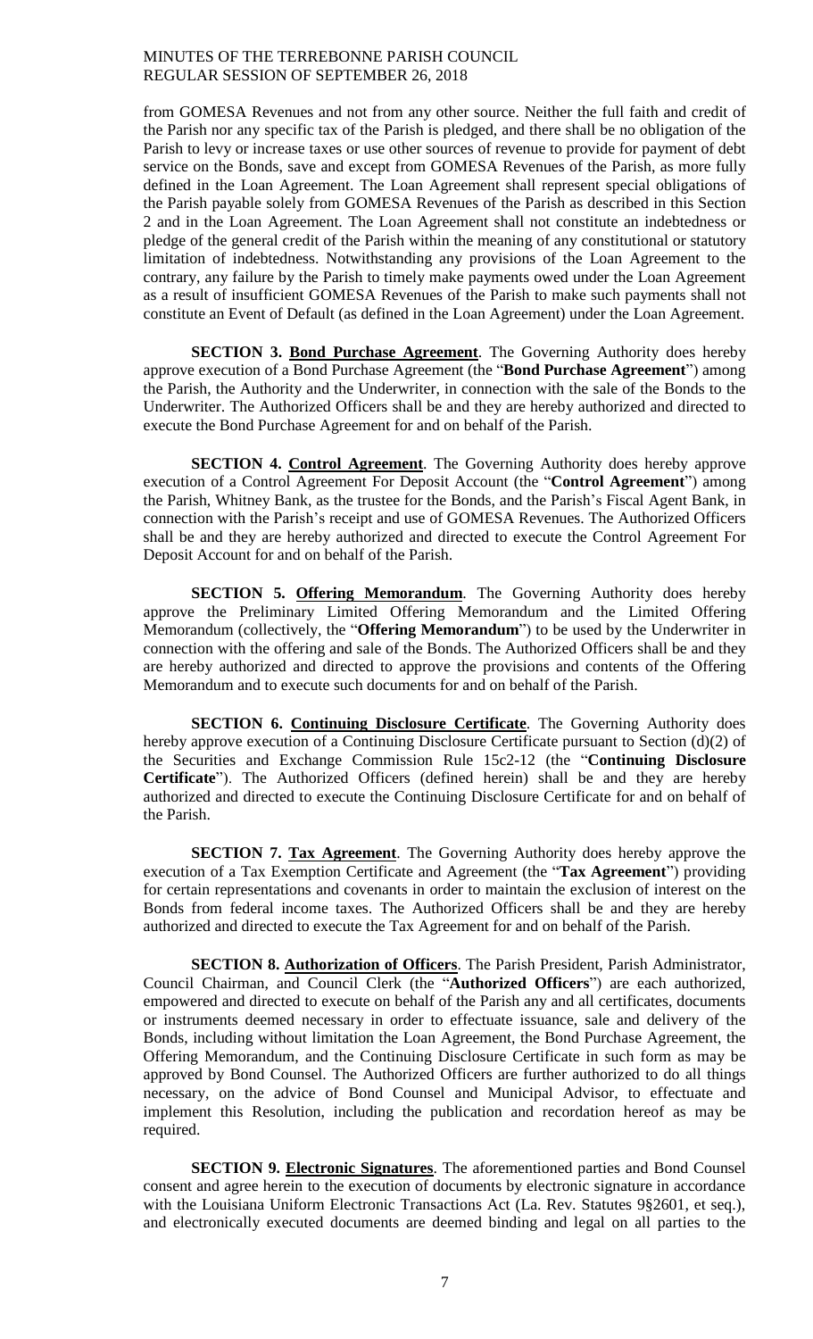from GOMESA Revenues and not from any other source. Neither the full faith and credit of the Parish nor any specific tax of the Parish is pledged, and there shall be no obligation of the Parish to levy or increase taxes or use other sources of revenue to provide for payment of debt service on the Bonds, save and except from GOMESA Revenues of the Parish, as more fully defined in the Loan Agreement. The Loan Agreement shall represent special obligations of the Parish payable solely from GOMESA Revenues of the Parish as described in this Section 2 and in the Loan Agreement. The Loan Agreement shall not constitute an indebtedness or pledge of the general credit of the Parish within the meaning of any constitutional or statutory limitation of indebtedness. Notwithstanding any provisions of the Loan Agreement to the contrary, any failure by the Parish to timely make payments owed under the Loan Agreement as a result of insufficient GOMESA Revenues of the Parish to make such payments shall not constitute an Event of Default (as defined in the Loan Agreement) under the Loan Agreement.

**SECTION 3. Bond Purchase Agreement**. The Governing Authority does hereby approve execution of a Bond Purchase Agreement (the "**Bond Purchase Agreement**") among the Parish, the Authority and the Underwriter, in connection with the sale of the Bonds to the Underwriter. The Authorized Officers shall be and they are hereby authorized and directed to execute the Bond Purchase Agreement for and on behalf of the Parish.

**SECTION 4. Control Agreement**. The Governing Authority does hereby approve execution of a Control Agreement For Deposit Account (the "**Control Agreement**") among the Parish, Whitney Bank, as the trustee for the Bonds, and the Parish's Fiscal Agent Bank, in connection with the Parish's receipt and use of GOMESA Revenues. The Authorized Officers shall be and they are hereby authorized and directed to execute the Control Agreement For Deposit Account for and on behalf of the Parish.

**SECTION 5. Offering Memorandum**. The Governing Authority does hereby approve the Preliminary Limited Offering Memorandum and the Limited Offering Memorandum (collectively, the "**Offering Memorandum**") to be used by the Underwriter in connection with the offering and sale of the Bonds. The Authorized Officers shall be and they are hereby authorized and directed to approve the provisions and contents of the Offering Memorandum and to execute such documents for and on behalf of the Parish.

**SECTION 6. Continuing Disclosure Certificate**. The Governing Authority does hereby approve execution of a Continuing Disclosure Certificate pursuant to Section (d)(2) of the Securities and Exchange Commission Rule 15c2-12 (the "**Continuing Disclosure Certificate**"). The Authorized Officers (defined herein) shall be and they are hereby authorized and directed to execute the Continuing Disclosure Certificate for and on behalf of the Parish.

**SECTION 7. Tax Agreement**. The Governing Authority does hereby approve the execution of a Tax Exemption Certificate and Agreement (the "**Tax Agreement**") providing for certain representations and covenants in order to maintain the exclusion of interest on the Bonds from federal income taxes. The Authorized Officers shall be and they are hereby authorized and directed to execute the Tax Agreement for and on behalf of the Parish.

**SECTION 8. Authorization of Officers**. The Parish President, Parish Administrator, Council Chairman, and Council Clerk (the "**Authorized Officers**") are each authorized, empowered and directed to execute on behalf of the Parish any and all certificates, documents or instruments deemed necessary in order to effectuate issuance, sale and delivery of the Bonds, including without limitation the Loan Agreement, the Bond Purchase Agreement, the Offering Memorandum, and the Continuing Disclosure Certificate in such form as may be approved by Bond Counsel. The Authorized Officers are further authorized to do all things necessary, on the advice of Bond Counsel and Municipal Advisor, to effectuate and implement this Resolution, including the publication and recordation hereof as may be required.

**SECTION 9. Electronic Signatures**. The aforementioned parties and Bond Counsel consent and agree herein to the execution of documents by electronic signature in accordance with the Louisiana Uniform Electronic Transactions Act (La. Rev. Statutes 9§2601, et seq.), and electronically executed documents are deemed binding and legal on all parties to the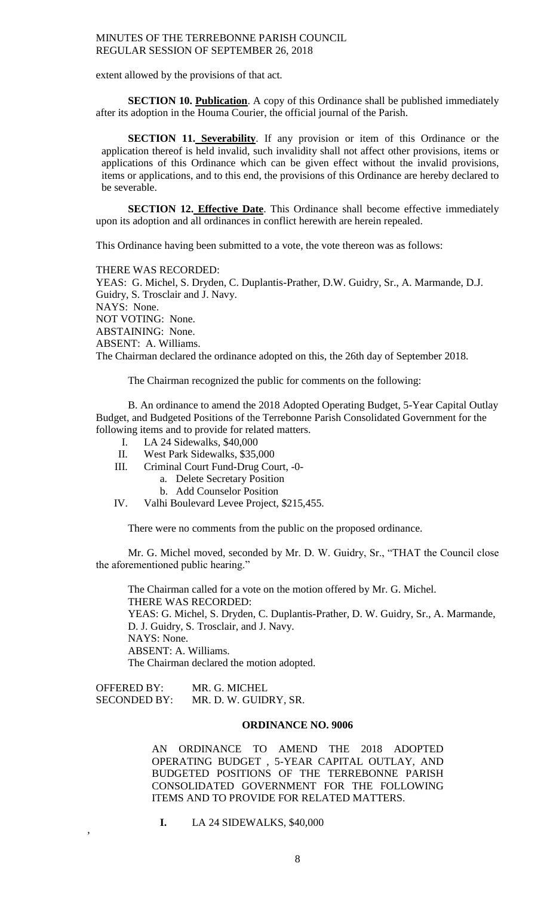extent allowed by the provisions of that act.

**SECTION 10. Publication**. A copy of this Ordinance shall be published immediately after its adoption in the Houma Courier, the official journal of the Parish.

**SECTION 11. Severability**. If any provision or item of this Ordinance or the application thereof is held invalid, such invalidity shall not affect other provisions, items or applications of this Ordinance which can be given effect without the invalid provisions, items or applications, and to this end, the provisions of this Ordinance are hereby declared to be severable.

**SECTION 12. Effective Date**. This Ordinance shall become effective immediately upon its adoption and all ordinances in conflict herewith are herein repealed.

This Ordinance having been submitted to a vote, the vote thereon was as follows:

THERE WAS RECORDED:
YEAS: G. Michel, S. Dryden, C. Duplantis-Prather, D.W. Guidry, Sr., A. Marmande, D.J. Guidry, S. Trosclair and J. Navy.
NAYS: None.
NOT VOTING: None.
ABSTAINING: None.
ABSENT: A. Williams.
The Chairman declared the ordinance adopted on this, the 26th day of September 2018.

The Chairman recognized the public for comments on the following:

B. An ordinance to amend the 2018 Adopted Operating Budget, 5-Year Capital Outlay Budget, and Budgeted Positions of the Terrebonne Parish Consolidated Government for the following items and to provide for related matters.

I. LA 24 Sidewalks, $40,000
II. West Park Sidewalks, $35,000
III. Criminal Court Fund-Drug Court, -0-
   a. Delete Secretary Position
   b. Add Counselor Position
IV. Valhi Boulevard Levee Project, $215,455.

There were no comments from the public on the proposed ordinance.

Mr. G. Michel moved, seconded by Mr. D. W. Guidry, Sr., "THAT the Council close the aforementioned public hearing."

The Chairman called for a vote on the motion offered by Mr. G. Michel.
THERE WAS RECORDED:
YEAS: G. Michel, S. Dryden, C. Duplantis-Prather, D. W. Guidry, Sr., A. Marmande, D. J. Guidry, S. Trosclair, and J. Navy.
NAYS: None.
ABSENT: A. Williams.
The Chairman declared the motion adopted.

OFFERED BY: MR. G. MICHEL
SECONDED BY: MR. D. W. GUIDRY, SR.

**ORDINANCE NO. 9006**

AN ORDINANCE TO AMEND THE 2018 ADOPTED OPERATING BUDGET , 5-YEAR CAPITAL OUTLAY, AND BUDGETED POSITIONS OF THE TERREBONNE PARISH CONSOLIDATED GOVERNMENT FOR THE FOLLOWING ITEMS AND TO PROVIDE FOR RELATED MATTERS.

**I.** LA 24 SIDEWALKS, $40,000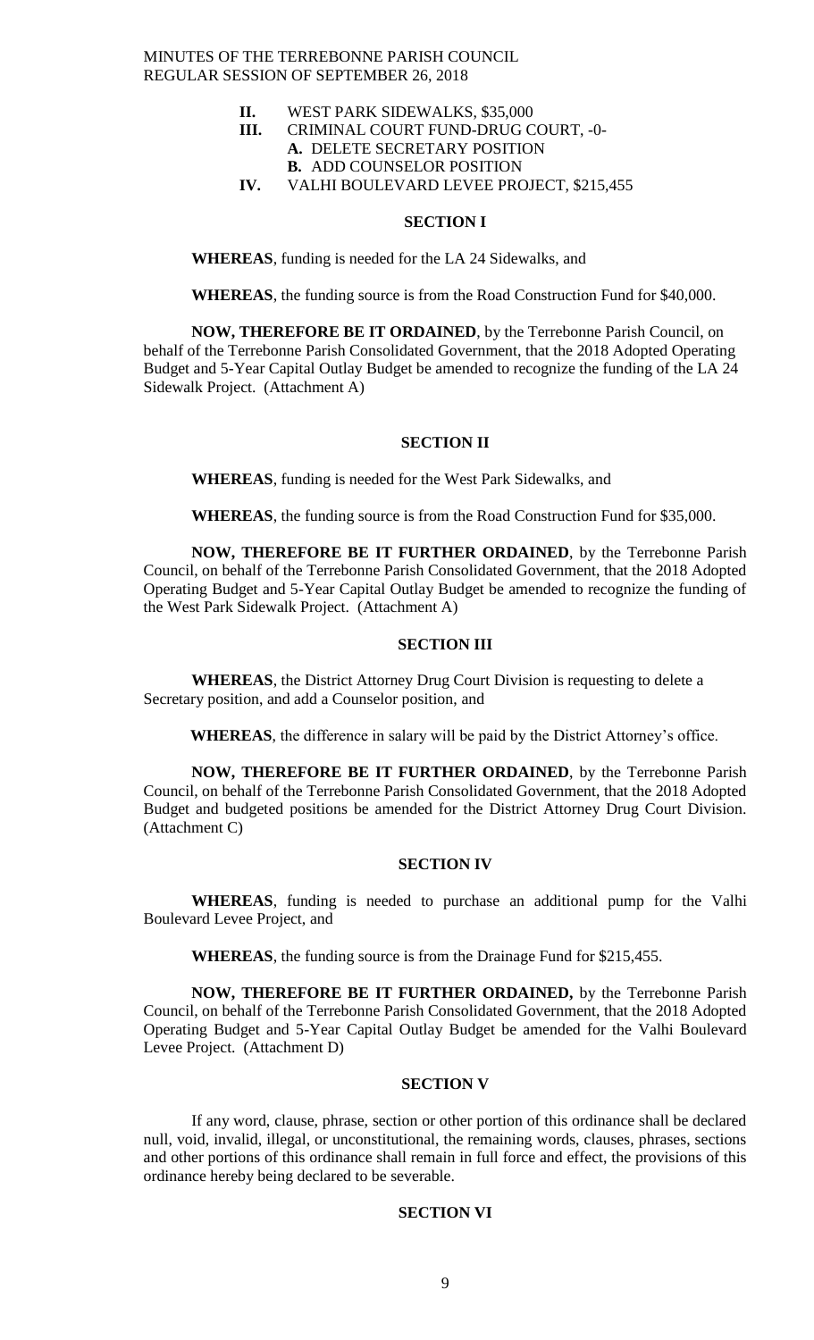**II.** WEST PARK SIDEWALKS, $35,000

**III.** CRIMINAL COURT FUND-DRUG COURT, -0-

**A.** DELETE SECRETARY POSITION

**B.** ADD COUNSELOR POSITION

**IV.** VALHI BOULEVARD LEVEE PROJECT, $215,455

**SECTION I**

**WHEREAS**, funding is needed for the LA 24 Sidewalks, and

**WHEREAS**, the funding source is from the Road Construction Fund for $40,000.

**NOW, THEREFORE BE IT ORDAINED**, by the Terrebonne Parish Council, on behalf of the Terrebonne Parish Consolidated Government, that the 2018 Adopted Operating Budget and 5-Year Capital Outlay Budget be amended to recognize the funding of the LA 24 Sidewalk Project. (Attachment A)

**SECTION II**

**WHEREAS**, funding is needed for the West Park Sidewalks, and

**WHEREAS**, the funding source is from the Road Construction Fund for $35,000.

**NOW, THEREFORE BE IT FURTHER ORDAINED**, by the Terrebonne Parish Council, on behalf of the Terrebonne Parish Consolidated Government, that the 2018 Adopted Operating Budget and 5-Year Capital Outlay Budget be amended to recognize the funding of the West Park Sidewalk Project. (Attachment A)

**SECTION III**

**WHEREAS**, the District Attorney Drug Court Division is requesting to delete a Secretary position, and add a Counselor position, and

**WHEREAS**, the difference in salary will be paid by the District Attorney's office.

**NOW, THEREFORE BE IT FURTHER ORDAINED**, by the Terrebonne Parish Council, on behalf of the Terrebonne Parish Consolidated Government, that the 2018 Adopted Budget and budgeted positions be amended for the District Attorney Drug Court Division. (Attachment C)

**SECTION IV**

**WHEREAS**, funding is needed to purchase an additional pump for the Valhi Boulevard Levee Project, and

**WHEREAS**, the funding source is from the Drainage Fund for $215,455.

**NOW, THEREFORE BE IT FURTHER ORDAINED,** by the Terrebonne Parish Council, on behalf of the Terrebonne Parish Consolidated Government, that the 2018 Adopted Operating Budget and 5-Year Capital Outlay Budget be amended for the Valhi Boulevard Levee Project. (Attachment D)

**SECTION V**

If any word, clause, phrase, section or other portion of this ordinance shall be declared null, void, invalid, illegal, or unconstitutional, the remaining words, clauses, phrases, sections and other portions of this ordinance shall remain in full force and effect, the provisions of this ordinance hereby being declared to be severable.

**SECTION VI**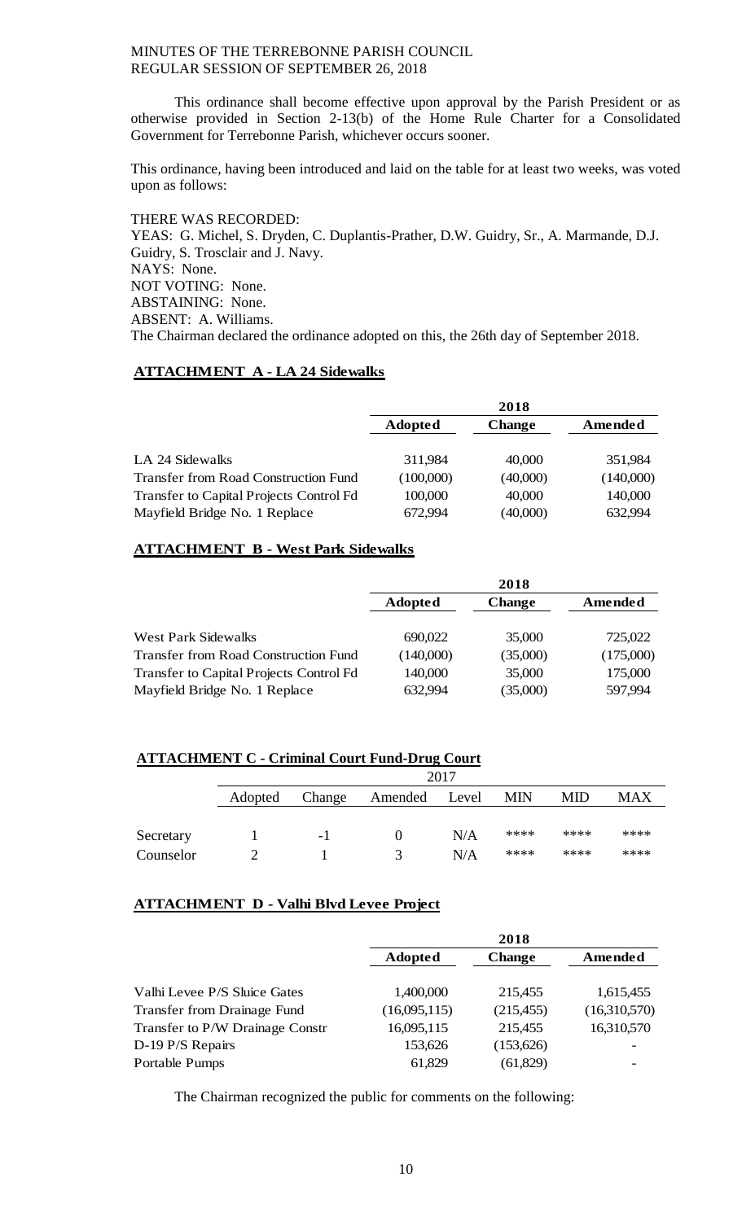This ordinance shall become effective upon approval by the Parish President or as otherwise provided in Section 2-13(b) of the Home Rule Charter for a Consolidated Government for Terrebonne Parish, whichever occurs sooner.

This ordinance, having been introduced and laid on the table for at least two weeks, was voted upon as follows:

THERE WAS RECORDED:
YEAS: G. Michel, S. Dryden, C. Duplantis-Prather, D.W. Guidry, Sr., A. Marmande, D.J. Guidry, S. Trosclair and J. Navy.
NAYS: None.
NOT VOTING: None.
ABSTAINING: None.
ABSENT: A. Williams.
The Chairman declared the ordinance adopted on this, the 26th day of September 2018.

**ATTACHMENT A - LA 24 Sidewalks**

| | 2018 | | |
|---|---|---|---|
| | **Adopted** | **Change** | **Amended** |
| LA 24 Sidewalks | 311,984 | 40,000 | 351,984 |
| Transfer from Road Construction Fund | (100,000) | (40,000) | (140,000) |
| Transfer to Capital Projects Control Fd | 100,000 | 40,000 | 140,000 |
| Mayfield Bridge No. 1 Replace | 672,994 | (40,000) | 632,994 |

**ATTACHMENT B - West Park Sidewalks**

| | 2018 | | |
|---|---|---|---|
| | **Adopted** | **Change** | **Amended** |
| West Park Sidewalks | 690,022 | 35,000 | 725,022 |
| Transfer from Road Construction Fund | (140,000) | (35,000) | (175,000) |
| Transfer to Capital Projects Control Fd | 140,000 | 35,000 | 175,000 |
| Mayfield Bridge No. 1 Replace | 632,994 | (35,000) | 597,994 |

**ATTACHMENT C - Criminal Court Fund-Drug Court**

| | 2017 | | | | | | |
|---|---|---|---|---|---|---|---|
| | Adopted | Change | Amended | Level | MIN | MID | MAX |
| Secretary | 1 | -1 | 0 | N/A | **** | **** | **** |
| Counselor | 2 | 1 | 3 | N/A | **** | **** | **** |

**ATTACHMENT D - Valhi Blvd Levee Project**

| | 2018 | | |
|---|---|---|---|
| | **Adopted** | **Change** | **Amended** |
| Valhi Levee P/S Sluice Gates | 1,400,000 | 215,455 | 1,615,455 |
| Transfer from Drainage Fund | (16,095,115) | (215,455) | (16,310,570) |
| Transfer to P/W Drainage Constr | 16,095,115 | 215,455 | 16,310,570 |
| D-19 P/S Repairs | 153,626 | (153,626) | - |
| Portable Pumps | 61,829 | (61,829) | - |

The Chairman recognized the public for comments on the following: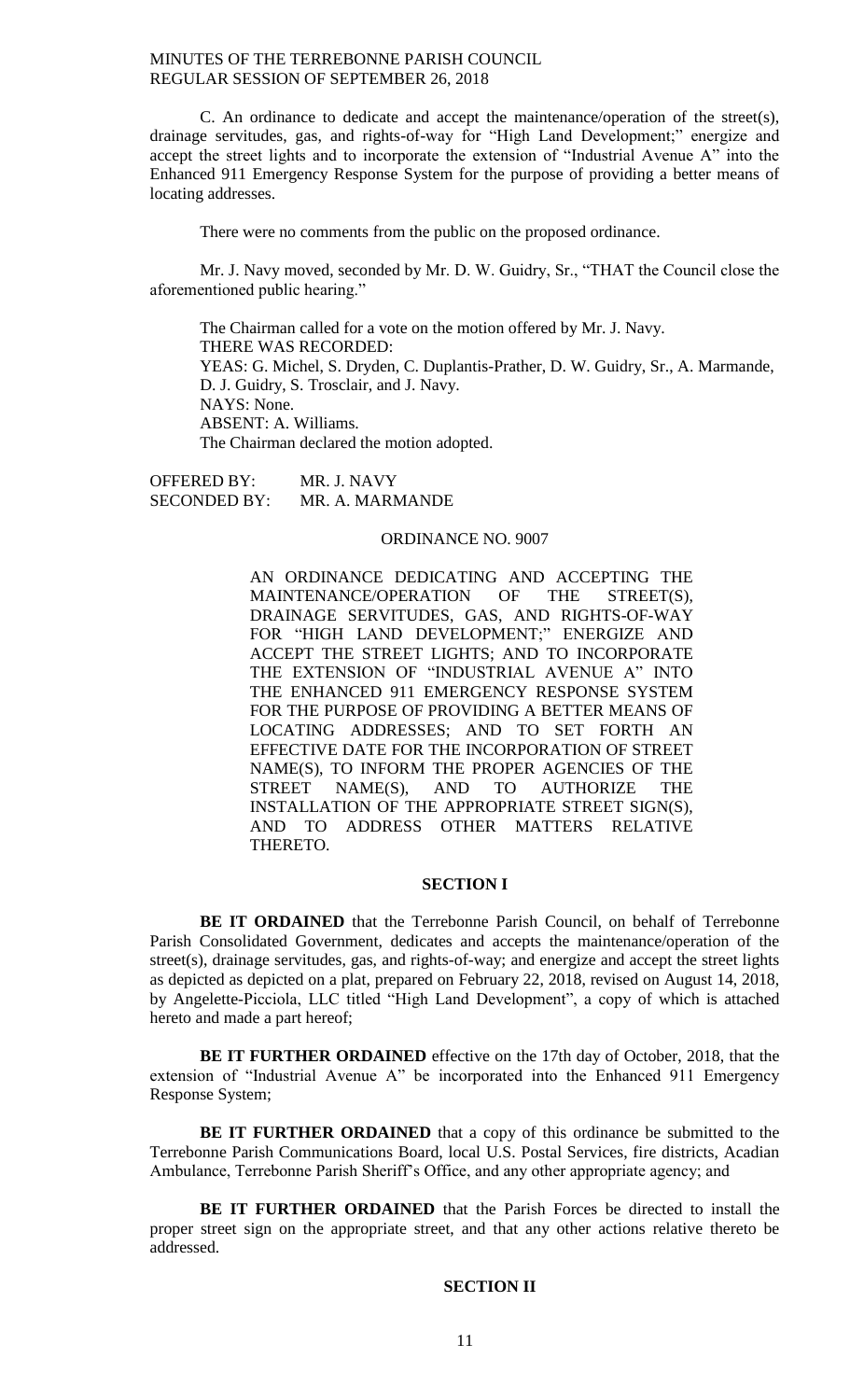C. An ordinance to dedicate and accept the maintenance/operation of the street(s), drainage servitudes, gas, and rights-of-way for "High Land Development;" energize and accept the street lights and to incorporate the extension of "Industrial Avenue A" into the Enhanced 911 Emergency Response System for the purpose of providing a better means of locating addresses.

There were no comments from the public on the proposed ordinance.

Mr. J. Navy moved, seconded by Mr. D. W. Guidry, Sr., "THAT the Council close the aforementioned public hearing."

The Chairman called for a vote on the motion offered by Mr. J. Navy.
THERE WAS RECORDED:
YEAS: G. Michel, S. Dryden, C. Duplantis-Prather, D. W. Guidry, Sr., A. Marmande, D. J. Guidry, S. Trosclair, and J. Navy.
NAYS: None.
ABSENT: A. Williams.
The Chairman declared the motion adopted.

OFFERED BY: MR. J. NAVY
SECONDED BY: MR. A. MARMANDE

ORDINANCE NO. 9007

AN ORDINANCE DEDICATING AND ACCEPTING THE MAINTENANCE/OPERATION OF THE STREET(S), DRAINAGE SERVITUDES, GAS, AND RIGHTS-OF-WAY FOR "HIGH LAND DEVELOPMENT;" ENERGIZE AND ACCEPT THE STREET LIGHTS; AND TO INCORPORATE THE EXTENSION OF "INDUSTRIAL AVENUE A" INTO THE ENHANCED 911 EMERGENCY RESPONSE SYSTEM FOR THE PURPOSE OF PROVIDING A BETTER MEANS OF LOCATING ADDRESSES; AND TO SET FORTH AN EFFECTIVE DATE FOR THE INCORPORATION OF STREET NAME(S), TO INFORM THE PROPER AGENCIES OF THE STREET NAME(S), AND TO AUTHORIZE THE INSTALLATION OF THE APPROPRIATE STREET SIGN(S), AND TO ADDRESS OTHER MATTERS RELATIVE THERETO.

**SECTION I**

**BE IT ORDAINED** that the Terrebonne Parish Council, on behalf of Terrebonne Parish Consolidated Government, dedicates and accepts the maintenance/operation of the street(s), drainage servitudes, gas, and rights-of-way; and energize and accept the street lights as depicted as depicted on a plat, prepared on February 22, 2018, revised on August 14, 2018, by Angelette-Picciola, LLC titled "High Land Development", a copy of which is attached hereto and made a part hereof;

**BE IT FURTHER ORDAINED** effective on the 17th day of October, 2018, that the extension of "Industrial Avenue A" be incorporated into the Enhanced 911 Emergency Response System;

**BE IT FURTHER ORDAINED** that a copy of this ordinance be submitted to the Terrebonne Parish Communications Board, local U.S. Postal Services, fire districts, Acadian Ambulance, Terrebonne Parish Sheriff's Office, and any other appropriate agency; and

**BE IT FURTHER ORDAINED** that the Parish Forces be directed to install the proper street sign on the appropriate street, and that any other actions relative thereto be addressed.

**SECTION II**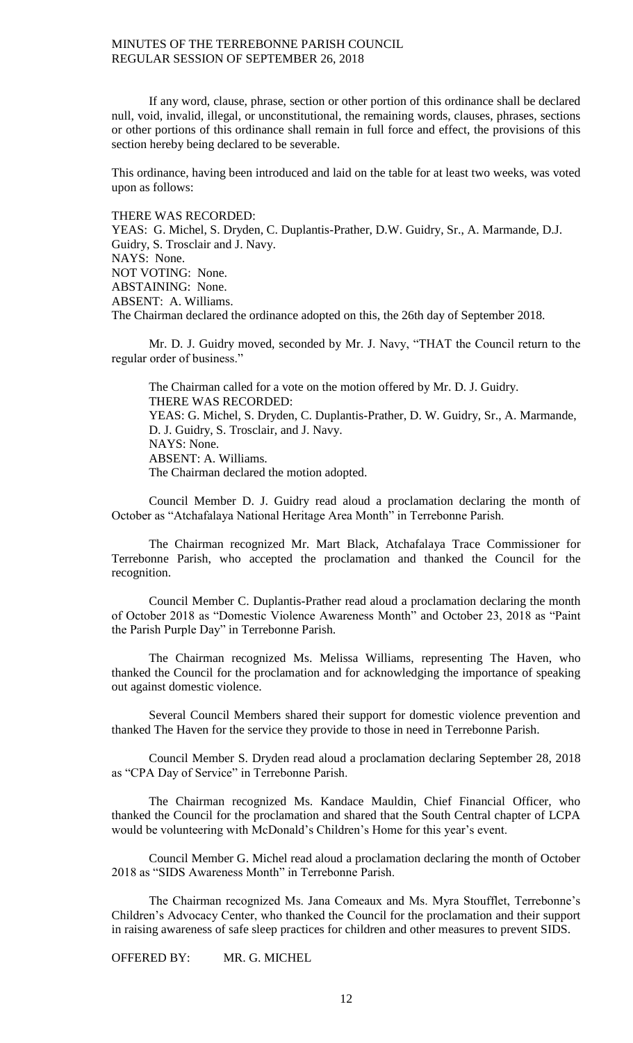If any word, clause, phrase, section or other portion of this ordinance shall be declared null, void, invalid, illegal, or unconstitutional, the remaining words, clauses, phrases, sections or other portions of this ordinance shall remain in full force and effect, the provisions of this section hereby being declared to be severable.

This ordinance, having been introduced and laid on the table for at least two weeks, was voted upon as follows:

THERE WAS RECORDED:
YEAS: G. Michel, S. Dryden, C. Duplantis-Prather, D.W. Guidry, Sr., A. Marmande, D.J. Guidry, S. Trosclair and J. Navy.
NAYS: None.
NOT VOTING: None.
ABSTAINING: None.
ABSENT: A. Williams.
The Chairman declared the ordinance adopted on this, the 26th day of September 2018.

Mr. D. J. Guidry moved, seconded by Mr. J. Navy, "THAT the Council return to the regular order of business."

The Chairman called for a vote on the motion offered by Mr. D. J. Guidry.
THERE WAS RECORDED:
YEAS: G. Michel, S. Dryden, C. Duplantis-Prather, D. W. Guidry, Sr., A. Marmande, D. J. Guidry, S. Trosclair, and J. Navy.
NAYS: None.
ABSENT: A. Williams.
The Chairman declared the motion adopted.

Council Member D. J. Guidry read aloud a proclamation declaring the month of October as "Atchafalaya National Heritage Area Month" in Terrebonne Parish.

The Chairman recognized Mr. Mart Black, Atchafalaya Trace Commissioner for Terrebonne Parish, who accepted the proclamation and thanked the Council for the recognition.

Council Member C. Duplantis-Prather read aloud a proclamation declaring the month of October 2018 as "Domestic Violence Awareness Month" and October 23, 2018 as "Paint the Parish Purple Day" in Terrebonne Parish.

The Chairman recognized Ms. Melissa Williams, representing The Haven, who thanked the Council for the proclamation and for acknowledging the importance of speaking out against domestic violence.

Several Council Members shared their support for domestic violence prevention and thanked The Haven for the service they provide to those in need in Terrebonne Parish.

Council Member S. Dryden read aloud a proclamation declaring September 28, 2018 as "CPA Day of Service" in Terrebonne Parish.

The Chairman recognized Ms. Kandace Mauldin, Chief Financial Officer, who thanked the Council for the proclamation and shared that the South Central chapter of LCPA would be volunteering with McDonald's Children's Home for this year's event.

Council Member G. Michel read aloud a proclamation declaring the month of October 2018 as "SIDS Awareness Month" in Terrebonne Parish.

The Chairman recognized Ms. Jana Comeaux and Ms. Myra Stoufflet, Terrebonne's Children's Advocacy Center, who thanked the Council for the proclamation and their support in raising awareness of safe sleep practices for children and other measures to prevent SIDS.

OFFERED BY: MR. G. MICHEL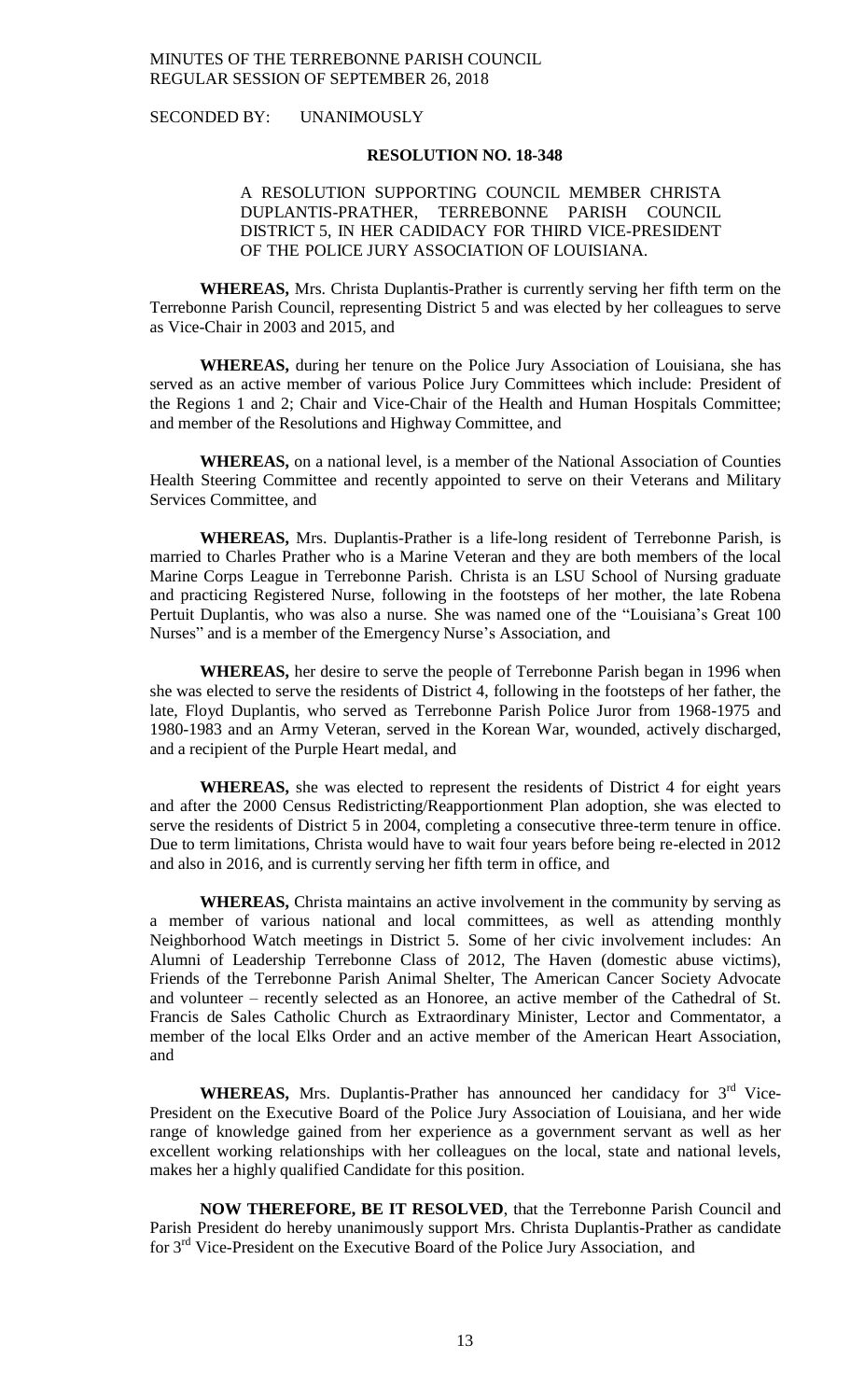SECONDED BY: UNANIMOUSLY

**RESOLUTION NO. 18-348**

A RESOLUTION SUPPORTING COUNCIL MEMBER CHRISTA DUPLANTIS-PRATHER, TERREBONNE PARISH COUNCIL DISTRICT 5, IN HER CADIDACY FOR THIRD VICE-PRESIDENT OF THE POLICE JURY ASSOCIATION OF LOUISIANA.

**WHEREAS,** Mrs. Christa Duplantis-Prather is currently serving her fifth term on the Terrebonne Parish Council, representing District 5 and was elected by her colleagues to serve as Vice-Chair in 2003 and 2015, and

**WHEREAS,** during her tenure on the Police Jury Association of Louisiana, she has served as an active member of various Police Jury Committees which include: President of the Regions 1 and 2; Chair and Vice-Chair of the Health and Human Hospitals Committee; and member of the Resolutions and Highway Committee, and

**WHEREAS,** on a national level, is a member of the National Association of Counties Health Steering Committee and recently appointed to serve on their Veterans and Military Services Committee, and

**WHEREAS,** Mrs. Duplantis-Prather is a life-long resident of Terrebonne Parish, is married to Charles Prather who is a Marine Veteran and they are both members of the local Marine Corps League in Terrebonne Parish. Christa is an LSU School of Nursing graduate and practicing Registered Nurse, following in the footsteps of her mother, the late Robena Pertuit Duplantis, who was also a nurse. She was named one of the "Louisiana's Great 100 Nurses" and is a member of the Emergency Nurse's Association, and

**WHEREAS,** her desire to serve the people of Terrebonne Parish began in 1996 when she was elected to serve the residents of District 4, following in the footsteps of her father, the late, Floyd Duplantis, who served as Terrebonne Parish Police Juror from 1968-1975 and 1980-1983 and an Army Veteran, served in the Korean War, wounded, actively discharged, and a recipient of the Purple Heart medal, and

**WHEREAS,** she was elected to represent the residents of District 4 for eight years and after the 2000 Census Redistricting/Reapportionment Plan adoption, she was elected to serve the residents of District 5 in 2004, completing a consecutive three-term tenure in office. Due to term limitations, Christa would have to wait four years before being re-elected in 2012 and also in 2016, and is currently serving her fifth term in office, and

**WHEREAS,** Christa maintains an active involvement in the community by serving as a member of various national and local committees, as well as attending monthly Neighborhood Watch meetings in District 5. Some of her civic involvement includes: An Alumni of Leadership Terrebonne Class of 2012, The Haven (domestic abuse victims), Friends of the Terrebonne Parish Animal Shelter, The American Cancer Society Advocate and volunteer – recently selected as an Honoree, an active member of the Cathedral of St. Francis de Sales Catholic Church as Extraordinary Minister, Lector and Commentator, a member of the local Elks Order and an active member of the American Heart Association, and

**WHEREAS,** Mrs. Duplantis-Prather has announced her candidacy for 3rd Vice-President on the Executive Board of the Police Jury Association of Louisiana, and her wide range of knowledge gained from her experience as a government servant as well as her excellent working relationships with her colleagues on the local, state and national levels, makes her a highly qualified Candidate for this position.

**NOW THEREFORE, BE IT RESOLVED**, that the Terrebonne Parish Council and Parish President do hereby unanimously support Mrs. Christa Duplantis-Prather as candidate for 3rd Vice-President on the Executive Board of the Police Jury Association, and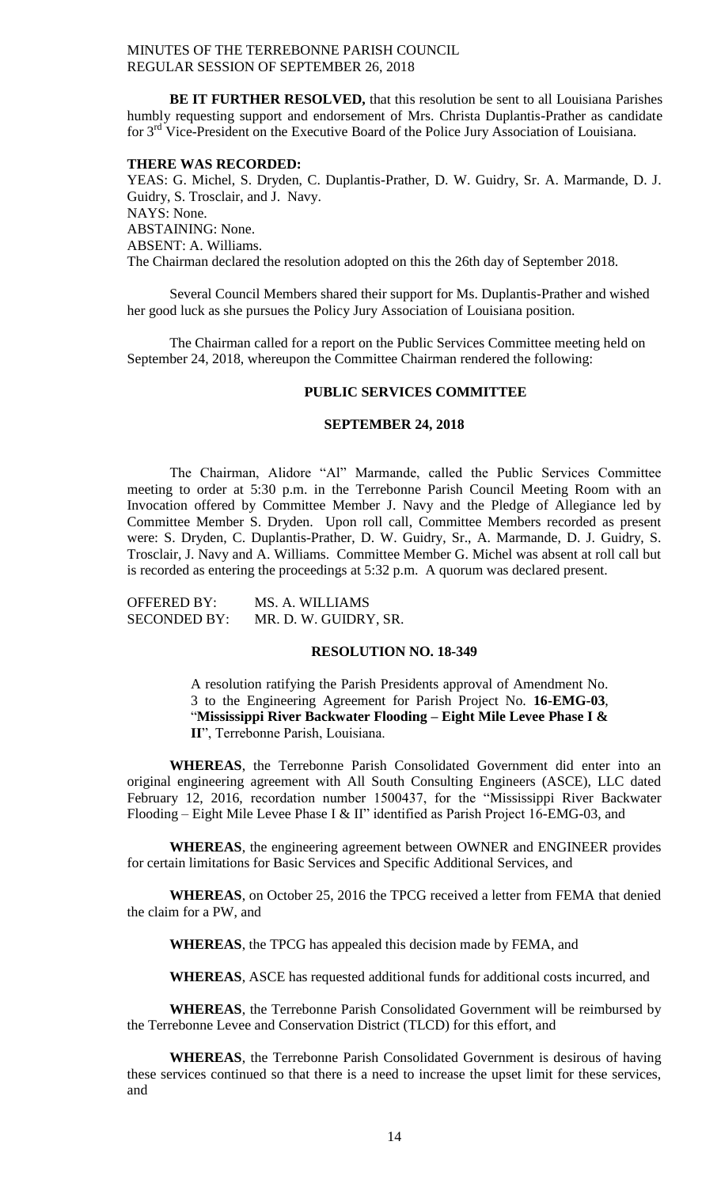**BE IT FURTHER RESOLVED,** that this resolution be sent to all Louisiana Parishes humbly requesting support and endorsement of Mrs. Christa Duplantis-Prather as candidate for 3rd Vice-President on the Executive Board of the Police Jury Association of Louisiana.

**THERE WAS RECORDED:**
YEAS: G. Michel, S. Dryden, C. Duplantis-Prather, D. W. Guidry, Sr. A. Marmande, D. J. Guidry, S. Trosclair, and J. Navy.
NAYS: None.
ABSTAINING: None.
ABSENT: A. Williams.
The Chairman declared the resolution adopted on this the 26th day of September 2018.

Several Council Members shared their support for Ms. Duplantis-Prather and wished her good luck as she pursues the Policy Jury Association of Louisiana position.

The Chairman called for a report on the Public Services Committee meeting held on September 24, 2018, whereupon the Committee Chairman rendered the following:

## PUBLIC SERVICES COMMITTEE

### SEPTEMBER 24, 2018

The Chairman, Alidore "Al" Marmande, called the Public Services Committee meeting to order at 5:30 p.m. in the Terrebonne Parish Council Meeting Room with an Invocation offered by Committee Member J. Navy and the Pledge of Allegiance led by Committee Member S. Dryden. Upon roll call, Committee Members recorded as present were: S. Dryden, C. Duplantis-Prather, D. W. Guidry, Sr., A. Marmande, D. J. Guidry, S. Trosclair, J. Navy and A. Williams. Committee Member G. Michel was absent at roll call but is recorded as entering the proceedings at 5:32 p.m. A quorum was declared present.

OFFERED BY: MS. A. WILLIAMS
SECONDED BY: MR. D. W. GUIDRY, SR.

**RESOLUTION NO. 18-349**

A resolution ratifying the Parish Presidents approval of Amendment No. 3 to the Engineering Agreement for Parish Project No. **16-EMG-03**, "**Mississippi River Backwater Flooding – Eight Mile Levee Phase I & II**", Terrebonne Parish, Louisiana.

**WHEREAS**, the Terrebonne Parish Consolidated Government did enter into an original engineering agreement with All South Consulting Engineers (ASCE), LLC dated February 12, 2016, recordation number 1500437, for the "Mississippi River Backwater Flooding – Eight Mile Levee Phase I & II" identified as Parish Project 16-EMG-03, and

**WHEREAS**, the engineering agreement between OWNER and ENGINEER provides for certain limitations for Basic Services and Specific Additional Services, and

**WHEREAS**, on October 25, 2016 the TPCG received a letter from FEMA that denied the claim for a PW, and

**WHEREAS**, the TPCG has appealed this decision made by FEMA, and

**WHEREAS**, ASCE has requested additional funds for additional costs incurred, and

**WHEREAS**, the Terrebonne Parish Consolidated Government will be reimbursed by the Terrebonne Levee and Conservation District (TLCD) for this effort, and

**WHEREAS**, the Terrebonne Parish Consolidated Government is desirous of having these services continued so that there is a need to increase the upset limit for these services, and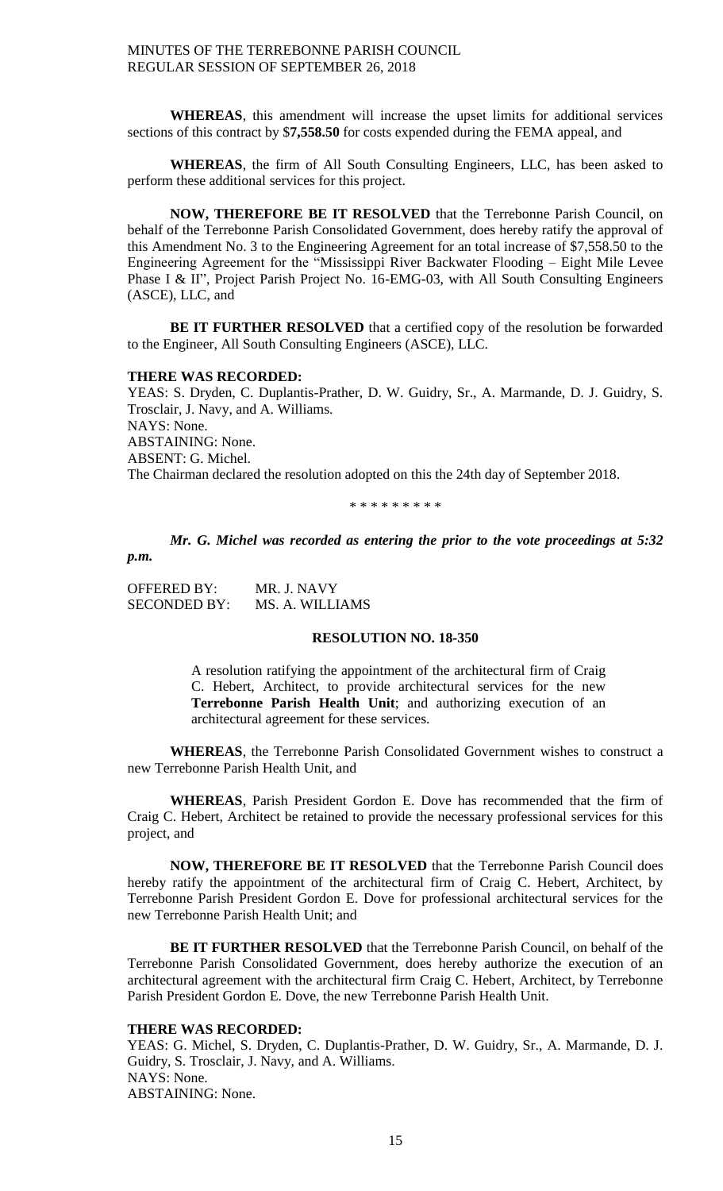**WHEREAS**, this amendment will increase the upset limits for additional services sections of this contract by $**7,558.50** for costs expended during the FEMA appeal, and

**WHEREAS**, the firm of All South Consulting Engineers, LLC, has been asked to perform these additional services for this project.

**NOW, THEREFORE BE IT RESOLVED** that the Terrebonne Parish Council, on behalf of the Terrebonne Parish Consolidated Government, does hereby ratify the approval of this Amendment No. 3 to the Engineering Agreement for an total increase of $7,558.50 to the Engineering Agreement for the "Mississippi River Backwater Flooding – Eight Mile Levee Phase I & II", Project Parish Project No. 16-EMG-03, with All South Consulting Engineers (ASCE), LLC, and

**BE IT FURTHER RESOLVED** that a certified copy of the resolution be forwarded to the Engineer, All South Consulting Engineers (ASCE), LLC.

**THERE WAS RECORDED:**

YEAS: S. Dryden, C. Duplantis-Prather, D. W. Guidry, Sr., A. Marmande, D. J. Guidry, S. Trosclair, J. Navy, and A. Williams.
NAYS: None.
ABSTAINING: None.
ABSENT: G. Michel.
The Chairman declared the resolution adopted on this the 24th day of September 2018.

\* \* \* \* \* \* \* \* \*

***Mr. G. Michel was recorded as entering the prior to the vote proceedings at 5:32 p.m.***

OFFERED BY: MR. J. NAVY
SECONDED BY: MS. A. WILLIAMS

**RESOLUTION NO. 18-350**

A resolution ratifying the appointment of the architectural firm of Craig C. Hebert, Architect, to provide architectural services for the new **Terrebonne Parish Health Unit**; and authorizing execution of an architectural agreement for these services.

**WHEREAS**, the Terrebonne Parish Consolidated Government wishes to construct a new Terrebonne Parish Health Unit, and

**WHEREAS**, Parish President Gordon E. Dove has recommended that the firm of Craig C. Hebert, Architect be retained to provide the necessary professional services for this project, and

**NOW, THEREFORE BE IT RESOLVED** that the Terrebonne Parish Council does hereby ratify the appointment of the architectural firm of Craig C. Hebert, Architect, by Terrebonne Parish President Gordon E. Dove for professional architectural services for the new Terrebonne Parish Health Unit; and

**BE IT FURTHER RESOLVED** that the Terrebonne Parish Council, on behalf of the Terrebonne Parish Consolidated Government, does hereby authorize the execution of an architectural agreement with the architectural firm Craig C. Hebert, Architect, by Terrebonne Parish President Gordon E. Dove, the new Terrebonne Parish Health Unit.

**THERE WAS RECORDED:**

YEAS: G. Michel, S. Dryden, C. Duplantis-Prather, D. W. Guidry, Sr., A. Marmande, D. J. Guidry, S. Trosclair, J. Navy, and A. Williams.
NAYS: None.
ABSTAINING: None.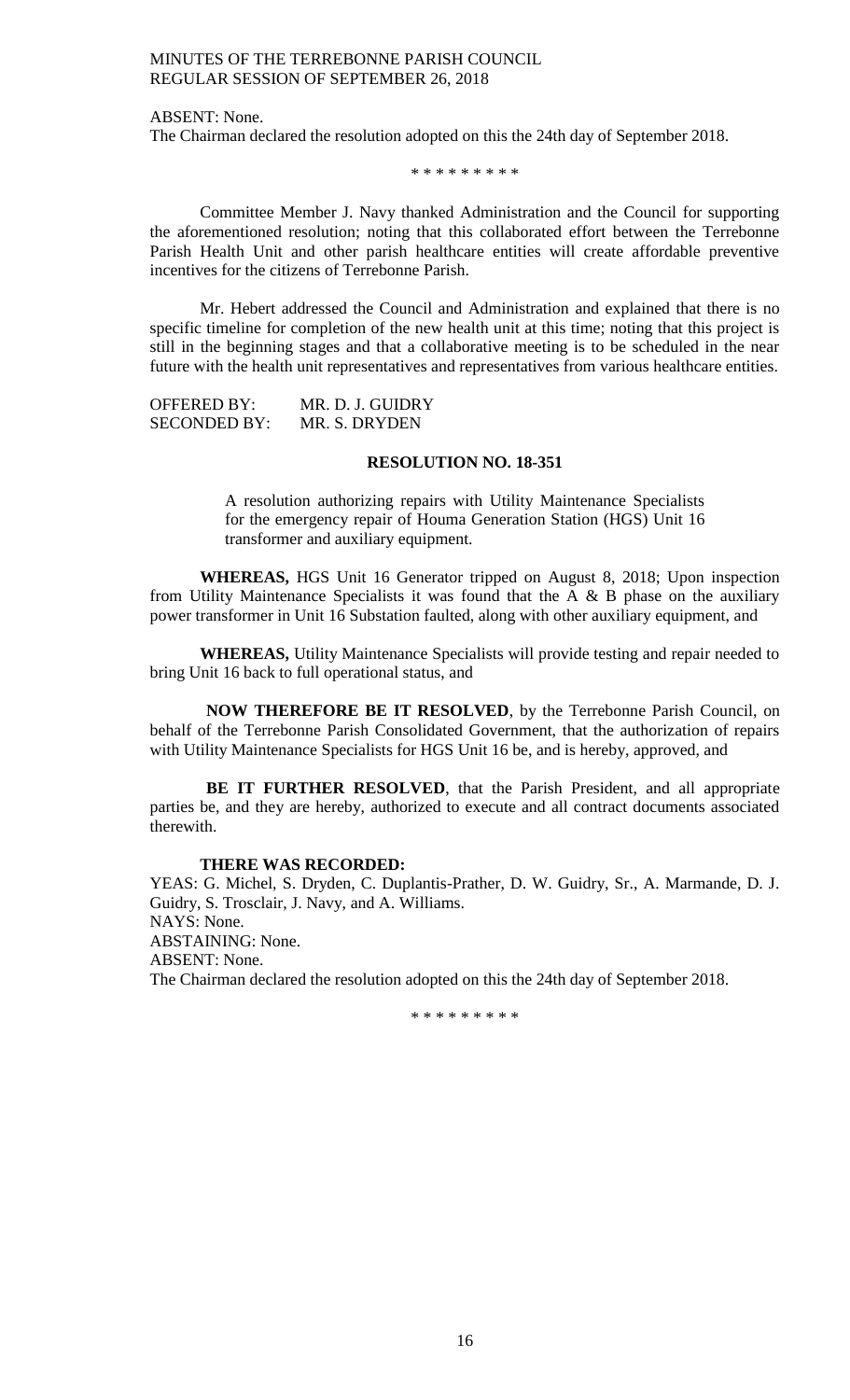ABSENT: None.
The Chairman declared the resolution adopted on this the 24th day of September 2018.

\* \* \* \* \* \* \* \* \*

Committee Member J. Navy thanked Administration and the Council for supporting the aforementioned resolution; noting that this collaborated effort between the Terrebonne Parish Health Unit and other parish healthcare entities will create affordable preventive incentives for the citizens of Terrebonne Parish.

Mr. Hebert addressed the Council and Administration and explained that there is no specific timeline for completion of the new health unit at this time; noting that this project is still in the beginning stages and that a collaborative meeting is to be scheduled in the near future with the health unit representatives and representatives from various healthcare entities.

OFFERED BY: MR. D. J. GUIDRY
SECONDED BY: MR. S. DRYDEN

**RESOLUTION NO. 18-351**

A resolution authorizing repairs with Utility Maintenance Specialists for the emergency repair of Houma Generation Station (HGS) Unit 16 transformer and auxiliary equipment.

**WHEREAS,** HGS Unit 16 Generator tripped on August 8, 2018; Upon inspection from Utility Maintenance Specialists it was found that the A & B phase on the auxiliary power transformer in Unit 16 Substation faulted, along with other auxiliary equipment, and

**WHEREAS,** Utility Maintenance Specialists will provide testing and repair needed to bring Unit 16 back to full operational status, and

**NOW THEREFORE BE IT RESOLVED**, by the Terrebonne Parish Council, on behalf of the Terrebonne Parish Consolidated Government, that the authorization of repairs with Utility Maintenance Specialists for HGS Unit 16 be, and is hereby, approved, and

**BE IT FURTHER RESOLVED**, that the Parish President, and all appropriate parties be, and they are hereby, authorized to execute and all contract documents associated therewith.

**THERE WAS RECORDED:**
YEAS: G. Michel, S. Dryden, C. Duplantis-Prather, D. W. Guidry, Sr., A. Marmande, D. J. Guidry, S. Trosclair, J. Navy, and A. Williams.
NAYS: None.
ABSTAINING: None.
ABSENT: None.
The Chairman declared the resolution adopted on this the 24th day of September 2018.

\* \* \* \* \* \* \* \* \*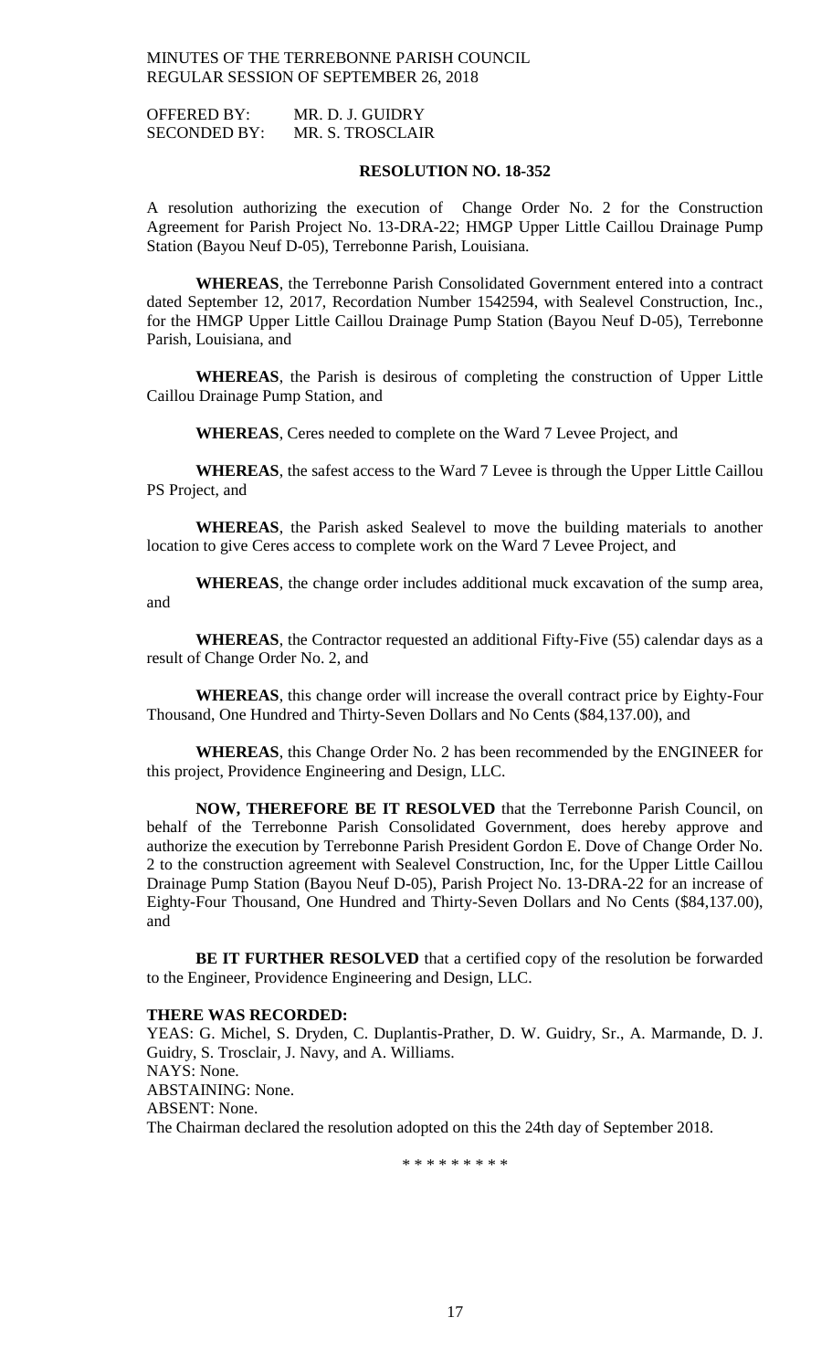OFFERED BY: MR. D. J. GUIDRY
SECONDED BY: MR. S. TROSCLAIR

**RESOLUTION NO. 18-352**

A resolution authorizing the execution of Change Order No. 2 for the Construction Agreement for Parish Project No. 13-DRA-22; HMGP Upper Little Caillou Drainage Pump Station (Bayou Neuf D-05), Terrebonne Parish, Louisiana.

**WHEREAS**, the Terrebonne Parish Consolidated Government entered into a contract dated September 12, 2017, Recordation Number 1542594, with Sealevel Construction, Inc., for the HMGP Upper Little Caillou Drainage Pump Station (Bayou Neuf D-05), Terrebonne Parish, Louisiana, and

**WHEREAS**, the Parish is desirous of completing the construction of Upper Little Caillou Drainage Pump Station, and

**WHEREAS**, Ceres needed to complete on the Ward 7 Levee Project, and

**WHEREAS**, the safest access to the Ward 7 Levee is through the Upper Little Caillou PS Project, and

**WHEREAS**, the Parish asked Sealevel to move the building materials to another location to give Ceres access to complete work on the Ward 7 Levee Project, and

**WHEREAS**, the change order includes additional muck excavation of the sump area, and

**WHEREAS**, the Contractor requested an additional Fifty-Five (55) calendar days as a result of Change Order No. 2, and

**WHEREAS**, this change order will increase the overall contract price by Eighty-Four Thousand, One Hundred and Thirty-Seven Dollars and No Cents ($84,137.00), and

**WHEREAS**, this Change Order No. 2 has been recommended by the ENGINEER for this project, Providence Engineering and Design, LLC.

**NOW, THEREFORE BE IT RESOLVED** that the Terrebonne Parish Council, on behalf of the Terrebonne Parish Consolidated Government, does hereby approve and authorize the execution by Terrebonne Parish President Gordon E. Dove of Change Order No. 2 to the construction agreement with Sealevel Construction, Inc, for the Upper Little Caillou Drainage Pump Station (Bayou Neuf D-05), Parish Project No. 13-DRA-22 for an increase of Eighty-Four Thousand, One Hundred and Thirty-Seven Dollars and No Cents ($84,137.00), and

**BE IT FURTHER RESOLVED** that a certified copy of the resolution be forwarded to the Engineer, Providence Engineering and Design, LLC.

**THERE WAS RECORDED:**

YEAS: G. Michel, S. Dryden, C. Duplantis-Prather, D. W. Guidry, Sr., A. Marmande, D. J. Guidry, S. Trosclair, J. Navy, and A. Williams.
NAYS: None.
ABSTAINING: None.
ABSENT: None.
The Chairman declared the resolution adopted on this the 24th day of September 2018.

\* \* \* \* \* \* \* \* \*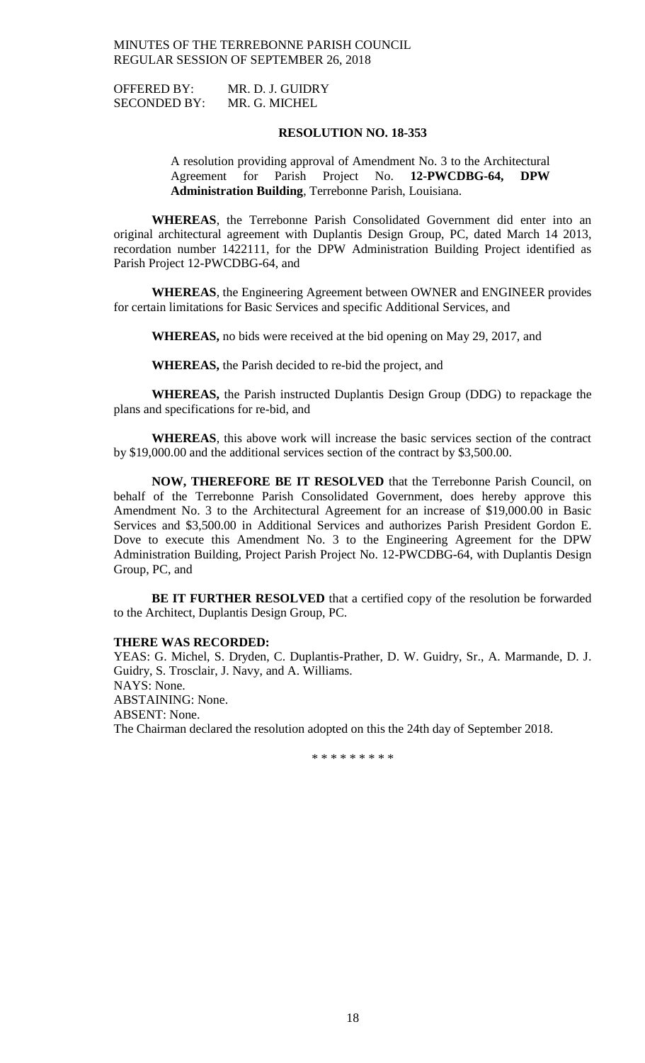OFFERED BY: MR. D. J. GUIDRY
SECONDED BY: MR. G. MICHEL

**RESOLUTION NO. 18-353**

A resolution providing approval of Amendment No. 3 to the Architectural Agreement for Parish Project No. **12-PWCDBG-64, DPW Administration Building**, Terrebonne Parish, Louisiana.

**WHEREAS**, the Terrebonne Parish Consolidated Government did enter into an original architectural agreement with Duplantis Design Group, PC, dated March 14 2013, recordation number 1422111, for the DPW Administration Building Project identified as Parish Project 12-PWCDBG-64, and

**WHEREAS**, the Engineering Agreement between OWNER and ENGINEER provides for certain limitations for Basic Services and specific Additional Services, and

**WHEREAS,** no bids were received at the bid opening on May 29, 2017, and

**WHEREAS,** the Parish decided to re-bid the project, and

**WHEREAS,** the Parish instructed Duplantis Design Group (DDG) to repackage the plans and specifications for re-bid, and

**WHEREAS**, this above work will increase the basic services section of the contract by $19,000.00 and the additional services section of the contract by $3,500.00.

**NOW, THEREFORE BE IT RESOLVED** that the Terrebonne Parish Council, on behalf of the Terrebonne Parish Consolidated Government, does hereby approve this Amendment No. 3 to the Architectural Agreement for an increase of $19,000.00 in Basic Services and $3,500.00 in Additional Services and authorizes Parish President Gordon E. Dove to execute this Amendment No. 3 to the Engineering Agreement for the DPW Administration Building, Project Parish Project No. 12-PWCDBG-64, with Duplantis Design Group, PC, and

**BE IT FURTHER RESOLVED** that a certified copy of the resolution be forwarded to the Architect, Duplantis Design Group, PC.

**THERE WAS RECORDED:**
YEAS: G. Michel, S. Dryden, C. Duplantis-Prather, D. W. Guidry, Sr., A. Marmande, D. J. Guidry, S. Trosclair, J. Navy, and A. Williams.
NAYS: None.
ABSTAINING: None.
ABSENT: None.
The Chairman declared the resolution adopted on this the 24th day of September 2018.

\* \* \* \* \* \* \* \* \*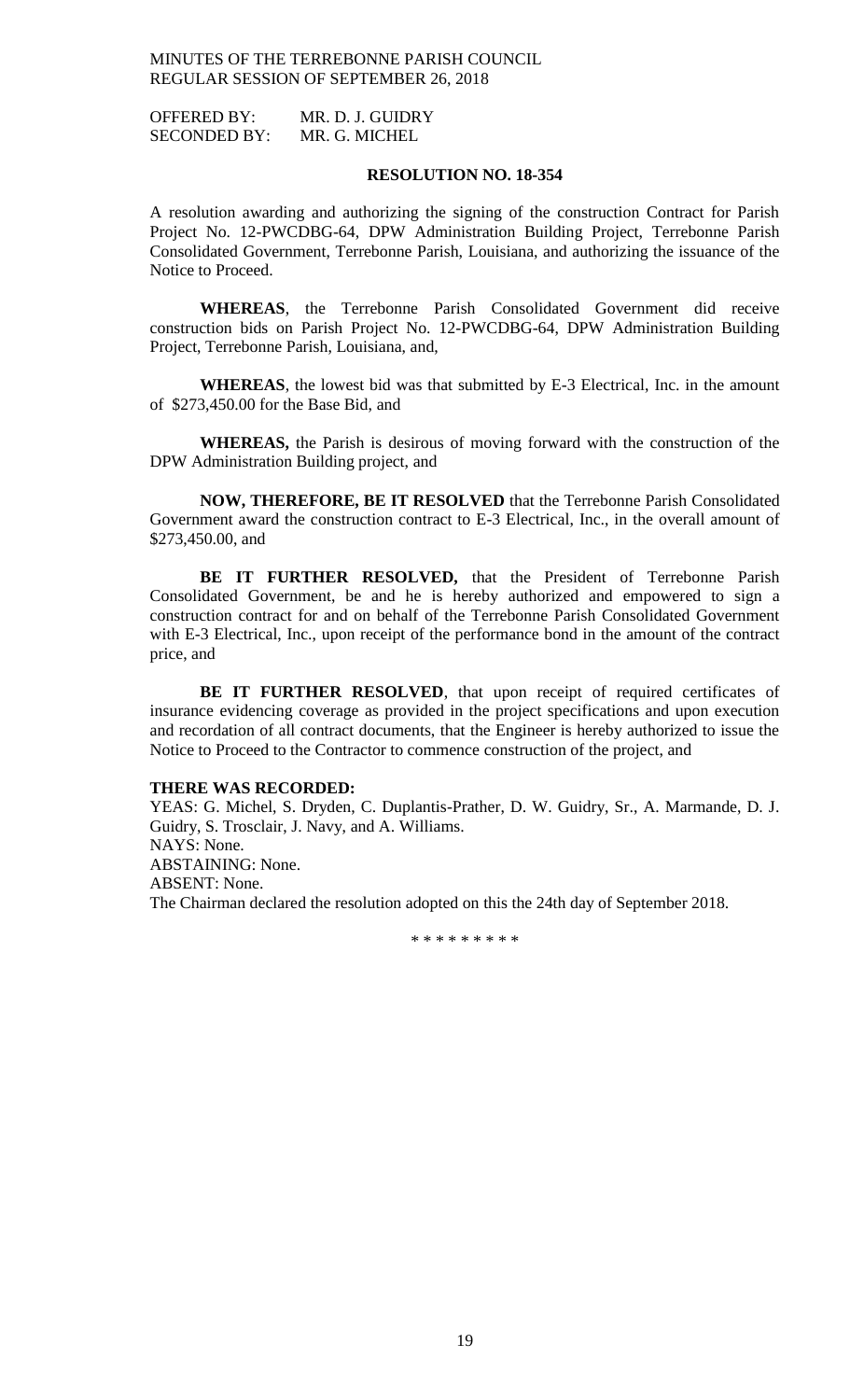OFFERED BY: MR. D. J. GUIDRY
SECONDED BY: MR. G. MICHEL

**RESOLUTION NO. 18-354**

A resolution awarding and authorizing the signing of the construction Contract for Parish Project No. 12-PWCDBG-64, DPW Administration Building Project, Terrebonne Parish Consolidated Government, Terrebonne Parish, Louisiana, and authorizing the issuance of the Notice to Proceed.

**WHEREAS**, the Terrebonne Parish Consolidated Government did receive construction bids on Parish Project No. 12-PWCDBG-64, DPW Administration Building Project, Terrebonne Parish, Louisiana, and,

**WHEREAS**, the lowest bid was that submitted by E-3 Electrical, Inc. in the amount of $273,450.00 for the Base Bid, and

**WHEREAS,** the Parish is desirous of moving forward with the construction of the DPW Administration Building project, and

**NOW, THEREFORE, BE IT RESOLVED** that the Terrebonne Parish Consolidated Government award the construction contract to E-3 Electrical, Inc., in the overall amount of $273,450.00, and

**BE IT FURTHER RESOLVED,** that the President of Terrebonne Parish Consolidated Government, be and he is hereby authorized and empowered to sign a construction contract for and on behalf of the Terrebonne Parish Consolidated Government with E-3 Electrical, Inc., upon receipt of the performance bond in the amount of the contract price, and

**BE IT FURTHER RESOLVED**, that upon receipt of required certificates of insurance evidencing coverage as provided in the project specifications and upon execution and recordation of all contract documents, that the Engineer is hereby authorized to issue the Notice to Proceed to the Contractor to commence construction of the project, and

**THERE WAS RECORDED:**

YEAS: G. Michel, S. Dryden, C. Duplantis-Prather, D. W. Guidry, Sr., A. Marmande, D. J. Guidry, S. Trosclair, J. Navy, and A. Williams.

NAYS: None.

ABSTAINING: None.

ABSENT: None.

The Chairman declared the resolution adopted on this the 24th day of September 2018.

\* \* \* \* \* \* \* \* \*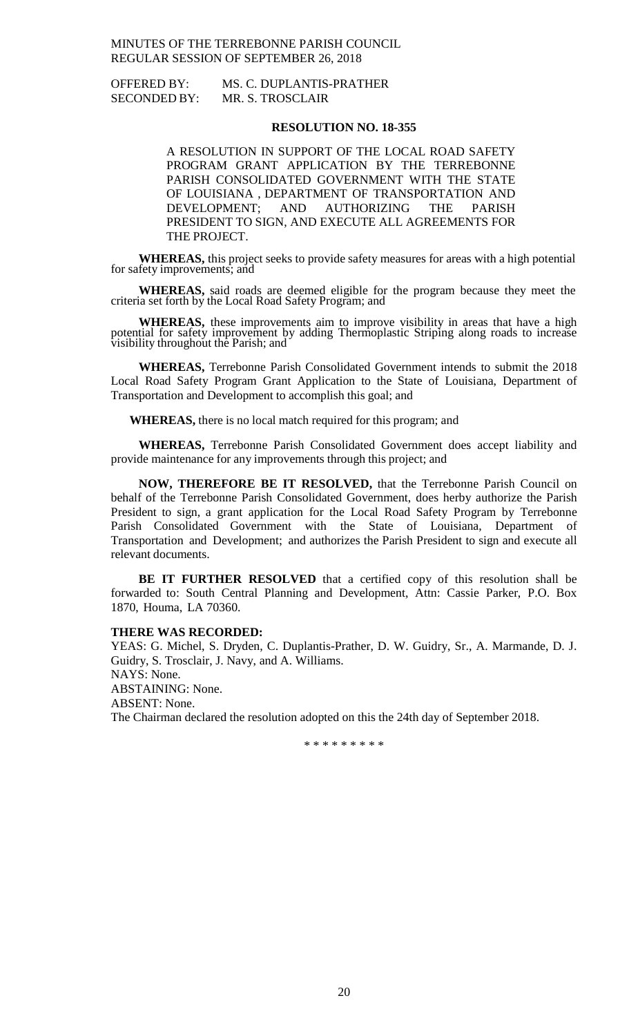OFFERED BY: MS. C. DUPLANTIS-PRATHER
SECONDED BY: MR. S. TROSCLAIR

**RESOLUTION NO. 18-355**

A RESOLUTION IN SUPPORT OF THE LOCAL ROAD SAFETY PROGRAM GRANT APPLICATION BY THE TERREBONNE PARISH CONSOLIDATED GOVERNMENT WITH THE STATE OF LOUISIANA , DEPARTMENT OF TRANSPORTATION AND DEVELOPMENT; AND AUTHORIZING THE PARISH PRESIDENT TO SIGN, AND EXECUTE ALL AGREEMENTS FOR THE PROJECT.

**WHEREAS,** this project seeks to provide safety measures for areas with a high potential for safety improvements; and

**WHEREAS,** said roads are deemed eligible for the program because they meet the criteria set forth by the Local Road Safety Program; and

**WHEREAS,** these improvements aim to improve visibility in areas that have a high potential for safety improvement by adding Thermoplastic Striping along roads to increase visibility throughout the Parish; and

**WHEREAS,** Terrebonne Parish Consolidated Government intends to submit the 2018 Local Road Safety Program Grant Application to the State of Louisiana, Department of Transportation and Development to accomplish this goal; and

**WHEREAS,** there is no local match required for this program; and

**WHEREAS,** Terrebonne Parish Consolidated Government does accept liability and provide maintenance for any improvements through this project; and

**NOW, THEREFORE BE IT RESOLVED,** that the Terrebonne Parish Council on behalf of the Terrebonne Parish Consolidated Government, does herby authorize the Parish President to sign, a grant application for the Local Road Safety Program by Terrebonne Parish Consolidated Government with the State of Louisiana, Department of Transportation and Development; and authorizes the Parish President to sign and execute all relevant documents.

**BE IT FURTHER RESOLVED** that a certified copy of this resolution shall be forwarded to: South Central Planning and Development, Attn: Cassie Parker, P.O. Box 1870, Houma, LA 70360.

**THERE WAS RECORDED:**
YEAS: G. Michel, S. Dryden, C. Duplantis-Prather, D. W. Guidry, Sr., A. Marmande, D. J. Guidry, S. Trosclair, J. Navy, and A. Williams.
NAYS: None.
ABSTAINING: None.
ABSENT: None.
The Chairman declared the resolution adopted on this the 24th day of September 2018.

\* \* \* \* \* \* \* \* \*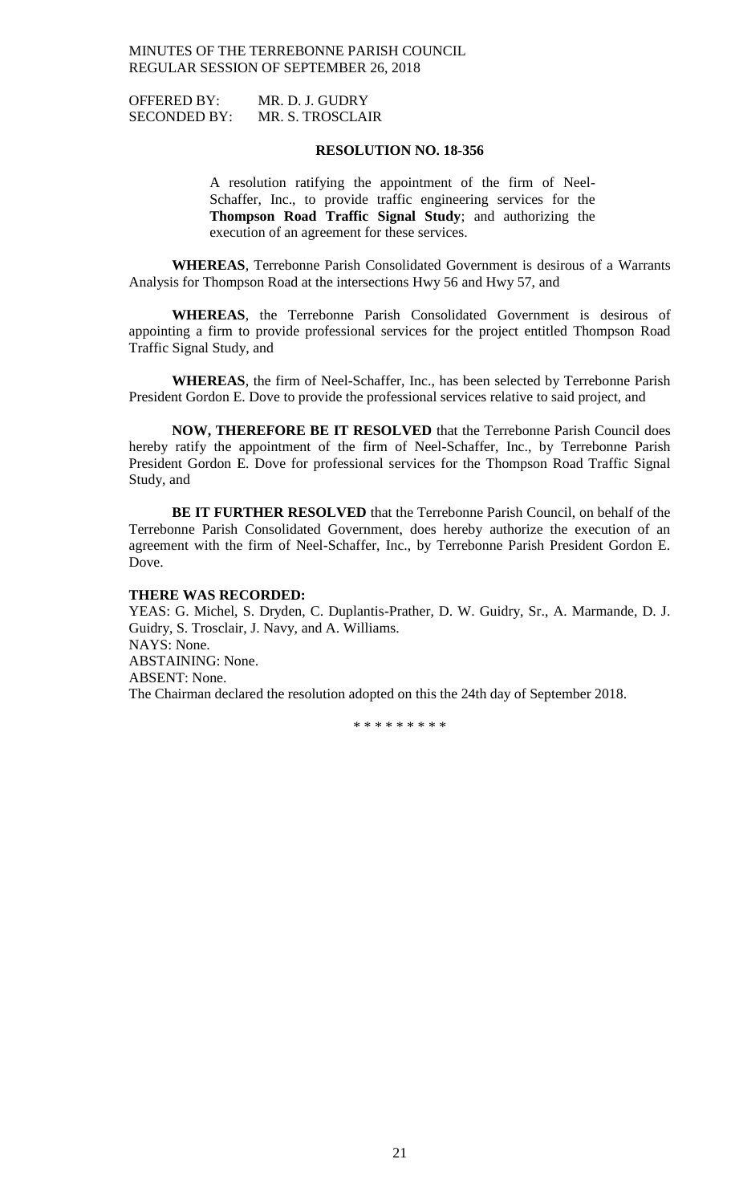OFFERED BY: MR. D. J. GUDRY
SECONDED BY: MR. S. TROSCLAIR

**RESOLUTION NO. 18-356**

A resolution ratifying the appointment of the firm of Neel-Schaffer, Inc., to provide traffic engineering services for the **Thompson Road Traffic Signal Study**; and authorizing the execution of an agreement for these services.

**WHEREAS**, Terrebonne Parish Consolidated Government is desirous of a Warrants Analysis for Thompson Road at the intersections Hwy 56 and Hwy 57, and

**WHEREAS**, the Terrebonne Parish Consolidated Government is desirous of appointing a firm to provide professional services for the project entitled Thompson Road Traffic Signal Study, and

**WHEREAS**, the firm of Neel-Schaffer, Inc., has been selected by Terrebonne Parish President Gordon E. Dove to provide the professional services relative to said project, and

**NOW, THEREFORE BE IT RESOLVED** that the Terrebonne Parish Council does hereby ratify the appointment of the firm of Neel-Schaffer, Inc., by Terrebonne Parish President Gordon E. Dove for professional services for the Thompson Road Traffic Signal Study, and

**BE IT FURTHER RESOLVED** that the Terrebonne Parish Council, on behalf of the Terrebonne Parish Consolidated Government, does hereby authorize the execution of an agreement with the firm of Neel-Schaffer, Inc., by Terrebonne Parish President Gordon E. Dove.

**THERE WAS RECORDED:**
YEAS: G. Michel, S. Dryden, C. Duplantis-Prather, D. W. Guidry, Sr., A. Marmande, D. J. Guidry, S. Trosclair, J. Navy, and A. Williams.
NAYS: None.
ABSTAINING: None.
ABSENT: None.
The Chairman declared the resolution adopted on this the 24th day of September 2018.

\* \* \* \* \* \* \* \* \*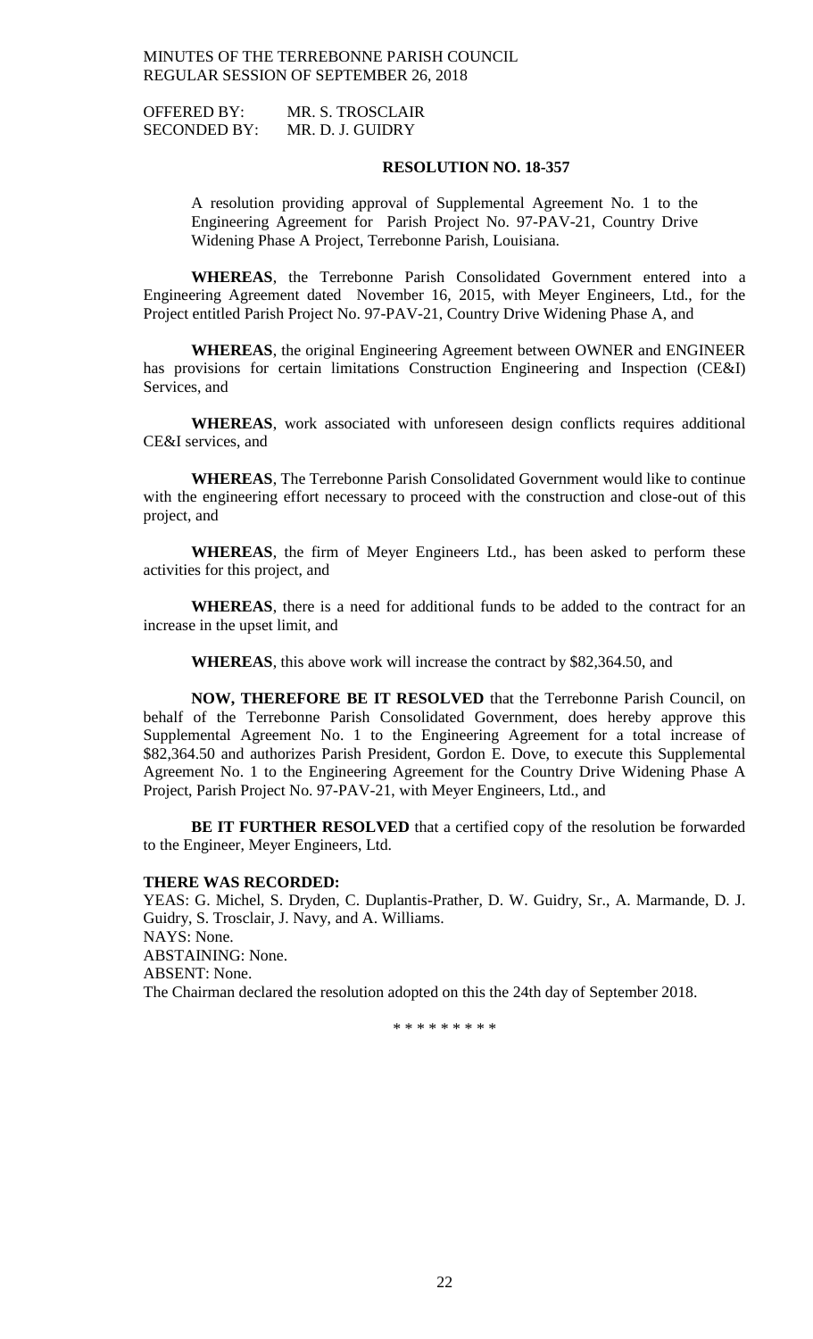OFFERED BY: MR. S. TROSCLAIR
SECONDED BY: MR. D. J. GUIDRY

**RESOLUTION NO. 18-357**

A resolution providing approval of Supplemental Agreement No. 1 to the Engineering Agreement for Parish Project No. 97-PAV-21, Country Drive Widening Phase A Project, Terrebonne Parish, Louisiana.

**WHEREAS**, the Terrebonne Parish Consolidated Government entered into a Engineering Agreement dated November 16, 2015, with Meyer Engineers, Ltd., for the Project entitled Parish Project No. 97-PAV-21, Country Drive Widening Phase A, and

**WHEREAS**, the original Engineering Agreement between OWNER and ENGINEER has provisions for certain limitations Construction Engineering and Inspection (CE&I) Services, and

**WHEREAS**, work associated with unforeseen design conflicts requires additional CE&I services, and

**WHEREAS**, The Terrebonne Parish Consolidated Government would like to continue with the engineering effort necessary to proceed with the construction and close-out of this project, and

**WHEREAS**, the firm of Meyer Engineers Ltd., has been asked to perform these activities for this project, and

**WHEREAS**, there is a need for additional funds to be added to the contract for an increase in the upset limit, and

**WHEREAS**, this above work will increase the contract by $82,364.50, and

**NOW, THEREFORE BE IT RESOLVED** that the Terrebonne Parish Council, on behalf of the Terrebonne Parish Consolidated Government, does hereby approve this Supplemental Agreement No. 1 to the Engineering Agreement for a total increase of $82,364.50 and authorizes Parish President, Gordon E. Dove, to execute this Supplemental Agreement No. 1 to the Engineering Agreement for the Country Drive Widening Phase A Project, Parish Project No. 97-PAV-21, with Meyer Engineers, Ltd., and

**BE IT FURTHER RESOLVED** that a certified copy of the resolution be forwarded to the Engineer, Meyer Engineers, Ltd.

**THERE WAS RECORDED:**

YEAS: G. Michel, S. Dryden, C. Duplantis-Prather, D. W. Guidry, Sr., A. Marmande, D. J. Guidry, S. Trosclair, J. Navy, and A. Williams.
NAYS: None.
ABSTAINING: None.
ABSENT: None.
The Chairman declared the resolution adopted on this the 24th day of September 2018.

\* \* \* \* \* \* \* \* \*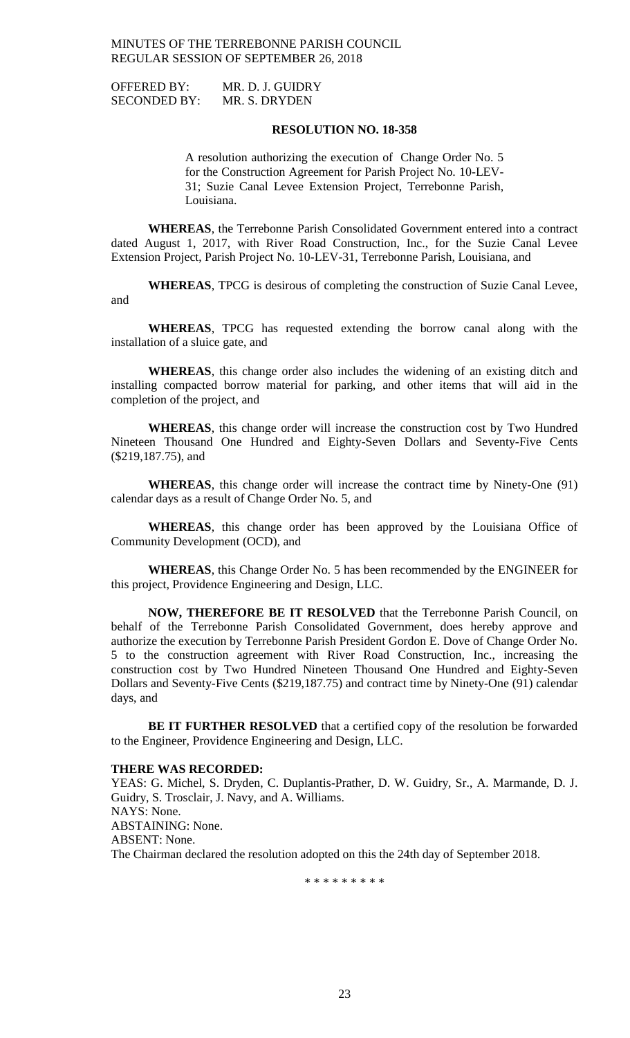OFFERED BY: MR. D. J. GUIDRY
SECONDED BY: MR. S. DRYDEN

**RESOLUTION NO. 18-358**

A resolution authorizing the execution of Change Order No. 5 for the Construction Agreement for Parish Project No. 10-LEV-31; Suzie Canal Levee Extension Project, Terrebonne Parish, Louisiana.

**WHEREAS**, the Terrebonne Parish Consolidated Government entered into a contract dated August 1, 2017, with River Road Construction, Inc., for the Suzie Canal Levee Extension Project, Parish Project No. 10-LEV-31, Terrebonne Parish, Louisiana, and

**WHEREAS**, TPCG is desirous of completing the construction of Suzie Canal Levee, and

**WHEREAS**, TPCG has requested extending the borrow canal along with the installation of a sluice gate, and

**WHEREAS**, this change order also includes the widening of an existing ditch and installing compacted borrow material for parking, and other items that will aid in the completion of the project, and

**WHEREAS**, this change order will increase the construction cost by Two Hundred Nineteen Thousand One Hundred and Eighty-Seven Dollars and Seventy-Five Cents ($219,187.75), and

**WHEREAS**, this change order will increase the contract time by Ninety-One (91) calendar days as a result of Change Order No. 5, and

**WHEREAS**, this change order has been approved by the Louisiana Office of Community Development (OCD), and

**WHEREAS**, this Change Order No. 5 has been recommended by the ENGINEER for this project, Providence Engineering and Design, LLC.

**NOW, THEREFORE BE IT RESOLVED** that the Terrebonne Parish Council, on behalf of the Terrebonne Parish Consolidated Government, does hereby approve and authorize the execution by Terrebonne Parish President Gordon E. Dove of Change Order No. 5 to the construction agreement with River Road Construction, Inc., increasing the construction cost by Two Hundred Nineteen Thousand One Hundred and Eighty-Seven Dollars and Seventy-Five Cents ($219,187.75) and contract time by Ninety-One (91) calendar days, and

**BE IT FURTHER RESOLVED** that a certified copy of the resolution be forwarded to the Engineer, Providence Engineering and Design, LLC.

**THERE WAS RECORDED:**
YEAS: G. Michel, S. Dryden, C. Duplantis-Prather, D. W. Guidry, Sr., A. Marmande, D. J. Guidry, S. Trosclair, J. Navy, and A. Williams.
NAYS: None.
ABSTAINING: None.
ABSENT: None.
The Chairman declared the resolution adopted on this the 24th day of September 2018.

\* \* \* \* \* \* \* \* \*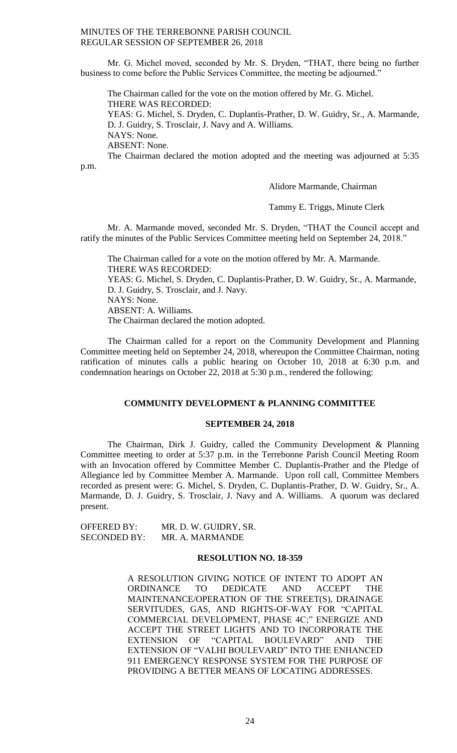Mr. G. Michel moved, seconded by Mr. S. Dryden, "THAT, there being no further business to come before the Public Services Committee, the meeting be adjourned."

The Chairman called for the vote on the motion offered by Mr. G. Michel.
THERE WAS RECORDED:
YEAS: G. Michel, S. Dryden, C. Duplantis-Prather, D. W. Guidry, Sr., A. Marmande, D. J. Guidry, S. Trosclair, J. Navy and A. Williams.
NAYS: None.
ABSENT: None.
The Chairman declared the motion adopted and the meeting was adjourned at 5:35 p.m.

Alidore Marmande, Chairman

Tammy E. Triggs, Minute Clerk

Mr. A. Marmande moved, seconded Mr. S. Dryden, "THAT the Council accept and ratify the minutes of the Public Services Committee meeting held on September 24, 2018."

The Chairman called for a vote on the motion offered by Mr. A. Marmande.
THERE WAS RECORDED:
YEAS: G. Michel, S. Dryden, C. Duplantis-Prather, D. W. Guidry, Sr., A. Marmande, D. J. Guidry, S. Trosclair, and J. Navy.
NAYS: None.
ABSENT: A. Williams.
The Chairman declared the motion adopted.

The Chairman called for a report on the Community Development and Planning Committee meeting held on September 24, 2018, whereupon the Committee Chairman, noting ratification of minutes calls a public hearing on October 10, 2018 at 6:30 p.m. and condemnation hearings on October 22, 2018 at 5:30 p.m., rendered the following:

**COMMUNITY DEVELOPMENT & PLANNING COMMITTEE**

**SEPTEMBER 24, 2018**

The Chairman, Dirk J. Guidry, called the Community Development & Planning Committee meeting to order at 5:37 p.m. in the Terrebonne Parish Council Meeting Room with an Invocation offered by Committee Member C. Duplantis-Prather and the Pledge of Allegiance led by Committee Member A. Marmande. Upon roll call, Committee Members recorded as present were: G. Michel, S. Dryden, C. Duplantis-Prather, D. W. Guidry, Sr., A. Marmande, D. J. Guidry, S. Trosclair, J. Navy and A. Williams. A quorum was declared present.

OFFERED BY: MR. D. W. GUIDRY, SR.
SECONDED BY: MR. A. MARMANDE

**RESOLUTION NO. 18-359**

A RESOLUTION GIVING NOTICE OF INTENT TO ADOPT AN ORDINANCE TO DEDICATE AND ACCEPT THE MAINTENANCE/OPERATION OF THE STREET(S), DRAINAGE SERVITUDES, GAS, AND RIGHTS-OF-WAY FOR "CAPITAL COMMERCIAL DEVELOPMENT, PHASE 4C;" ENERGIZE AND ACCEPT THE STREET LIGHTS AND TO INCORPORATE THE EXTENSION OF "CAPITAL BOULEVARD" AND THE EXTENSION OF "VALHI BOULEVARD" INTO THE ENHANCED 911 EMERGENCY RESPONSE SYSTEM FOR THE PURPOSE OF PROVIDING A BETTER MEANS OF LOCATING ADDRESSES.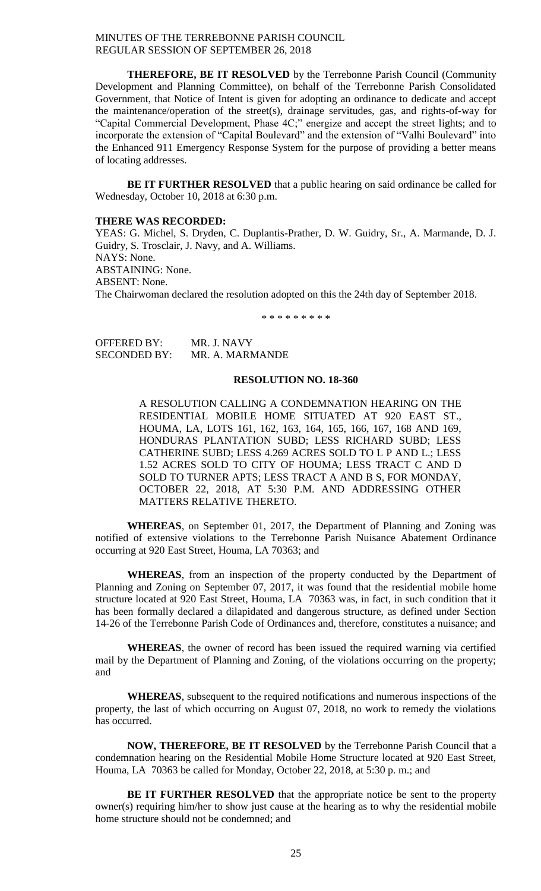**THEREFORE, BE IT RESOLVED** by the Terrebonne Parish Council (Community Development and Planning Committee), on behalf of the Terrebonne Parish Consolidated Government, that Notice of Intent is given for adopting an ordinance to dedicate and accept the maintenance/operation of the street(s), drainage servitudes, gas, and rights-of-way for "Capital Commercial Development, Phase 4C;" energize and accept the street lights; and to incorporate the extension of "Capital Boulevard" and the extension of "Valhi Boulevard" into the Enhanced 911 Emergency Response System for the purpose of providing a better means of locating addresses.

**BE IT FURTHER RESOLVED** that a public hearing on said ordinance be called for Wednesday, October 10, 2018 at 6:30 p.m.

**THERE WAS RECORDED:**

YEAS: G. Michel, S. Dryden, C. Duplantis-Prather, D. W. Guidry, Sr., A. Marmande, D. J. Guidry, S. Trosclair, J. Navy, and A. Williams.
NAYS: None.
ABSTAINING: None.
ABSENT: None.
The Chairwoman declared the resolution adopted on this the 24th day of September 2018.

\* \* \* \* \* \* \* \* \*

OFFERED BY: MR. J. NAVY
SECONDED BY: MR. A. MARMANDE

**RESOLUTION NO. 18-360**

A RESOLUTION CALLING A CONDEMNATION HEARING ON THE RESIDENTIAL MOBILE HOME SITUATED AT 920 EAST ST., HOUMA, LA, LOTS 161, 162, 163, 164, 165, 166, 167, 168 AND 169, HONDURAS PLANTATION SUBD; LESS RICHARD SUBD; LESS CATHERINE SUBD; LESS 4.269 ACRES SOLD TO L P AND L.; LESS 1.52 ACRES SOLD TO CITY OF HOUMA; LESS TRACT C AND D SOLD TO TURNER APTS; LESS TRACT A AND B S, FOR MONDAY, OCTOBER 22, 2018, AT 5:30 P.M. AND ADDRESSING OTHER MATTERS RELATIVE THERETO.

**WHEREAS**, on September 01, 2017, the Department of Planning and Zoning was notified of extensive violations to the Terrebonne Parish Nuisance Abatement Ordinance occurring at 920 East Street, Houma, LA 70363; and

**WHEREAS**, from an inspection of the property conducted by the Department of Planning and Zoning on September 07, 2017, it was found that the residential mobile home structure located at 920 East Street, Houma, LA 70363 was, in fact, in such condition that it has been formally declared a dilapidated and dangerous structure, as defined under Section 14-26 of the Terrebonne Parish Code of Ordinances and, therefore, constitutes a nuisance; and

**WHEREAS**, the owner of record has been issued the required warning via certified mail by the Department of Planning and Zoning, of the violations occurring on the property; and

**WHEREAS**, subsequent to the required notifications and numerous inspections of the property, the last of which occurring on August 07, 2018, no work to remedy the violations has occurred.

**NOW, THEREFORE, BE IT RESOLVED** by the Terrebonne Parish Council that a condemnation hearing on the Residential Mobile Home Structure located at 920 East Street, Houma, LA 70363 be called for Monday, October 22, 2018, at 5:30 p. m.; and

**BE IT FURTHER RESOLVED** that the appropriate notice be sent to the property owner(s) requiring him/her to show just cause at the hearing as to why the residential mobile home structure should not be condemned; and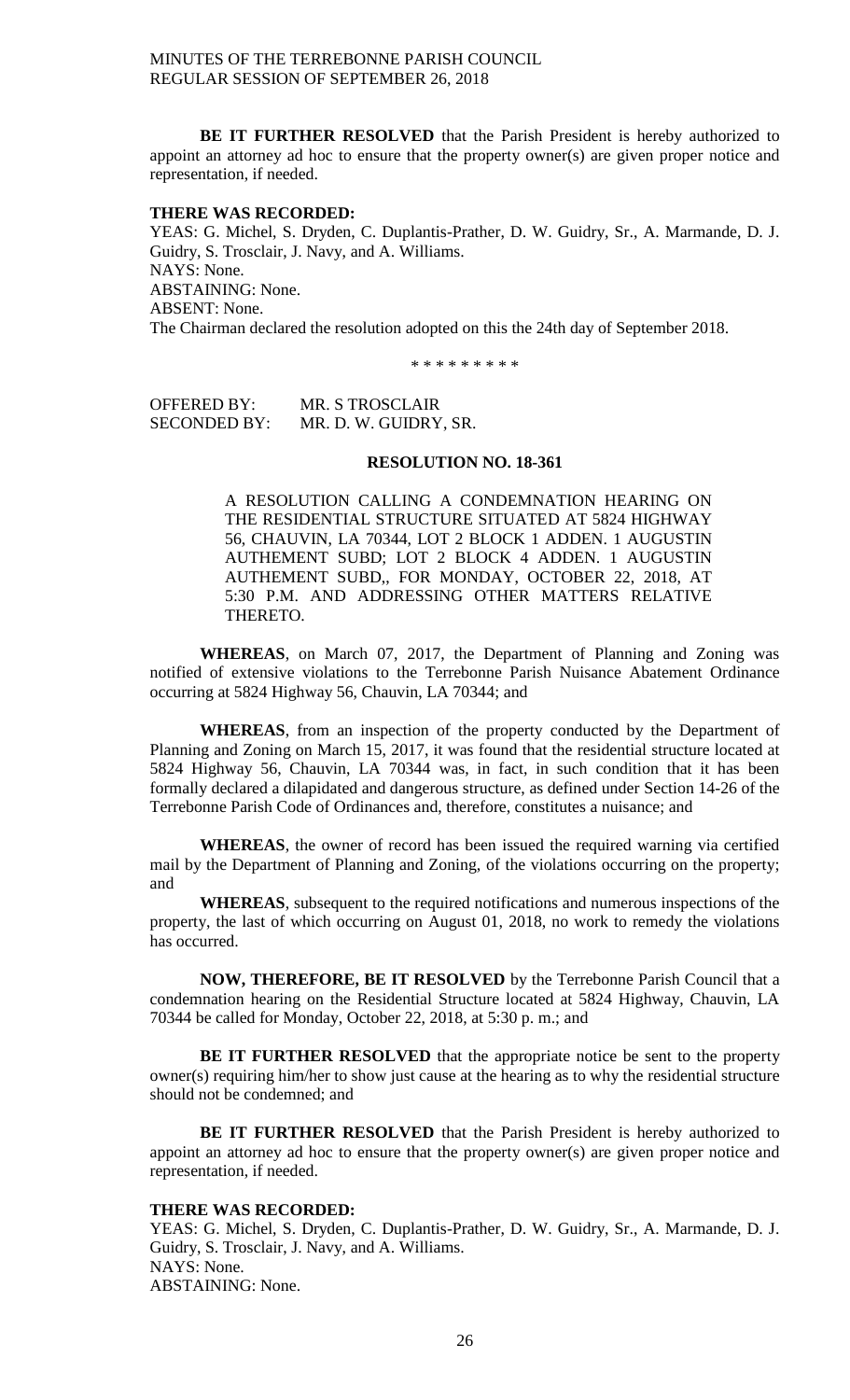**BE IT FURTHER RESOLVED** that the Parish President is hereby authorized to appoint an attorney ad hoc to ensure that the property owner(s) are given proper notice and representation, if needed.

**THERE WAS RECORDED:**

YEAS: G. Michel, S. Dryden, C. Duplantis-Prather, D. W. Guidry, Sr., A. Marmande, D. J. Guidry, S. Trosclair, J. Navy, and A. Williams.
NAYS: None.
ABSTAINING: None.
ABSENT: None.
The Chairman declared the resolution adopted on this the 24th day of September 2018.

\* \* \* \* \* \* \* \* \*

OFFERED BY: MR. S TROSCLAIR
SECONDED BY: MR. D. W. GUIDRY, SR.

**RESOLUTION NO. 18-361**

A RESOLUTION CALLING A CONDEMNATION HEARING ON THE RESIDENTIAL STRUCTURE SITUATED AT 5824 HIGHWAY 56, CHAUVIN, LA 70344, LOT 2 BLOCK 1 ADDEN. 1 AUGUSTIN AUTHEMENT SUBD; LOT 2 BLOCK 4 ADDEN. 1 AUGUSTIN AUTHEMENT SUBD,, FOR MONDAY, OCTOBER 22, 2018, AT 5:30 P.M. AND ADDRESSING OTHER MATTERS RELATIVE THERETO.

**WHEREAS**, on March 07, 2017, the Department of Planning and Zoning was notified of extensive violations to the Terrebonne Parish Nuisance Abatement Ordinance occurring at 5824 Highway 56, Chauvin, LA 70344; and

**WHEREAS**, from an inspection of the property conducted by the Department of Planning and Zoning on March 15, 2017, it was found that the residential structure located at 5824 Highway 56, Chauvin, LA 70344 was, in fact, in such condition that it has been formally declared a dilapidated and dangerous structure, as defined under Section 14-26 of the Terrebonne Parish Code of Ordinances and, therefore, constitutes a nuisance; and

**WHEREAS**, the owner of record has been issued the required warning via certified mail by the Department of Planning and Zoning, of the violations occurring on the property; and

**WHEREAS**, subsequent to the required notifications and numerous inspections of the property, the last of which occurring on August 01, 2018, no work to remedy the violations has occurred.

**NOW, THEREFORE, BE IT RESOLVED** by the Terrebonne Parish Council that a condemnation hearing on the Residential Structure located at 5824 Highway, Chauvin, LA 70344 be called for Monday, October 22, 2018, at 5:30 p. m.; and

**BE IT FURTHER RESOLVED** that the appropriate notice be sent to the property owner(s) requiring him/her to show just cause at the hearing as to why the residential structure should not be condemned; and

**BE IT FURTHER RESOLVED** that the Parish President is hereby authorized to appoint an attorney ad hoc to ensure that the property owner(s) are given proper notice and representation, if needed.

**THERE WAS RECORDED:**

YEAS: G. Michel, S. Dryden, C. Duplantis-Prather, D. W. Guidry, Sr., A. Marmande, D. J. Guidry, S. Trosclair, J. Navy, and A. Williams.
NAYS: None.
ABSTAINING: None.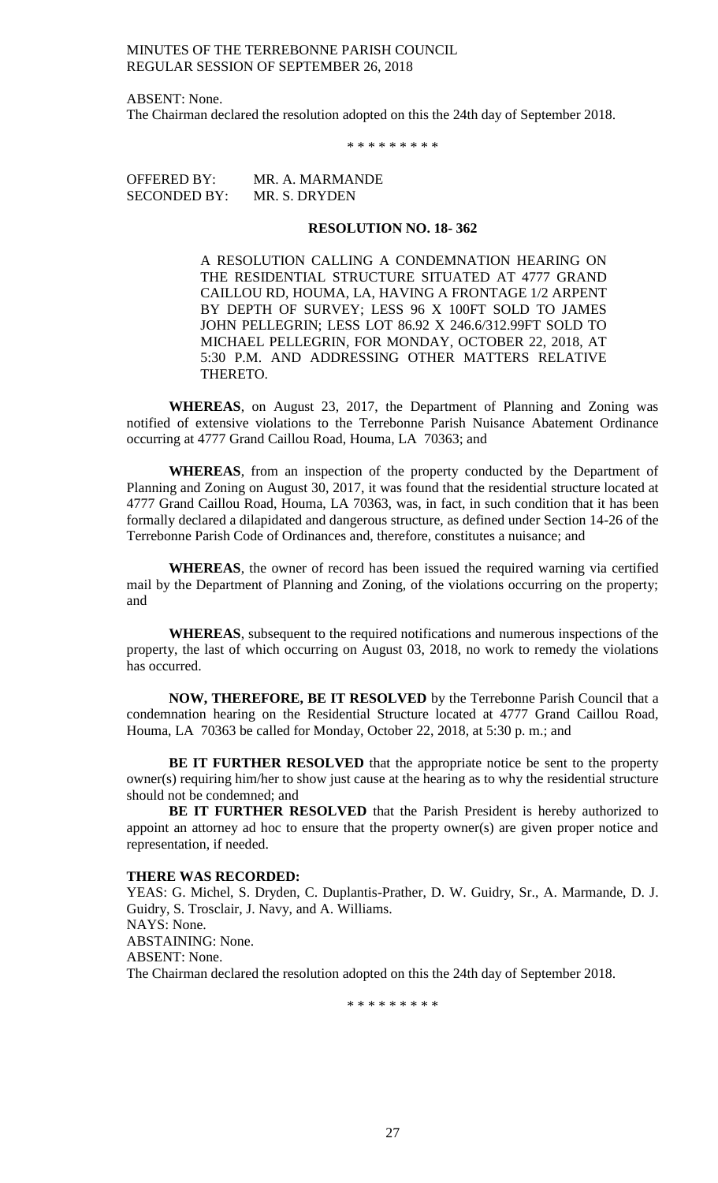ABSENT: None.
The Chairman declared the resolution adopted on this the 24th day of September 2018.

\* \* \* \* \* \* \* \* \*

OFFERED BY: MR. A. MARMANDE
SECONDED BY: MR. S. DRYDEN

**RESOLUTION NO. 18- 362**

A RESOLUTION CALLING A CONDEMNATION HEARING ON THE RESIDENTIAL STRUCTURE SITUATED AT 4777 GRAND CAILLOU RD, HOUMA, LA, HAVING A FRONTAGE 1/2 ARPENT BY DEPTH OF SURVEY; LESS 96 X 100FT SOLD TO JAMES JOHN PELLEGRIN; LESS LOT 86.92 X 246.6/312.99FT SOLD TO MICHAEL PELLEGRIN, FOR MONDAY, OCTOBER 22, 2018, AT 5:30 P.M. AND ADDRESSING OTHER MATTERS RELATIVE THERETO.

**WHEREAS**, on August 23, 2017, the Department of Planning and Zoning was notified of extensive violations to the Terrebonne Parish Nuisance Abatement Ordinance occurring at 4777 Grand Caillou Road, Houma, LA 70363; and

**WHEREAS**, from an inspection of the property conducted by the Department of Planning and Zoning on August 30, 2017, it was found that the residential structure located at 4777 Grand Caillou Road, Houma, LA 70363, was, in fact, in such condition that it has been formally declared a dilapidated and dangerous structure, as defined under Section 14-26 of the Terrebonne Parish Code of Ordinances and, therefore, constitutes a nuisance; and

**WHEREAS**, the owner of record has been issued the required warning via certified mail by the Department of Planning and Zoning, of the violations occurring on the property; and

**WHEREAS**, subsequent to the required notifications and numerous inspections of the property, the last of which occurring on August 03, 2018, no work to remedy the violations has occurred.

**NOW, THEREFORE, BE IT RESOLVED** by the Terrebonne Parish Council that a condemnation hearing on the Residential Structure located at 4777 Grand Caillou Road, Houma, LA 70363 be called for Monday, October 22, 2018, at 5:30 p. m.; and

**BE IT FURTHER RESOLVED** that the appropriate notice be sent to the property owner(s) requiring him/her to show just cause at the hearing as to why the residential structure should not be condemned; and

**BE IT FURTHER RESOLVED** that the Parish President is hereby authorized to appoint an attorney ad hoc to ensure that the property owner(s) are given proper notice and representation, if needed.

**THERE WAS RECORDED:**
YEAS: G. Michel, S. Dryden, C. Duplantis-Prather, D. W. Guidry, Sr., A. Marmande, D. J. Guidry, S. Trosclair, J. Navy, and A. Williams.
NAYS: None.
ABSTAINING: None.
ABSENT: None.
The Chairman declared the resolution adopted on this the 24th day of September 2018.

\* \* \* \* \* \* \* \* \*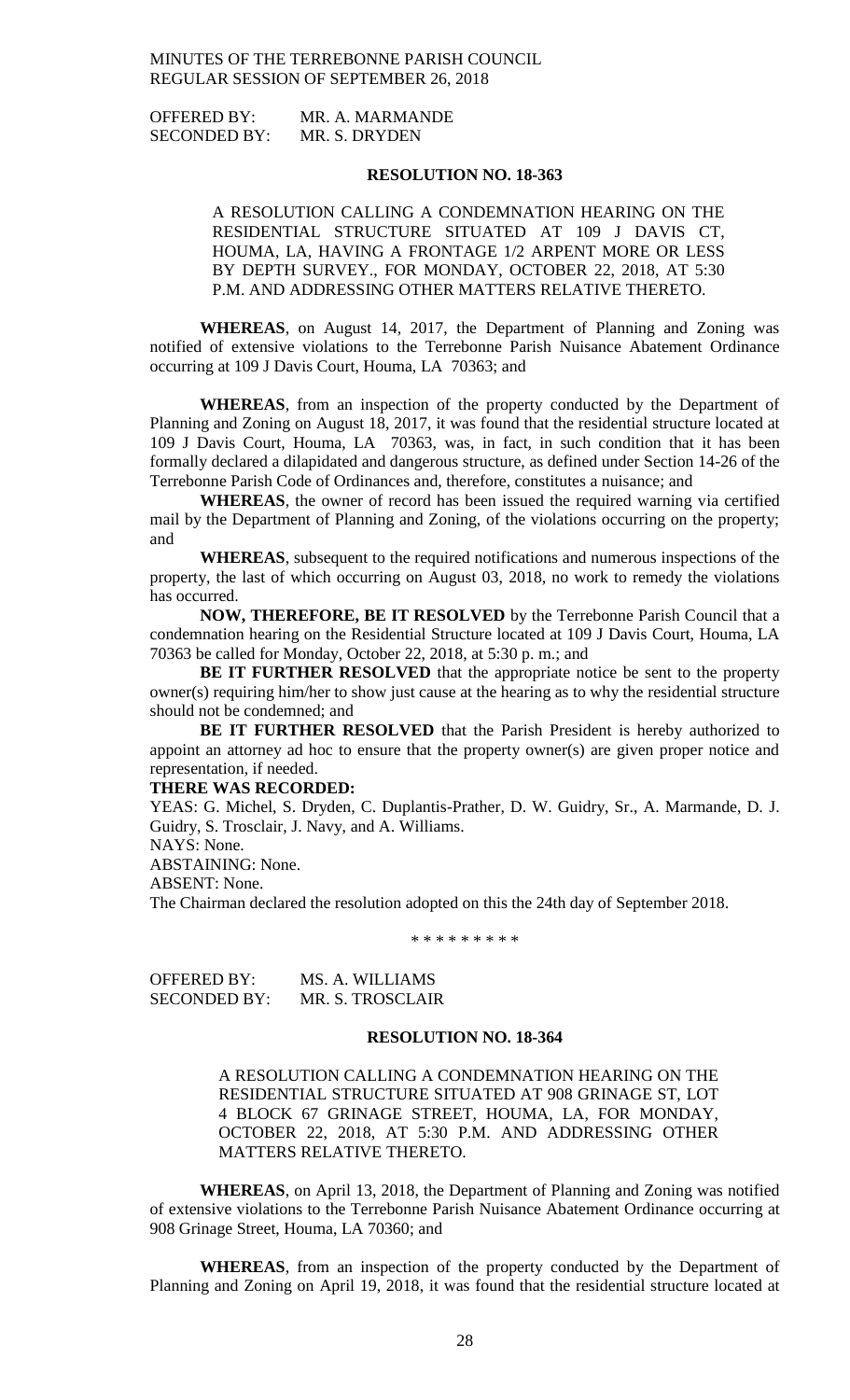OFFERED BY: MR. A. MARMANDE
SECONDED BY: MR. S. DRYDEN

**RESOLUTION NO. 18-363**

A RESOLUTION CALLING A CONDEMNATION HEARING ON THE RESIDENTIAL STRUCTURE SITUATED AT 109 J DAVIS CT, HOUMA, LA, HAVING A FRONTAGE 1/2 ARPENT MORE OR LESS BY DEPTH SURVEY., FOR MONDAY, OCTOBER 22, 2018, AT 5:30 P.M. AND ADDRESSING OTHER MATTERS RELATIVE THERETO.

**WHEREAS**, on August 14, 2017, the Department of Planning and Zoning was notified of extensive violations to the Terrebonne Parish Nuisance Abatement Ordinance occurring at 109 J Davis Court, Houma, LA 70363; and

**WHEREAS**, from an inspection of the property conducted by the Department of Planning and Zoning on August 18, 2017, it was found that the residential structure located at 109 J Davis Court, Houma, LA 70363, was, in fact, in such condition that it has been formally declared a dilapidated and dangerous structure, as defined under Section 14-26 of the Terrebonne Parish Code of Ordinances and, therefore, constitutes a nuisance; and

**WHEREAS**, the owner of record has been issued the required warning via certified mail by the Department of Planning and Zoning, of the violations occurring on the property; and

**WHEREAS**, subsequent to the required notifications and numerous inspections of the property, the last of which occurring on August 03, 2018, no work to remedy the violations has occurred.

**NOW, THEREFORE, BE IT RESOLVED** by the Terrebonne Parish Council that a condemnation hearing on the Residential Structure located at 109 J Davis Court, Houma, LA 70363 be called for Monday, October 22, 2018, at 5:30 p. m.; and

**BE IT FURTHER RESOLVED** that the appropriate notice be sent to the property owner(s) requiring him/her to show just cause at the hearing as to why the residential structure should not be condemned; and

**BE IT FURTHER RESOLVED** that the Parish President is hereby authorized to appoint an attorney ad hoc to ensure that the property owner(s) are given proper notice and representation, if needed.

**THERE WAS RECORDED:**

YEAS: G. Michel, S. Dryden, C. Duplantis-Prather, D. W. Guidry, Sr., A. Marmande, D. J. Guidry, S. Trosclair, J. Navy, and A. Williams.

NAYS: None.

ABSTAINING: None.

ABSENT: None.

The Chairman declared the resolution adopted on this the 24th day of September 2018.

\* \* \* \* \* \* \* \* \*

OFFERED BY: MS. A. WILLIAMS
SECONDED BY: MR. S. TROSCLAIR

**RESOLUTION NO. 18-364**

A RESOLUTION CALLING A CONDEMNATION HEARING ON THE RESIDENTIAL STRUCTURE SITUATED AT 908 GRINAGE ST, LOT 4 BLOCK 67 GRINAGE STREET, HOUMA, LA, FOR MONDAY, OCTOBER 22, 2018, AT 5:30 P.M. AND ADDRESSING OTHER MATTERS RELATIVE THERETO.

**WHEREAS**, on April 13, 2018, the Department of Planning and Zoning was notified of extensive violations to the Terrebonne Parish Nuisance Abatement Ordinance occurring at 908 Grinage Street, Houma, LA 70360; and

**WHEREAS**, from an inspection of the property conducted by the Department of Planning and Zoning on April 19, 2018, it was found that the residential structure located at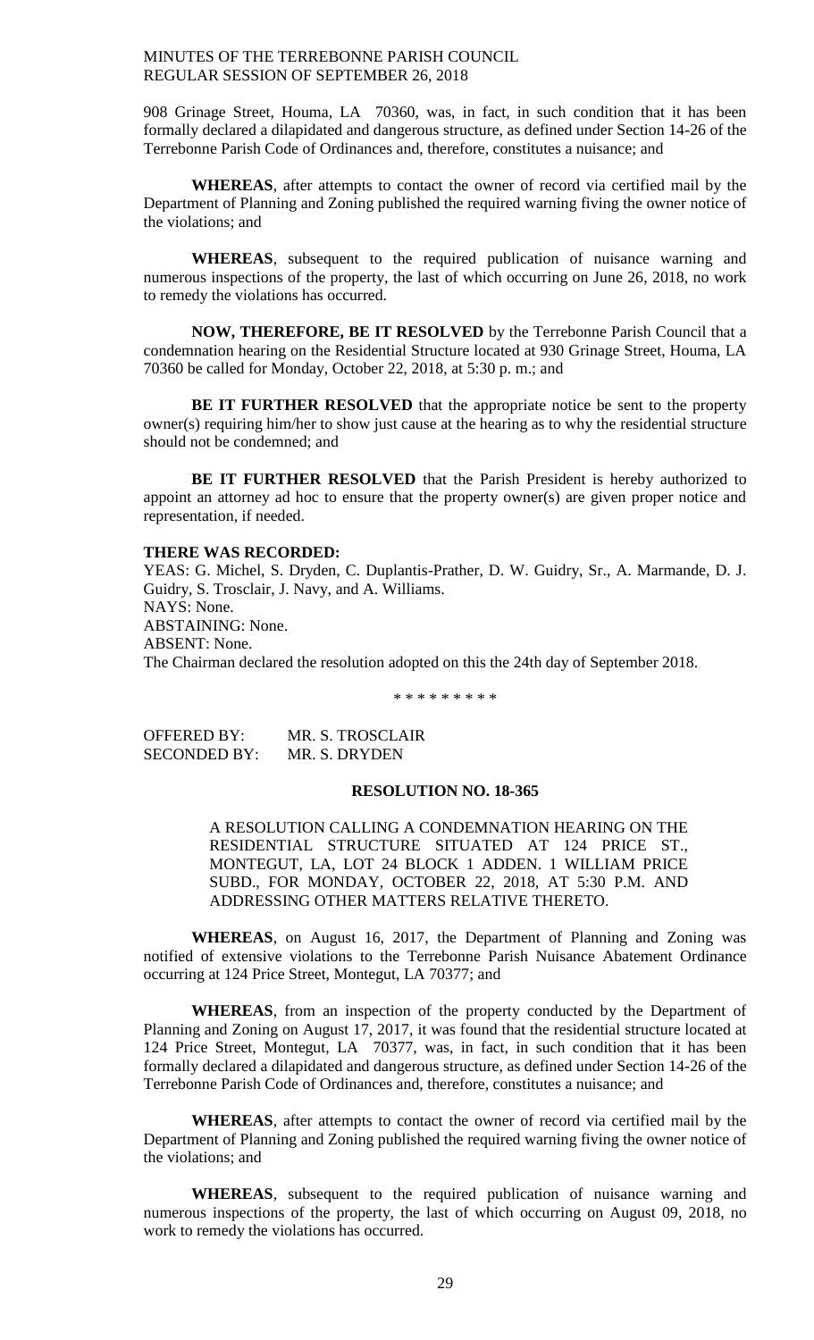908 Grinage Street, Houma, LA 70360, was, in fact, in such condition that it has been formally declared a dilapidated and dangerous structure, as defined under Section 14-26 of the Terrebonne Parish Code of Ordinances and, therefore, constitutes a nuisance; and

**WHEREAS**, after attempts to contact the owner of record via certified mail by the Department of Planning and Zoning published the required warning fiving the owner notice of the violations; and

**WHEREAS**, subsequent to the required publication of nuisance warning and numerous inspections of the property, the last of which occurring on June 26, 2018, no work to remedy the violations has occurred.

**NOW, THEREFORE, BE IT RESOLVED** by the Terrebonne Parish Council that a condemnation hearing on the Residential Structure located at 930 Grinage Street, Houma, LA 70360 be called for Monday, October 22, 2018, at 5:30 p. m.; and

**BE IT FURTHER RESOLVED** that the appropriate notice be sent to the property owner(s) requiring him/her to show just cause at the hearing as to why the residential structure should not be condemned; and

**BE IT FURTHER RESOLVED** that the Parish President is hereby authorized to appoint an attorney ad hoc to ensure that the property owner(s) are given proper notice and representation, if needed.

**THERE WAS RECORDED:**

YEAS: G. Michel, S. Dryden, C. Duplantis-Prather, D. W. Guidry, Sr., A. Marmande, D. J. Guidry, S. Trosclair, J. Navy, and A. Williams.
NAYS: None.
ABSTAINING: None.
ABSENT: None.
The Chairman declared the resolution adopted on this the 24th day of September 2018.

\* \* \* \* \* \* \* \* \*

OFFERED BY: MR. S. TROSCLAIR
SECONDED BY: MR. S. DRYDEN

**RESOLUTION NO. 18-365**

A RESOLUTION CALLING A CONDEMNATION HEARING ON THE RESIDENTIAL STRUCTURE SITUATED AT 124 PRICE ST., MONTEGUT, LA, LOT 24 BLOCK 1 ADDEN. 1 WILLIAM PRICE SUBD., FOR MONDAY, OCTOBER 22, 2018, AT 5:30 P.M. AND ADDRESSING OTHER MATTERS RELATIVE THERETO.

**WHEREAS**, on August 16, 2017, the Department of Planning and Zoning was notified of extensive violations to the Terrebonne Parish Nuisance Abatement Ordinance occurring at 124 Price Street, Montegut, LA 70377; and

**WHEREAS**, from an inspection of the property conducted by the Department of Planning and Zoning on August 17, 2017, it was found that the residential structure located at 124 Price Street, Montegut, LA 70377, was, in fact, in such condition that it has been formally declared a dilapidated and dangerous structure, as defined under Section 14-26 of the Terrebonne Parish Code of Ordinances and, therefore, constitutes a nuisance; and

**WHEREAS**, after attempts to contact the owner of record via certified mail by the Department of Planning and Zoning published the required warning fiving the owner notice of the violations; and

**WHEREAS**, subsequent to the required publication of nuisance warning and numerous inspections of the property, the last of which occurring on August 09, 2018, no work to remedy the violations has occurred.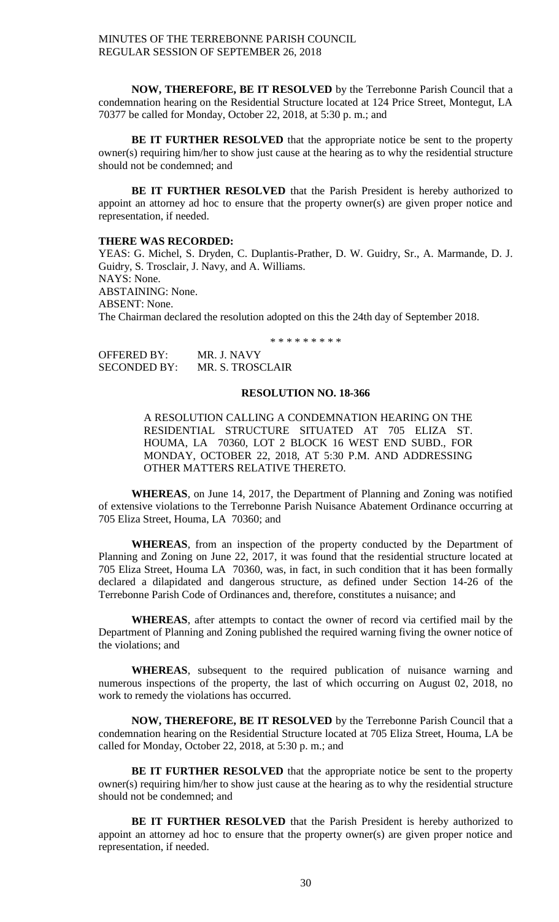**NOW, THEREFORE, BE IT RESOLVED** by the Terrebonne Parish Council that a condemnation hearing on the Residential Structure located at 124 Price Street, Montegut, LA 70377 be called for Monday, October 22, 2018, at 5:30 p. m.; and

**BE IT FURTHER RESOLVED** that the appropriate notice be sent to the property owner(s) requiring him/her to show just cause at the hearing as to why the residential structure should not be condemned; and

**BE IT FURTHER RESOLVED** that the Parish President is hereby authorized to appoint an attorney ad hoc to ensure that the property owner(s) are given proper notice and representation, if needed.

**THERE WAS RECORDED:**

YEAS: G. Michel, S. Dryden, C. Duplantis-Prather, D. W. Guidry, Sr., A. Marmande, D. J. Guidry, S. Trosclair, J. Navy, and A. Williams.
NAYS: None.
ABSTAINING: None.
ABSENT: None.
The Chairman declared the resolution adopted on this the 24th day of September 2018.

\* \* \* \* \* \* \* \* \*

OFFERED BY: MR. J. NAVY
SECONDED BY: MR. S. TROSCLAIR

**RESOLUTION NO. 18-366**

A RESOLUTION CALLING A CONDEMNATION HEARING ON THE RESIDENTIAL STRUCTURE SITUATED AT 705 ELIZA ST. HOUMA, LA 70360, LOT 2 BLOCK 16 WEST END SUBD., FOR MONDAY, OCTOBER 22, 2018, AT 5:30 P.M. AND ADDRESSING OTHER MATTERS RELATIVE THERETO.

**WHEREAS**, on June 14, 2017, the Department of Planning and Zoning was notified of extensive violations to the Terrebonne Parish Nuisance Abatement Ordinance occurring at 705 Eliza Street, Houma, LA 70360; and

**WHEREAS**, from an inspection of the property conducted by the Department of Planning and Zoning on June 22, 2017, it was found that the residential structure located at 705 Eliza Street, Houma LA 70360, was, in fact, in such condition that it has been formally declared a dilapidated and dangerous structure, as defined under Section 14-26 of the Terrebonne Parish Code of Ordinances and, therefore, constitutes a nuisance; and

**WHEREAS**, after attempts to contact the owner of record via certified mail by the Department of Planning and Zoning published the required warning fiving the owner notice of the violations; and

**WHEREAS**, subsequent to the required publication of nuisance warning and numerous inspections of the property, the last of which occurring on August 02, 2018, no work to remedy the violations has occurred.

**NOW, THEREFORE, BE IT RESOLVED** by the Terrebonne Parish Council that a condemnation hearing on the Residential Structure located at 705 Eliza Street, Houma, LA be called for Monday, October 22, 2018, at 5:30 p. m.; and

**BE IT FURTHER RESOLVED** that the appropriate notice be sent to the property owner(s) requiring him/her to show just cause at the hearing as to why the residential structure should not be condemned; and

**BE IT FURTHER RESOLVED** that the Parish President is hereby authorized to appoint an attorney ad hoc to ensure that the property owner(s) are given proper notice and representation, if needed.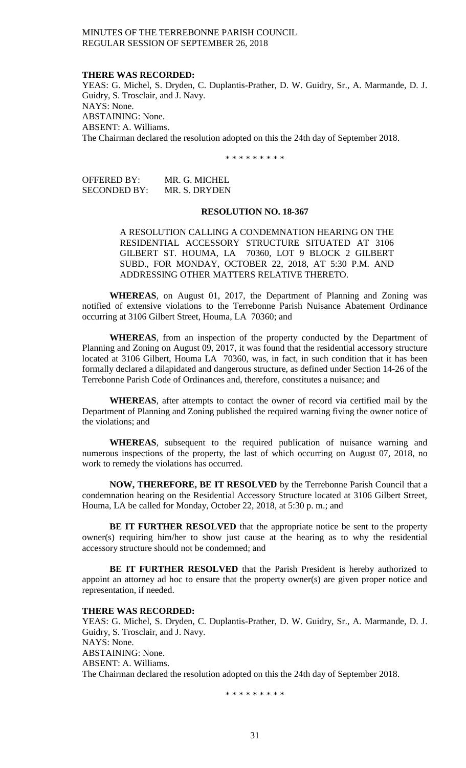**THERE WAS RECORDED:**

YEAS: G. Michel, S. Dryden, C. Duplantis-Prather, D. W. Guidry, Sr., A. Marmande, D. J. Guidry, S. Trosclair, and J. Navy.
NAYS: None.
ABSTAINING: None.
ABSENT: A. Williams.
The Chairman declared the resolution adopted on this the 24th day of September 2018.

\* \* \* \* \* \* \* \* \*

OFFERED BY: MR. G. MICHEL
SECONDED BY: MR. S. DRYDEN

**RESOLUTION NO. 18-367**

A RESOLUTION CALLING A CONDEMNATION HEARING ON THE RESIDENTIAL ACCESSORY STRUCTURE SITUATED AT 3106 GILBERT ST. HOUMA, LA 70360, LOT 9 BLOCK 2 GILBERT SUBD., FOR MONDAY, OCTOBER 22, 2018, AT 5:30 P.M. AND ADDRESSING OTHER MATTERS RELATIVE THERETO.

**WHEREAS**, on August 01, 2017, the Department of Planning and Zoning was notified of extensive violations to the Terrebonne Parish Nuisance Abatement Ordinance occurring at 3106 Gilbert Street, Houma, LA 70360; and

**WHEREAS**, from an inspection of the property conducted by the Department of Planning and Zoning on August 09, 2017, it was found that the residential accessory structure located at 3106 Gilbert, Houma LA 70360, was, in fact, in such condition that it has been formally declared a dilapidated and dangerous structure, as defined under Section 14-26 of the Terrebonne Parish Code of Ordinances and, therefore, constitutes a nuisance; and

**WHEREAS**, after attempts to contact the owner of record via certified mail by the Department of Planning and Zoning published the required warning fiving the owner notice of the violations; and

**WHEREAS**, subsequent to the required publication of nuisance warning and numerous inspections of the property, the last of which occurring on August 07, 2018, no work to remedy the violations has occurred.

**NOW, THEREFORE, BE IT RESOLVED** by the Terrebonne Parish Council that a condemnation hearing on the Residential Accessory Structure located at 3106 Gilbert Street, Houma, LA be called for Monday, October 22, 2018, at 5:30 p. m.; and

**BE IT FURTHER RESOLVED** that the appropriate notice be sent to the property owner(s) requiring him/her to show just cause at the hearing as to why the residential accessory structure should not be condemned; and

**BE IT FURTHER RESOLVED** that the Parish President is hereby authorized to appoint an attorney ad hoc to ensure that the property owner(s) are given proper notice and representation, if needed.

**THERE WAS RECORDED:**

YEAS: G. Michel, S. Dryden, C. Duplantis-Prather, D. W. Guidry, Sr., A. Marmande, D. J. Guidry, S. Trosclair, and J. Navy.
NAYS: None.
ABSTAINING: None.
ABSENT: A. Williams.
The Chairman declared the resolution adopted on this the 24th day of September 2018.

\* \* \* \* \* \* \* \* \*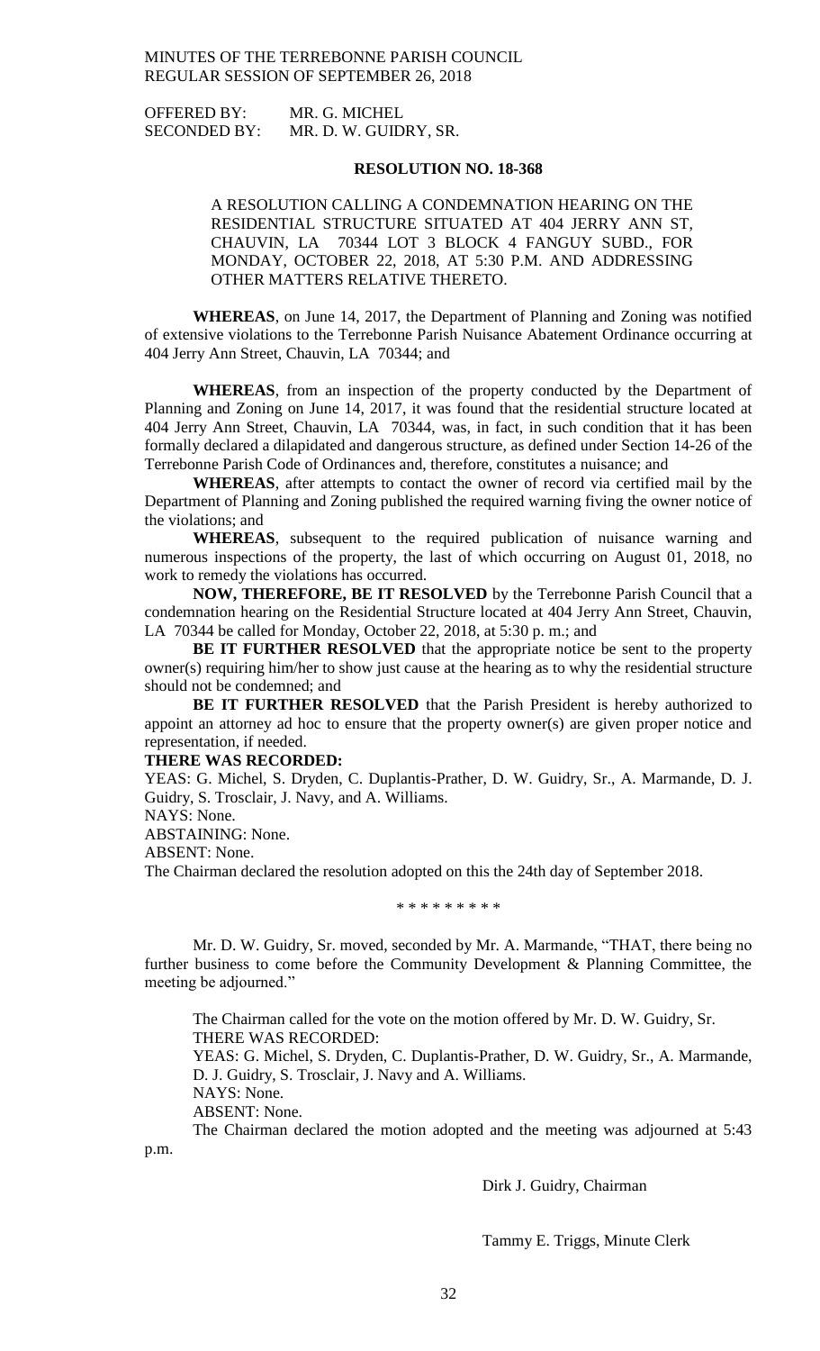OFFERED BY: MR. G. MICHEL
SECONDED BY: MR. D. W. GUIDRY, SR.

**RESOLUTION NO. 18-368**

A RESOLUTION CALLING A CONDEMNATION HEARING ON THE RESIDENTIAL STRUCTURE SITUATED AT 404 JERRY ANN ST, CHAUVIN, LA 70344 LOT 3 BLOCK 4 FANGUY SUBD., FOR MONDAY, OCTOBER 22, 2018, AT 5:30 P.M. AND ADDRESSING OTHER MATTERS RELATIVE THERETO.

**WHEREAS**, on June 14, 2017, the Department of Planning and Zoning was notified of extensive violations to the Terrebonne Parish Nuisance Abatement Ordinance occurring at 404 Jerry Ann Street, Chauvin, LA 70344; and

**WHEREAS**, from an inspection of the property conducted by the Department of Planning and Zoning on June 14, 2017, it was found that the residential structure located at 404 Jerry Ann Street, Chauvin, LA 70344, was, in fact, in such condition that it has been formally declared a dilapidated and dangerous structure, as defined under Section 14-26 of the Terrebonne Parish Code of Ordinances and, therefore, constitutes a nuisance; and

**WHEREAS**, after attempts to contact the owner of record via certified mail by the Department of Planning and Zoning published the required warning fiving the owner notice of the violations; and

**WHEREAS**, subsequent to the required publication of nuisance warning and numerous inspections of the property, the last of which occurring on August 01, 2018, no work to remedy the violations has occurred.

**NOW, THEREFORE, BE IT RESOLVED** by the Terrebonne Parish Council that a condemnation hearing on the Residential Structure located at 404 Jerry Ann Street, Chauvin, LA 70344 be called for Monday, October 22, 2018, at 5:30 p. m.; and

**BE IT FURTHER RESOLVED** that the appropriate notice be sent to the property owner(s) requiring him/her to show just cause at the hearing as to why the residential structure should not be condemned; and

**BE IT FURTHER RESOLVED** that the Parish President is hereby authorized to appoint an attorney ad hoc to ensure that the property owner(s) are given proper notice and representation, if needed.

**THERE WAS RECORDED:**

YEAS: G. Michel, S. Dryden, C. Duplantis-Prather, D. W. Guidry, Sr., A. Marmande, D. J. Guidry, S. Trosclair, J. Navy, and A. Williams.

NAYS: None.

ABSTAINING: None.

ABSENT: None.

The Chairman declared the resolution adopted on this the 24th day of September 2018.

\* \* \* \* \* \* \* \* \*

Mr. D. W. Guidry, Sr. moved, seconded by Mr. A. Marmande, "THAT, there being no further business to come before the Community Development & Planning Committee, the meeting be adjourned."

The Chairman called for the vote on the motion offered by Mr. D. W. Guidry, Sr.

THERE WAS RECORDED:

YEAS: G. Michel, S. Dryden, C. Duplantis-Prather, D. W. Guidry, Sr., A. Marmande, D. J. Guidry, S. Trosclair, J. Navy and A. Williams.

NAYS: None.

ABSENT: None.

The Chairman declared the motion adopted and the meeting was adjourned at 5:43 p.m.

Dirk J. Guidry, Chairman

Tammy E. Triggs, Minute Clerk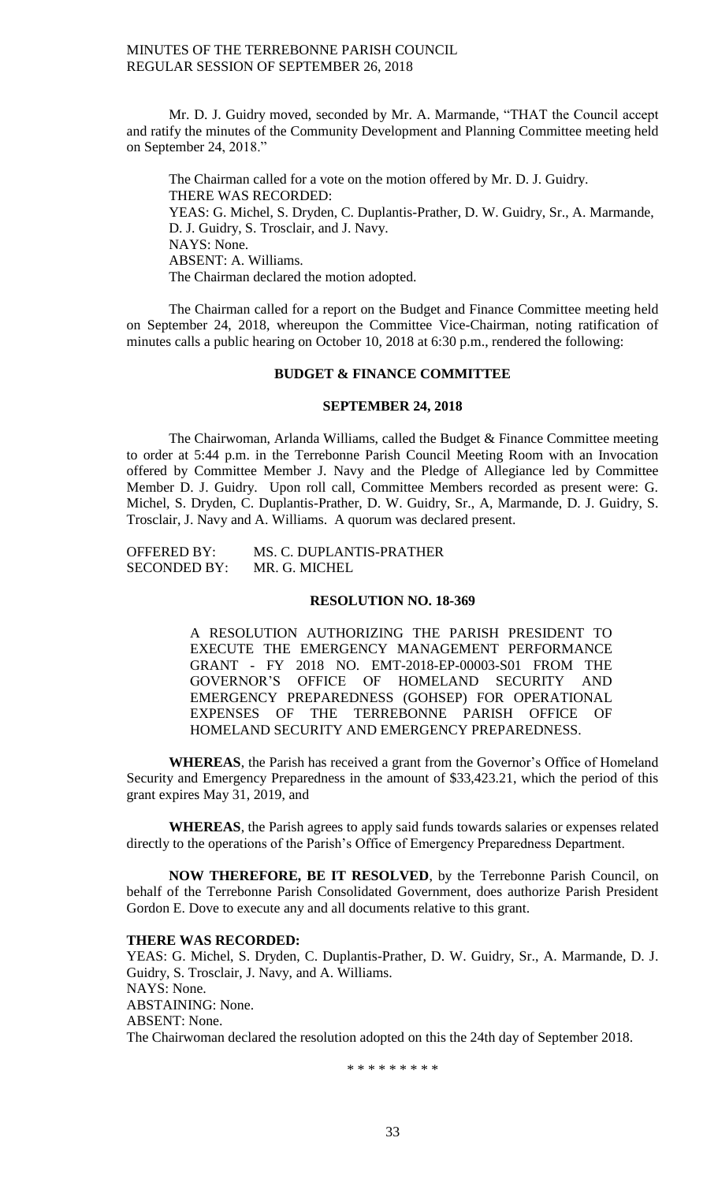Mr. D. J. Guidry moved, seconded by Mr. A. Marmande, "THAT the Council accept and ratify the minutes of the Community Development and Planning Committee meeting held on September 24, 2018."

The Chairman called for a vote on the motion offered by Mr. D. J. Guidry.
THERE WAS RECORDED:
YEAS: G. Michel, S. Dryden, C. Duplantis-Prather, D. W. Guidry, Sr., A. Marmande, D. J. Guidry, S. Trosclair, and J. Navy.
NAYS: None.
ABSENT: A. Williams.
The Chairman declared the motion adopted.

The Chairman called for a report on the Budget and Finance Committee meeting held on September 24, 2018, whereupon the Committee Vice-Chairman, noting ratification of minutes calls a public hearing on October 10, 2018 at 6:30 p.m., rendered the following:

**BUDGET & FINANCE COMMITTEE**

**SEPTEMBER 24, 2018**

The Chairwoman, Arlanda Williams, called the Budget & Finance Committee meeting to order at 5:44 p.m. in the Terrebonne Parish Council Meeting Room with an Invocation offered by Committee Member J. Navy and the Pledge of Allegiance led by Committee Member D. J. Guidry. Upon roll call, Committee Members recorded as present were: G. Michel, S. Dryden, C. Duplantis-Prather, D. W. Guidry, Sr., A, Marmande, D. J. Guidry, S. Trosclair, J. Navy and A. Williams. A quorum was declared present.

OFFERED BY: MS. C. DUPLANTIS-PRATHER
SECONDED BY: MR. G. MICHEL

**RESOLUTION NO. 18-369**

A RESOLUTION AUTHORIZING THE PARISH PRESIDENT TO EXECUTE THE EMERGENCY MANAGEMENT PERFORMANCE GRANT - FY 2018 NO. EMT-2018-EP-00003-S01 FROM THE GOVERNOR'S OFFICE OF HOMELAND SECURITY AND EMERGENCY PREPAREDNESS (GOHSEP) FOR OPERATIONAL EXPENSES OF THE TERREBONNE PARISH OFFICE OF HOMELAND SECURITY AND EMERGENCY PREPAREDNESS.

**WHEREAS**, the Parish has received a grant from the Governor's Office of Homeland Security and Emergency Preparedness in the amount of $33,423.21, which the period of this grant expires May 31, 2019, and

**WHEREAS**, the Parish agrees to apply said funds towards salaries or expenses related directly to the operations of the Parish's Office of Emergency Preparedness Department.

**NOW THEREFORE, BE IT RESOLVED**, by the Terrebonne Parish Council, on behalf of the Terrebonne Parish Consolidated Government, does authorize Parish President Gordon E. Dove to execute any and all documents relative to this grant.

**THERE WAS RECORDED:**
YEAS: G. Michel, S. Dryden, C. Duplantis-Prather, D. W. Guidry, Sr., A. Marmande, D. J. Guidry, S. Trosclair, J. Navy, and A. Williams.
NAYS: None.
ABSTAINING: None.
ABSENT: None.
The Chairwoman declared the resolution adopted on this the 24th day of September 2018.

\* \* \* \* \* \* \* \* \*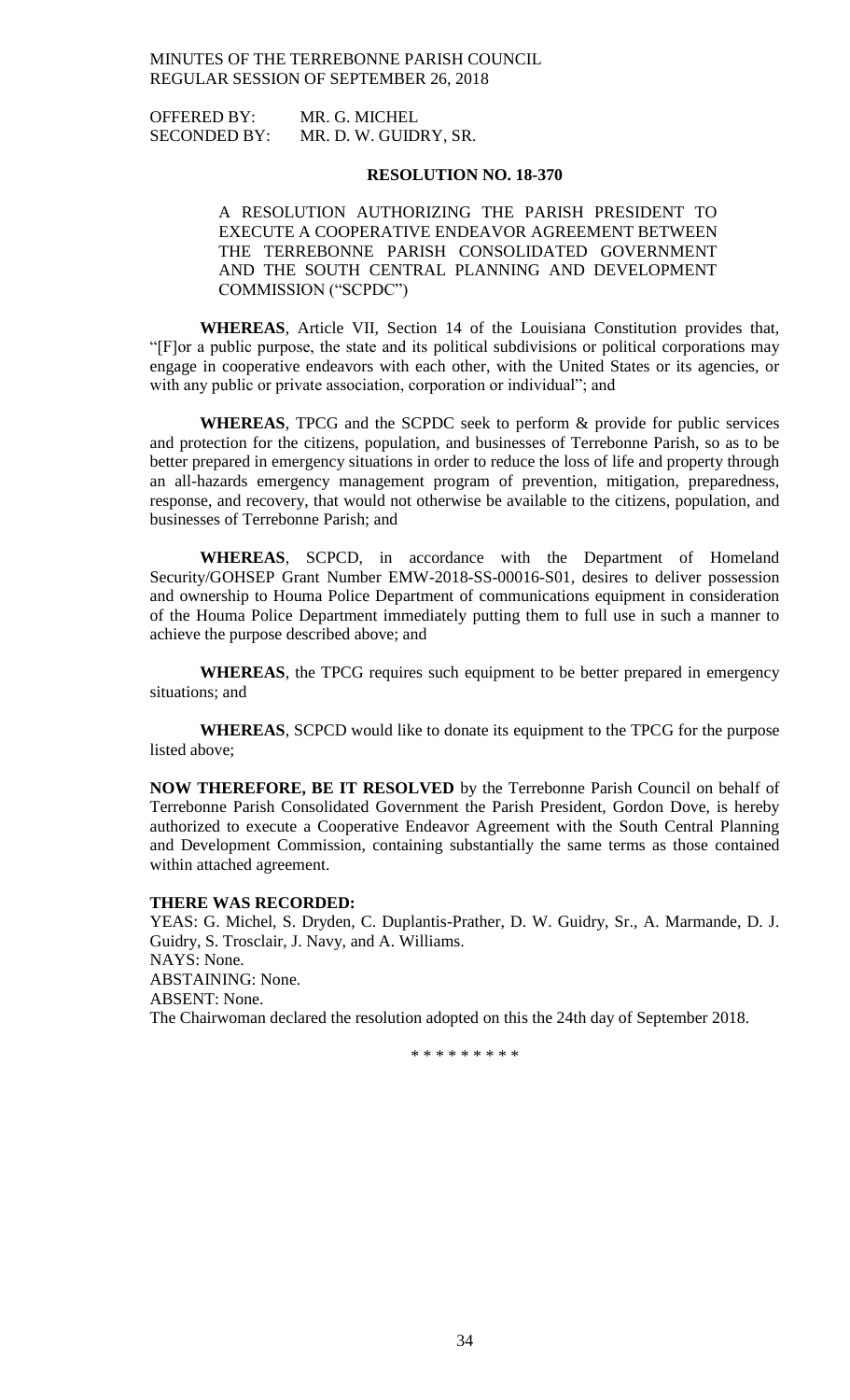OFFERED BY: MR. G. MICHEL
SECONDED BY: MR. D. W. GUIDRY, SR.

**RESOLUTION NO. 18-370**

A RESOLUTION AUTHORIZING THE PARISH PRESIDENT TO EXECUTE A COOPERATIVE ENDEAVOR AGREEMENT BETWEEN THE TERREBONNE PARISH CONSOLIDATED GOVERNMENT AND THE SOUTH CENTRAL PLANNING AND DEVELOPMENT COMMISSION ("SCPDC")

**WHEREAS**, Article VII, Section 14 of the Louisiana Constitution provides that, "[F]or a public purpose, the state and its political subdivisions or political corporations may engage in cooperative endeavors with each other, with the United States or its agencies, or with any public or private association, corporation or individual"; and

**WHEREAS**, TPCG and the SCPDC seek to perform & provide for public services and protection for the citizens, population, and businesses of Terrebonne Parish, so as to be better prepared in emergency situations in order to reduce the loss of life and property through an all-hazards emergency management program of prevention, mitigation, preparedness, response, and recovery, that would not otherwise be available to the citizens, population, and businesses of Terrebonne Parish; and

**WHEREAS**, SCPCD, in accordance with the Department of Homeland Security/GOHSEP Grant Number EMW-2018-SS-00016-S01, desires to deliver possession and ownership to Houma Police Department of communications equipment in consideration of the Houma Police Department immediately putting them to full use in such a manner to achieve the purpose described above; and

**WHEREAS**, the TPCG requires such equipment to be better prepared in emergency situations; and

**WHEREAS**, SCPCD would like to donate its equipment to the TPCG for the purpose listed above;

**NOW THEREFORE, BE IT RESOLVED** by the Terrebonne Parish Council on behalf of Terrebonne Parish Consolidated Government the Parish President, Gordon Dove, is hereby authorized to execute a Cooperative Endeavor Agreement with the South Central Planning and Development Commission, containing substantially the same terms as those contained within attached agreement.

**THERE WAS RECORDED:**
YEAS: G. Michel, S. Dryden, C. Duplantis-Prather, D. W. Guidry, Sr., A. Marmande, D. J. Guidry, S. Trosclair, J. Navy, and A. Williams.
NAYS: None.
ABSTAINING: None.
ABSENT: None.
The Chairwoman declared the resolution adopted on this the 24th day of September 2018.

\* \* \* \* \* \* \* \* \*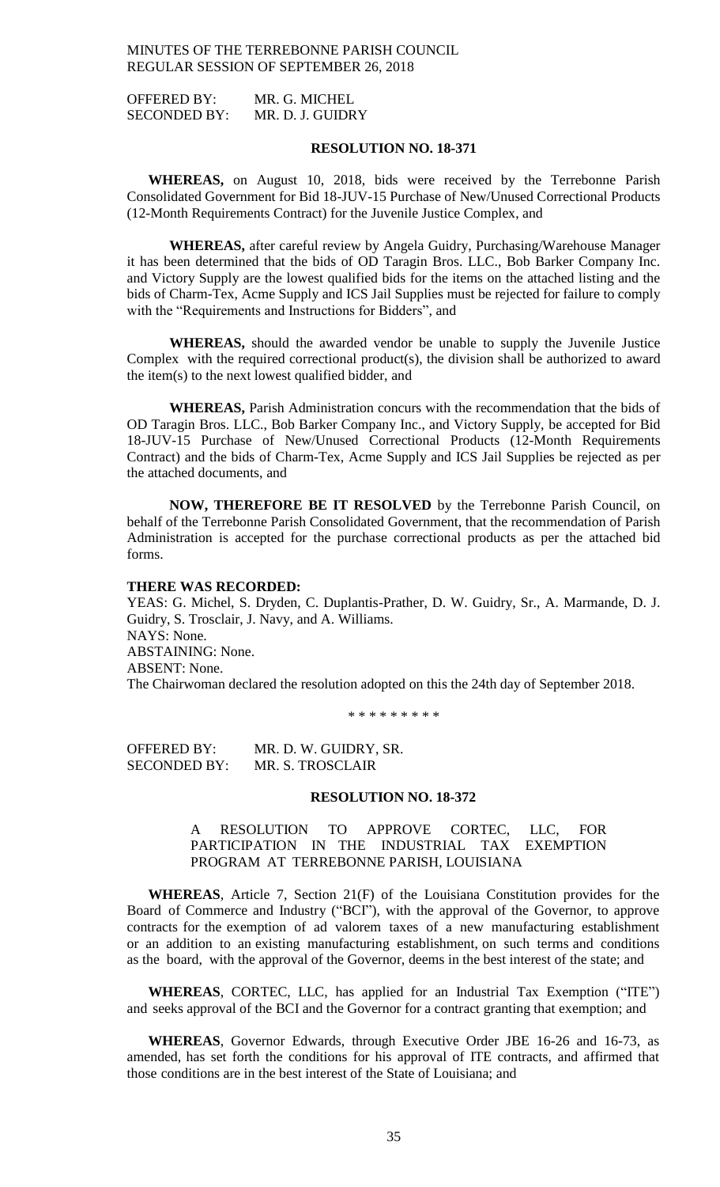OFFERED BY: MR. G. MICHEL
SECONDED BY: MR. D. J. GUIDRY

**RESOLUTION NO. 18-371**

**WHEREAS,** on August 10, 2018, bids were received by the Terrebonne Parish Consolidated Government for Bid 18-JUV-15 Purchase of New/Unused Correctional Products (12-Month Requirements Contract) for the Juvenile Justice Complex, and

**WHEREAS,** after careful review by Angela Guidry, Purchasing/Warehouse Manager it has been determined that the bids of OD Taragin Bros. LLC., Bob Barker Company Inc. and Victory Supply are the lowest qualified bids for the items on the attached listing and the bids of Charm-Tex, Acme Supply and ICS Jail Supplies must be rejected for failure to comply with the "Requirements and Instructions for Bidders", and

**WHEREAS,** should the awarded vendor be unable to supply the Juvenile Justice Complex with the required correctional product(s), the division shall be authorized to award the item(s) to the next lowest qualified bidder, and

**WHEREAS,** Parish Administration concurs with the recommendation that the bids of OD Taragin Bros. LLC., Bob Barker Company Inc., and Victory Supply, be accepted for Bid 18-JUV-15 Purchase of New/Unused Correctional Products (12-Month Requirements Contract) and the bids of Charm-Tex, Acme Supply and ICS Jail Supplies be rejected as per the attached documents, and

**NOW, THEREFORE BE IT RESOLVED** by the Terrebonne Parish Council, on behalf of the Terrebonne Parish Consolidated Government, that the recommendation of Parish Administration is accepted for the purchase correctional products as per the attached bid forms.

**THERE WAS RECORDED:**
YEAS: G. Michel, S. Dryden, C. Duplantis-Prather, D. W. Guidry, Sr., A. Marmande, D. J. Guidry, S. Trosclair, J. Navy, and A. Williams.
NAYS: None.
ABSTAINING: None.
ABSENT: None.
The Chairwoman declared the resolution adopted on this the 24th day of September 2018.

\* \* \* \* \* \* \* \* \*

OFFERED BY: MR. D. W. GUIDRY, SR.
SECONDED BY: MR. S. TROSCLAIR

**RESOLUTION NO. 18-372**

A RESOLUTION TO APPROVE CORTEC, LLC, FOR PARTICIPATION IN THE INDUSTRIAL TAX EXEMPTION PROGRAM AT TERREBONNE PARISH, LOUISIANA

**WHEREAS**, Article 7, Section 21(F) of the Louisiana Constitution provides for the Board of Commerce and Industry ("BCI"), with the approval of the Governor, to approve contracts for the exemption of ad valorem taxes of a new manufacturing establishment or an addition to an existing manufacturing establishment, on such terms and conditions as the board, with the approval of the Governor, deems in the best interest of the state; and

**WHEREAS**, CORTEC, LLC, has applied for an Industrial Tax Exemption ("ITE") and seeks approval of the BCI and the Governor for a contract granting that exemption; and

**WHEREAS**, Governor Edwards, through Executive Order JBE 16-26 and 16-73, as amended, has set forth the conditions for his approval of ITE contracts, and affirmed that those conditions are in the best interest of the State of Louisiana; and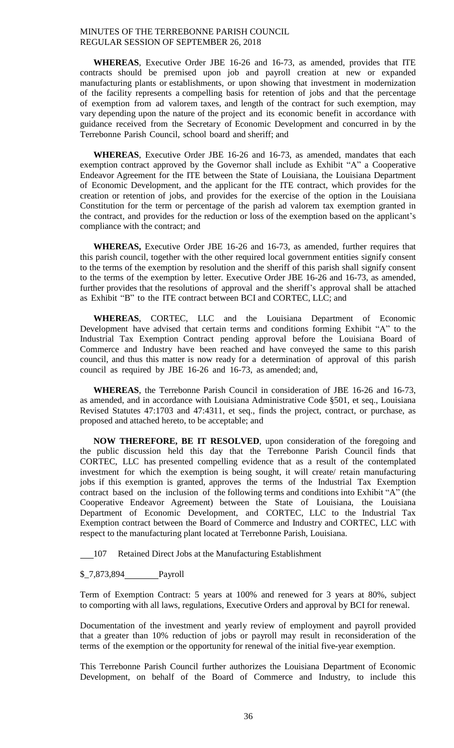**WHEREAS**, Executive Order JBE 16-26 and 16-73, as amended, provides that ITE contracts should be premised upon job and payroll creation at new or expanded manufacturing plants or establishments, or upon showing that investment in modernization of the facility represents a compelling basis for retention of jobs and that the percentage of exemption from ad valorem taxes, and length of the contract for such exemption, may vary depending upon the nature of the project and its economic benefit in accordance with guidance received from the Secretary of Economic Development and concurred in by the Terrebonne Parish Council, school board and sheriff; and

**WHEREAS**, Executive Order JBE 16-26 and 16-73, as amended, mandates that each exemption contract approved by the Governor shall include as Exhibit "A" a Cooperative Endeavor Agreement for the ITE between the State of Louisiana, the Louisiana Department of Economic Development, and the applicant for the ITE contract, which provides for the creation or retention of jobs, and provides for the exercise of the option in the Louisiana Constitution for the term or percentage of the parish ad valorem tax exemption granted in the contract, and provides for the reduction or loss of the exemption based on the applicant's compliance with the contract; and

**WHEREAS,** Executive Order JBE 16-26 and 16-73, as amended, further requires that this parish council, together with the other required local government entities signify consent to the terms of the exemption by resolution and the sheriff of this parish shall signify consent to the terms of the exemption by letter. Executive Order JBE 16-26 and 16-73, as amended, further provides that the resolutions of approval and the sheriff's approval shall be attached as Exhibit "B" to the ITE contract between BCI and CORTEC, LLC; and

**WHEREAS**, CORTEC, LLC and the Louisiana Department of Economic Development have advised that certain terms and conditions forming Exhibit "A" to the Industrial Tax Exemption Contract pending approval before the Louisiana Board of Commerce and Industry have been reached and have conveyed the same to this parish council, and thus this matter is now ready for a determination of approval of this parish council as required by JBE 16-26 and 16-73, as amended; and,

**WHEREAS**, the Terrebonne Parish Council in consideration of JBE 16-26 and 16-73, as amended, and in accordance with Louisiana Administrative Code §501, et seq., Louisiana Revised Statutes 47:1703 and 47:4311, et seq., finds the project, contract, or purchase, as proposed and attached hereto, to be acceptable; and

**NOW THEREFORE, BE IT RESOLVED**, upon consideration of the foregoing and the public discussion held this day that the Terrebonne Parish Council finds that CORTEC, LLC has presented compelling evidence that as a result of the contemplated investment for which the exemption is being sought, it will create/ retain manufacturing jobs if this exemption is granted, approves the terms of the Industrial Tax Exemption contract based on the inclusion of the following terms and conditions into Exhibit "A" (the Cooperative Endeavor Agreement) between the State of Louisiana, the Louisiana Department of Economic Development, and CORTEC, LLC to the Industrial Tax Exemption contract between the Board of Commerce and Industry and CORTEC, LLC with respect to the manufacturing plant located at Terrebonne Parish, Louisiana.

___107 Retained Direct Jobs at the Manufacturing Establishment

$_7,873,894________ Payroll

Term of Exemption Contract: 5 years at 100% and renewed for 3 years at 80%, subject to comporting with all laws, regulations, Executive Orders and approval by BCI for renewal.

Documentation of the investment and yearly review of employment and payroll provided that a greater than 10% reduction of jobs or payroll may result in reconsideration of the terms of the exemption or the opportunity for renewal of the initial five-year exemption.

This Terrebonne Parish Council further authorizes the Louisiana Department of Economic Development, on behalf of the Board of Commerce and Industry, to include this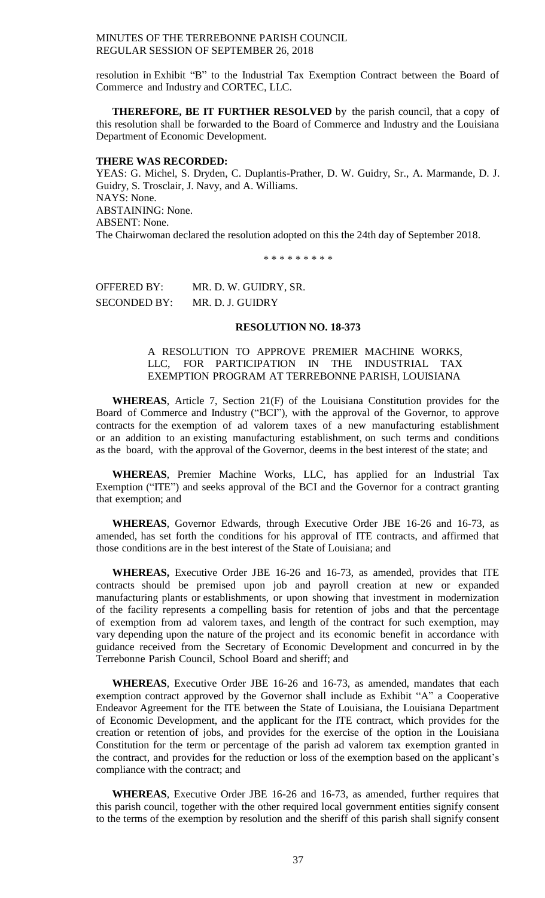resolution in Exhibit "B" to the Industrial Tax Exemption Contract between the Board of Commerce and Industry and CORTEC, LLC.

**THEREFORE, BE IT FURTHER RESOLVED** by the parish council, that a copy of this resolution shall be forwarded to the Board of Commerce and Industry and the Louisiana Department of Economic Development.

**THERE WAS RECORDED:**

YEAS: G. Michel, S. Dryden, C. Duplantis-Prather, D. W. Guidry, Sr., A. Marmande, D. J. Guidry, S. Trosclair, J. Navy, and A. Williams.

NAYS: None.

ABSTAINING: None.

ABSENT: None.

The Chairwoman declared the resolution adopted on this the 24th day of September 2018.

\* \* \* \* \* \* \* \* \*

OFFERED BY: MR. D. W. GUIDRY, SR.

SECONDED BY: MR. D. J. GUIDRY

**RESOLUTION NO. 18-373**

A RESOLUTION TO APPROVE PREMIER MACHINE WORKS, LLC, FOR PARTICIPATION IN THE INDUSTRIAL TAX EXEMPTION PROGRAM AT TERREBONNE PARISH, LOUISIANA

**WHEREAS**, Article 7, Section 21(F) of the Louisiana Constitution provides for the Board of Commerce and Industry ("BCI"), with the approval of the Governor, to approve contracts for the exemption of ad valorem taxes of a new manufacturing establishment or an addition to an existing manufacturing establishment, on such terms and conditions as the board, with the approval of the Governor, deems in the best interest of the state; and

**WHEREAS**, Premier Machine Works, LLC, has applied for an Industrial Tax Exemption ("ITE") and seeks approval of the BCI and the Governor for a contract granting that exemption; and

**WHEREAS**, Governor Edwards, through Executive Order JBE 16-26 and 16-73, as amended, has set forth the conditions for his approval of ITE contracts, and affirmed that those conditions are in the best interest of the State of Louisiana; and

**WHEREAS,** Executive Order JBE 16-26 and 16-73, as amended, provides that ITE contracts should be premised upon job and payroll creation at new or expanded manufacturing plants or establishments, or upon showing that investment in modernization of the facility represents a compelling basis for retention of jobs and that the percentage of exemption from ad valorem taxes, and length of the contract for such exemption, may vary depending upon the nature of the project and its economic benefit in accordance with guidance received from the Secretary of Economic Development and concurred in by the Terrebonne Parish Council, School Board and sheriff; and

**WHEREAS**, Executive Order JBE 16-26 and 16-73, as amended, mandates that each exemption contract approved by the Governor shall include as Exhibit "A" a Cooperative Endeavor Agreement for the ITE between the State of Louisiana, the Louisiana Department of Economic Development, and the applicant for the ITE contract, which provides for the creation or retention of jobs, and provides for the exercise of the option in the Louisiana Constitution for the term or percentage of the parish ad valorem tax exemption granted in the contract, and provides for the reduction or loss of the exemption based on the applicant's compliance with the contract; and

**WHEREAS**, Executive Order JBE 16-26 and 16-73, as amended, further requires that this parish council, together with the other required local government entities signify consent to the terms of the exemption by resolution and the sheriff of this parish shall signify consent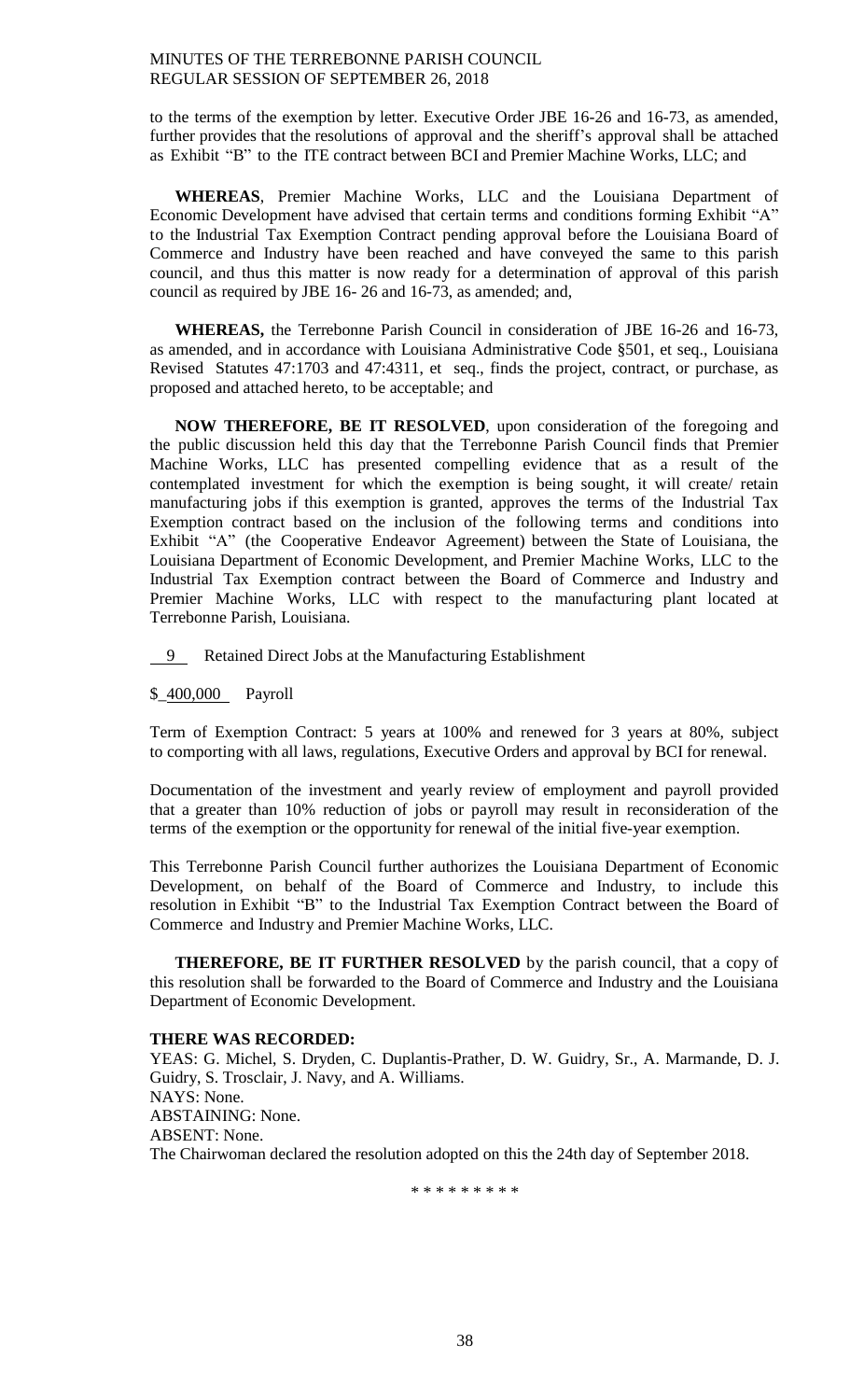to the terms of the exemption by letter. Executive Order JBE 16-26 and 16-73, as amended, further provides that the resolutions of approval and the sheriff's approval shall be attached as Exhibit "B" to the ITE contract between BCI and Premier Machine Works, LLC; and

**WHEREAS**, Premier Machine Works, LLC and the Louisiana Department of Economic Development have advised that certain terms and conditions forming Exhibit "A" to the Industrial Tax Exemption Contract pending approval before the Louisiana Board of Commerce and Industry have been reached and have conveyed the same to this parish council, and thus this matter is now ready for a determination of approval of this parish council as required by JBE 16- 26 and 16-73, as amended; and,

**WHEREAS,** the Terrebonne Parish Council in consideration of JBE 16-26 and 16-73, as amended, and in accordance with Louisiana Administrative Code §501, et seq., Louisiana Revised Statutes 47:1703 and 47:4311, et seq., finds the project, contract, or purchase, as proposed and attached hereto, to be acceptable; and

**NOW THEREFORE, BE IT RESOLVED**, upon consideration of the foregoing and the public discussion held this day that the Terrebonne Parish Council finds that Premier Machine Works, LLC has presented compelling evidence that as a result of the contemplated investment for which the exemption is being sought, it will create/ retain manufacturing jobs if this exemption is granted, approves the terms of the Industrial Tax Exemption contract based on the inclusion of the following terms and conditions into Exhibit "A" (the Cooperative Endeavor Agreement) between the State of Louisiana, the Louisiana Department of Economic Development, and Premier Machine Works, LLC to the Industrial Tax Exemption contract between the Board of Commerce and Industry and Premier Machine Works, LLC with respect to the manufacturing plant located at Terrebonne Parish, Louisiana.

9 Retained Direct Jobs at the Manufacturing Establishment

$ 400,000 Payroll

Term of Exemption Contract: 5 years at 100% and renewed for 3 years at 80%, subject to comporting with all laws, regulations, Executive Orders and approval by BCI for renewal.

Documentation of the investment and yearly review of employment and payroll provided that a greater than 10% reduction of jobs or payroll may result in reconsideration of the terms of the exemption or the opportunity for renewal of the initial five-year exemption.

This Terrebonne Parish Council further authorizes the Louisiana Department of Economic Development, on behalf of the Board of Commerce and Industry, to include this resolution in Exhibit "B" to the Industrial Tax Exemption Contract between the Board of Commerce and Industry and Premier Machine Works, LLC.

**THEREFORE, BE IT FURTHER RESOLVED** by the parish council, that a copy of this resolution shall be forwarded to the Board of Commerce and Industry and the Louisiana Department of Economic Development.

**THERE WAS RECORDED:**
YEAS: G. Michel, S. Dryden, C. Duplantis-Prather, D. W. Guidry, Sr., A. Marmande, D. J. Guidry, S. Trosclair, J. Navy, and A. Williams.
NAYS: None.
ABSTAINING: None.
ABSENT: None.
The Chairwoman declared the resolution adopted on this the 24th day of September 2018.

\* \* \* \* \* \* \* \* \*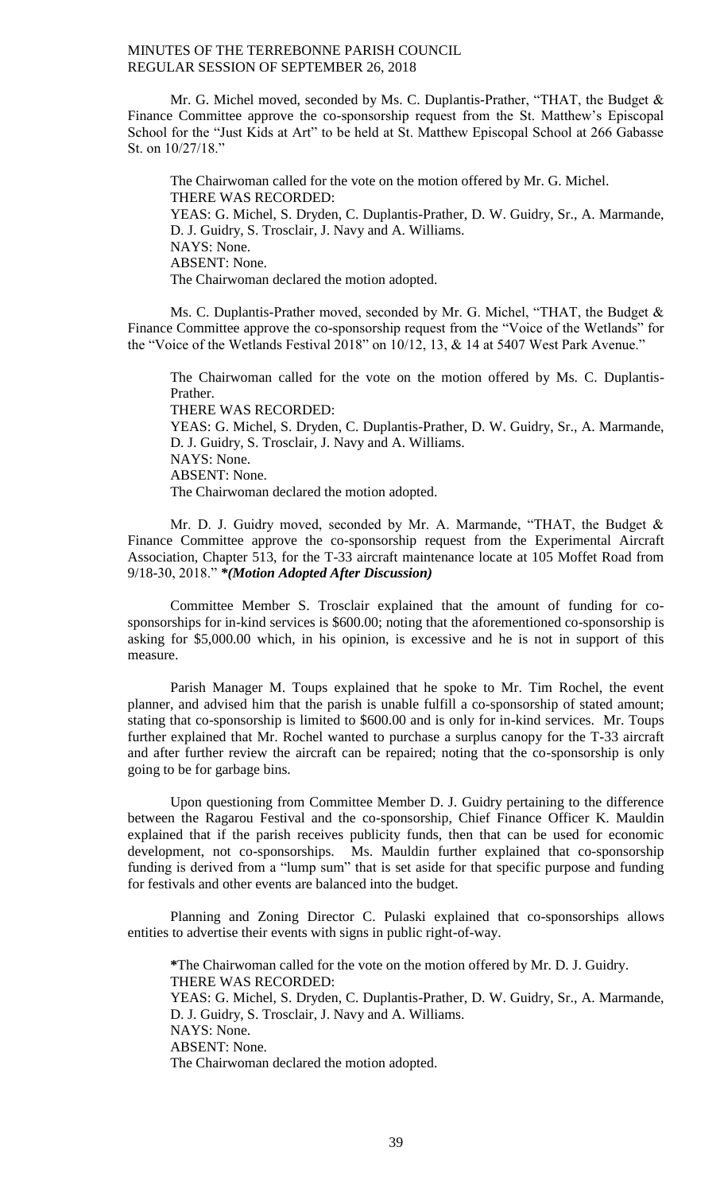Mr. G. Michel moved, seconded by Ms. C. Duplantis-Prather, "THAT, the Budget & Finance Committee approve the co-sponsorship request from the St. Matthew's Episcopal School for the "Just Kids at Art" to be held at St. Matthew Episcopal School at 266 Gabasse St. on 10/27/18."

The Chairwoman called for the vote on the motion offered by Mr. G. Michel.
THERE WAS RECORDED:
YEAS: G. Michel, S. Dryden, C. Duplantis-Prather, D. W. Guidry, Sr., A. Marmande, D. J. Guidry, S. Trosclair, J. Navy and A. Williams.
NAYS: None.
ABSENT: None.
The Chairwoman declared the motion adopted.

Ms. C. Duplantis-Prather moved, seconded by Mr. G. Michel, "THAT, the Budget & Finance Committee approve the co-sponsorship request from the "Voice of the Wetlands" for the "Voice of the Wetlands Festival 2018" on 10/12, 13, & 14 at 5407 West Park Avenue."

The Chairwoman called for the vote on the motion offered by Ms. C. Duplantis-Prather.
THERE WAS RECORDED:
YEAS: G. Michel, S. Dryden, C. Duplantis-Prather, D. W. Guidry, Sr., A. Marmande, D. J. Guidry, S. Trosclair, J. Navy and A. Williams.
NAYS: None.
ABSENT: None.
The Chairwoman declared the motion adopted.

Mr. D. J. Guidry moved, seconded by Mr. A. Marmande, "THAT, the Budget & Finance Committee approve the co-sponsorship request from the Experimental Aircraft Association, Chapter 513, for the T-33 aircraft maintenance locate at 105 Moffet Road from 9/18-30, 2018." ***(Motion Adopted After Discussion)***

Committee Member S. Trosclair explained that the amount of funding for co-sponsorships for in-kind services is $600.00; noting that the aforementioned co-sponsorship is asking for $5,000.00 which, in his opinion, is excessive and he is not in support of this measure.

Parish Manager M. Toups explained that he spoke to Mr. Tim Rochel, the event planner, and advised him that the parish is unable fulfill a co-sponsorship of stated amount; stating that co-sponsorship is limited to $600.00 and is only for in-kind services. Mr. Toups further explained that Mr. Rochel wanted to purchase a surplus canopy for the T-33 aircraft and after further review the aircraft can be repaired; noting that the co-sponsorship is only going to be for garbage bins.

Upon questioning from Committee Member D. J. Guidry pertaining to the difference between the Ragarou Festival and the co-sponsorship, Chief Finance Officer K. Mauldin explained that if the parish receives publicity funds, then that can be used for economic development, not co-sponsorships. Ms. Mauldin further explained that co-sponsorship funding is derived from a "lump sum" that is set aside for that specific purpose and funding for festivals and other events are balanced into the budget.

Planning and Zoning Director C. Pulaski explained that co-sponsorships allows entities to advertise their events with signs in public right-of-way.

*The Chairwoman called for the vote on the motion offered by Mr. D. J. Guidry.
THERE WAS RECORDED:
YEAS: G. Michel, S. Dryden, C. Duplantis-Prather, D. W. Guidry, Sr., A. Marmande, D. J. Guidry, S. Trosclair, J. Navy and A. Williams.
NAYS: None.
ABSENT: None.
The Chairwoman declared the motion adopted.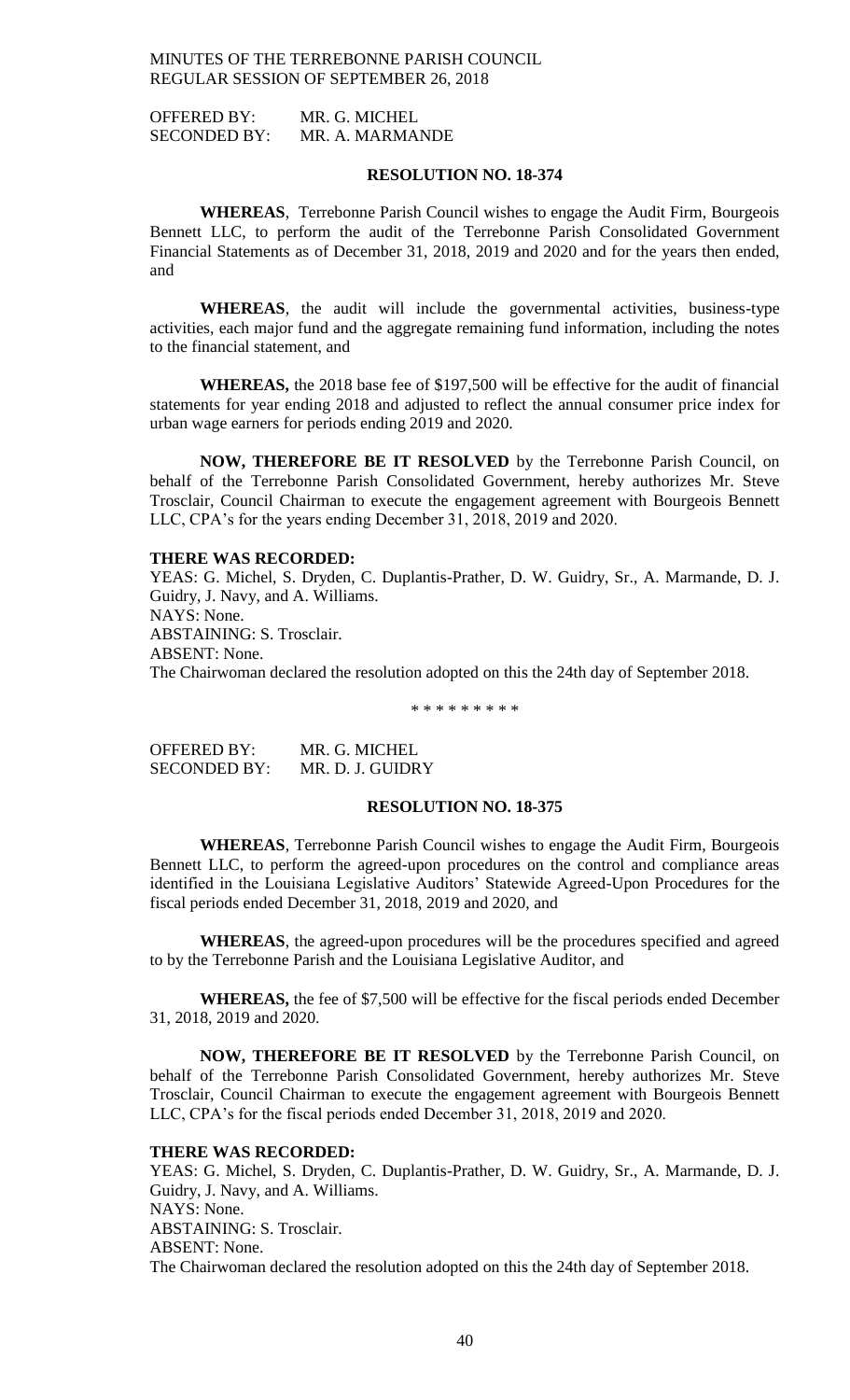OFFERED BY: MR. G. MICHEL
SECONDED BY: MR. A. MARMANDE

**RESOLUTION NO. 18-374**

**WHEREAS**, Terrebonne Parish Council wishes to engage the Audit Firm, Bourgeois Bennett LLC, to perform the audit of the Terrebonne Parish Consolidated Government Financial Statements as of December 31, 2018, 2019 and 2020 and for the years then ended, and

**WHEREAS**, the audit will include the governmental activities, business-type activities, each major fund and the aggregate remaining fund information, including the notes to the financial statement, and

**WHEREAS,** the 2018 base fee of $197,500 will be effective for the audit of financial statements for year ending 2018 and adjusted to reflect the annual consumer price index for urban wage earners for periods ending 2019 and 2020.

**NOW, THEREFORE BE IT RESOLVED** by the Terrebonne Parish Council, on behalf of the Terrebonne Parish Consolidated Government, hereby authorizes Mr. Steve Trosclair, Council Chairman to execute the engagement agreement with Bourgeois Bennett LLC, CPA's for the years ending December 31, 2018, 2019 and 2020.

**THERE WAS RECORDED:**
YEAS: G. Michel, S. Dryden, C. Duplantis-Prather, D. W. Guidry, Sr., A. Marmande, D. J. Guidry, J. Navy, and A. Williams.
NAYS: None.
ABSTAINING: S. Trosclair.
ABSENT: None.
The Chairwoman declared the resolution adopted on this the 24th day of September 2018.

\* \* \* \* \* \* \* \* \*

OFFERED BY: MR. G. MICHEL
SECONDED BY: MR. D. J. GUIDRY

**RESOLUTION NO. 18-375**

**WHEREAS**, Terrebonne Parish Council wishes to engage the Audit Firm, Bourgeois Bennett LLC, to perform the agreed-upon procedures on the control and compliance areas identified in the Louisiana Legislative Auditors' Statewide Agreed-Upon Procedures for the fiscal periods ended December 31, 2018, 2019 and 2020, and

**WHEREAS**, the agreed-upon procedures will be the procedures specified and agreed to by the Terrebonne Parish and the Louisiana Legislative Auditor, and

**WHEREAS,** the fee of $7,500 will be effective for the fiscal periods ended December 31, 2018, 2019 and 2020.

**NOW, THEREFORE BE IT RESOLVED** by the Terrebonne Parish Council, on behalf of the Terrebonne Parish Consolidated Government, hereby authorizes Mr. Steve Trosclair, Council Chairman to execute the engagement agreement with Bourgeois Bennett LLC, CPA's for the fiscal periods ended December 31, 2018, 2019 and 2020.

**THERE WAS RECORDED:**
YEAS: G. Michel, S. Dryden, C. Duplantis-Prather, D. W. Guidry, Sr., A. Marmande, D. J. Guidry, J. Navy, and A. Williams.
NAYS: None.
ABSTAINING: S. Trosclair.
ABSENT: None.
The Chairwoman declared the resolution adopted on this the 24th day of September 2018.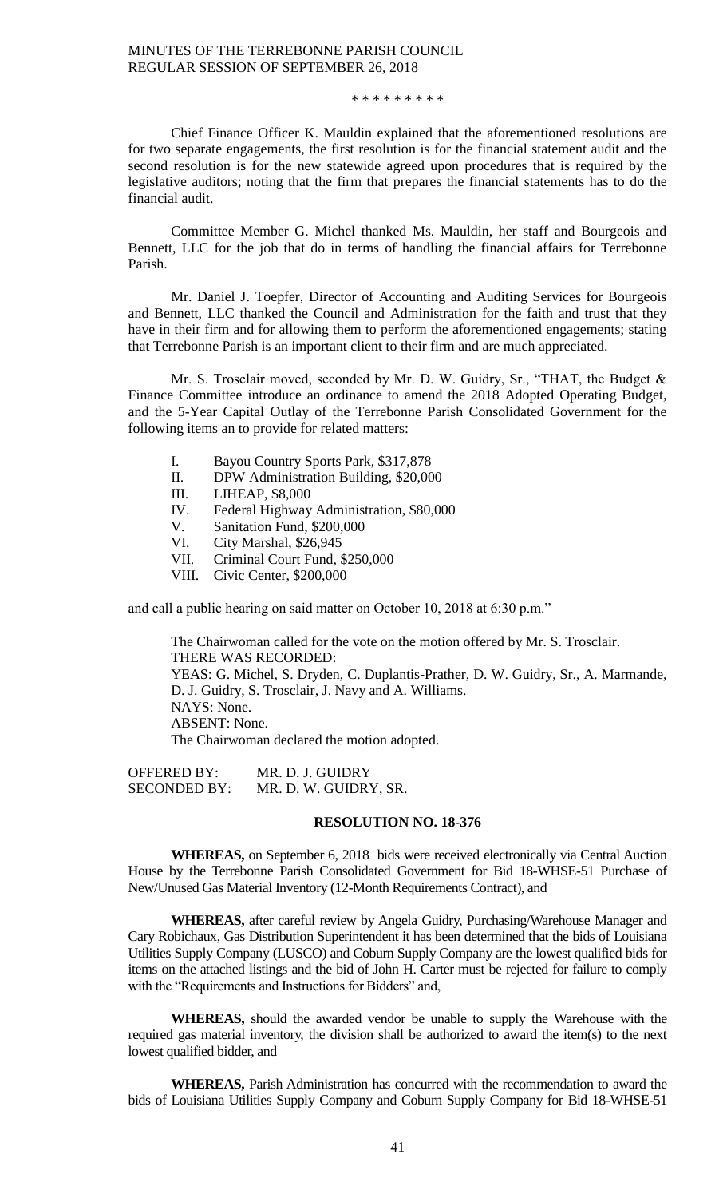\* \* \* \* \* \* \* \* \*

Chief Finance Officer K. Mauldin explained that the aforementioned resolutions are for two separate engagements, the first resolution is for the financial statement audit and the second resolution is for the new statewide agreed upon procedures that is required by the legislative auditors; noting that the firm that prepares the financial statements has to do the financial audit.

Committee Member G. Michel thanked Ms. Mauldin, her staff and Bourgeois and Bennett, LLC for the job that do in terms of handling the financial affairs for Terrebonne Parish.

Mr. Daniel J. Toepfer, Director of Accounting and Auditing Services for Bourgeois and Bennett, LLC thanked the Council and Administration for the faith and trust that they have in their firm and for allowing them to perform the aforementioned engagements; stating that Terrebonne Parish is an important client to their firm and are much appreciated.

Mr. S. Trosclair moved, seconded by Mr. D. W. Guidry, Sr., "THAT, the Budget & Finance Committee introduce an ordinance to amend the 2018 Adopted Operating Budget, and the 5-Year Capital Outlay of the Terrebonne Parish Consolidated Government for the following items an to provide for related matters:

I. Bayou Country Sports Park, $317,878
II. DPW Administration Building, $20,000
III. LIHEAP, $8,000
IV. Federal Highway Administration, $80,000
V. Sanitation Fund, $200,000
VI. City Marshal, $26,945
VII. Criminal Court Fund, $250,000
VIII. Civic Center, $200,000

and call a public hearing on said matter on October 10, 2018 at 6:30 p.m."

The Chairwoman called for the vote on the motion offered by Mr. S. Trosclair.
THERE WAS RECORDED:
YEAS: G. Michel, S. Dryden, C. Duplantis-Prather, D. W. Guidry, Sr., A. Marmande, D. J. Guidry, S. Trosclair, J. Navy and A. Williams.
NAYS: None.
ABSENT: None.
The Chairwoman declared the motion adopted.

OFFERED BY: MR. D. J. GUIDRY
SECONDED BY: MR. D. W. GUIDRY, SR.

**RESOLUTION NO. 18-376**

**WHEREAS,** on September 6, 2018 bids were received electronically via Central Auction House by the Terrebonne Parish Consolidated Government for Bid 18-WHSE-51 Purchase of New/Unused Gas Material Inventory (12-Month Requirements Contract), and

**WHEREAS,** after careful review by Angela Guidry, Purchasing/Warehouse Manager and Cary Robichaux, Gas Distribution Superintendent it has been determined that the bids of Louisiana Utilities Supply Company (LUSCO) and Coburn Supply Company are the lowest qualified bids for items on the attached listings and the bid of John H. Carter must be rejected for failure to comply with the "Requirements and Instructions for Bidders" and,

**WHEREAS,** should the awarded vendor be unable to supply the Warehouse with the required gas material inventory, the division shall be authorized to award the item(s) to the next lowest qualified bidder, and

**WHEREAS,** Parish Administration has concurred with the recommendation to award the bids of Louisiana Utilities Supply Company and Coburn Supply Company for Bid 18-WHSE-51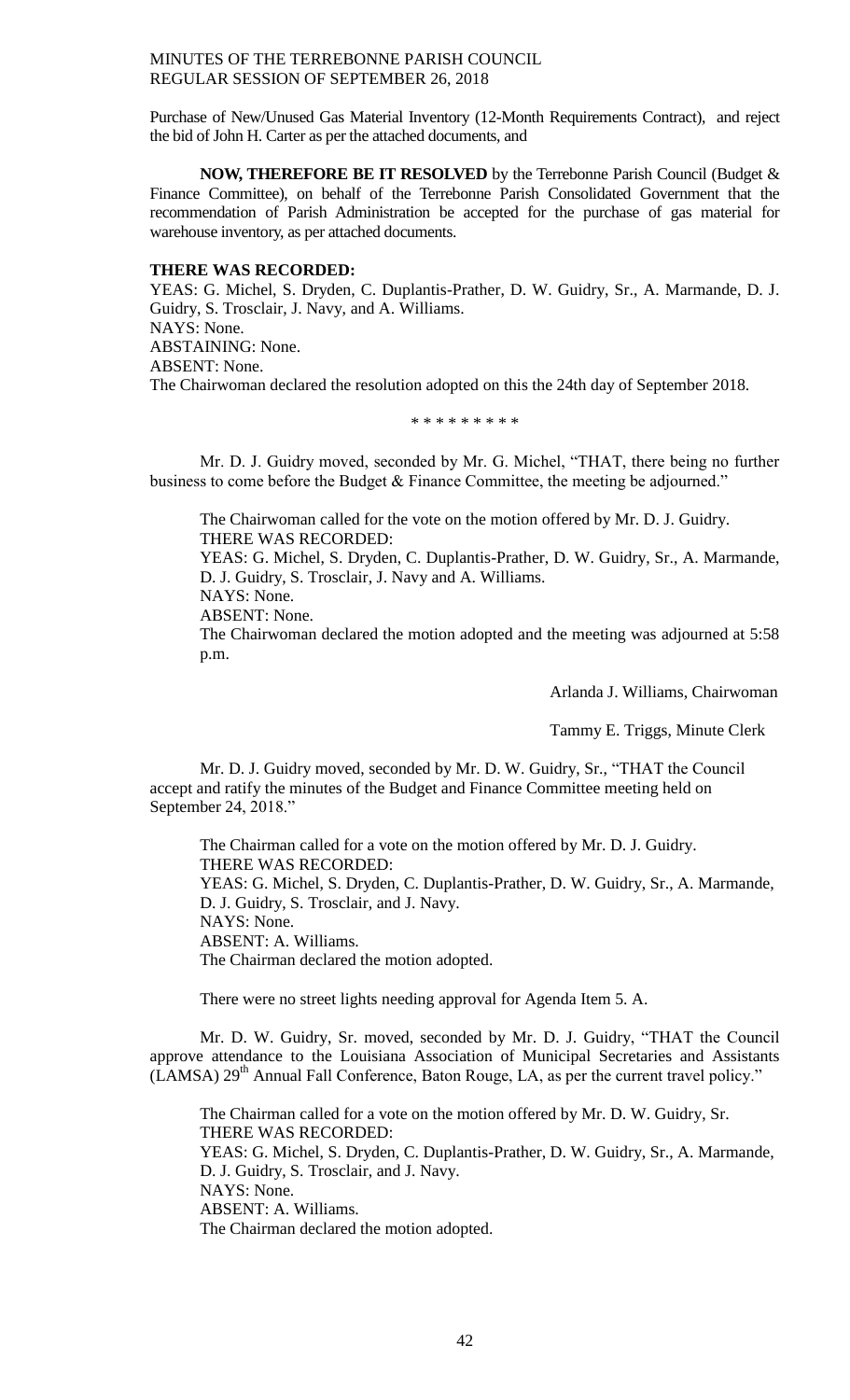Purchase of New/Unused Gas Material Inventory (12-Month Requirements Contract), and reject the bid of John H. Carter as per the attached documents, and

**NOW, THEREFORE BE IT RESOLVED** by the Terrebonne Parish Council (Budget & Finance Committee), on behalf of the Terrebonne Parish Consolidated Government that the recommendation of Parish Administration be accepted for the purchase of gas material for warehouse inventory, as per attached documents.

**THERE WAS RECORDED:**
YEAS: G. Michel, S. Dryden, C. Duplantis-Prather, D. W. Guidry, Sr., A. Marmande, D. J. Guidry, S. Trosclair, J. Navy, and A. Williams.
NAYS: None.
ABSTAINING: None.
ABSENT: None.
The Chairwoman declared the resolution adopted on this the 24th day of September 2018.

\* \* \* \* \* \* \* \* \*

Mr. D. J. Guidry moved, seconded by Mr. G. Michel, "THAT, there being no further business to come before the Budget & Finance Committee, the meeting be adjourned."

The Chairwoman called for the vote on the motion offered by Mr. D. J. Guidry.
THERE WAS RECORDED:
YEAS: G. Michel, S. Dryden, C. Duplantis-Prather, D. W. Guidry, Sr., A. Marmande, D. J. Guidry, S. Trosclair, J. Navy and A. Williams.
NAYS: None.
ABSENT: None.
The Chairwoman declared the motion adopted and the meeting was adjourned at 5:58 p.m.

Arlanda J. Williams, Chairwoman

Tammy E. Triggs, Minute Clerk

Mr. D. J. Guidry moved, seconded by Mr. D. W. Guidry, Sr., "THAT the Council accept and ratify the minutes of the Budget and Finance Committee meeting held on September 24, 2018."

The Chairman called for a vote on the motion offered by Mr. D. J. Guidry.
THERE WAS RECORDED:
YEAS: G. Michel, S. Dryden, C. Duplantis-Prather, D. W. Guidry, Sr., A. Marmande, D. J. Guidry, S. Trosclair, and J. Navy.
NAYS: None.
ABSENT: A. Williams.
The Chairman declared the motion adopted.

There were no street lights needing approval for Agenda Item 5. A.

Mr. D. W. Guidry, Sr. moved, seconded by Mr. D. J. Guidry, "THAT the Council approve attendance to the Louisiana Association of Municipal Secretaries and Assistants (LAMSA) 29th Annual Fall Conference, Baton Rouge, LA, as per the current travel policy."

The Chairman called for a vote on the motion offered by Mr. D. W. Guidry, Sr.
THERE WAS RECORDED:
YEAS: G. Michel, S. Dryden, C. Duplantis-Prather, D. W. Guidry, Sr., A. Marmande, D. J. Guidry, S. Trosclair, and J. Navy.
NAYS: None.
ABSENT: A. Williams.
The Chairman declared the motion adopted.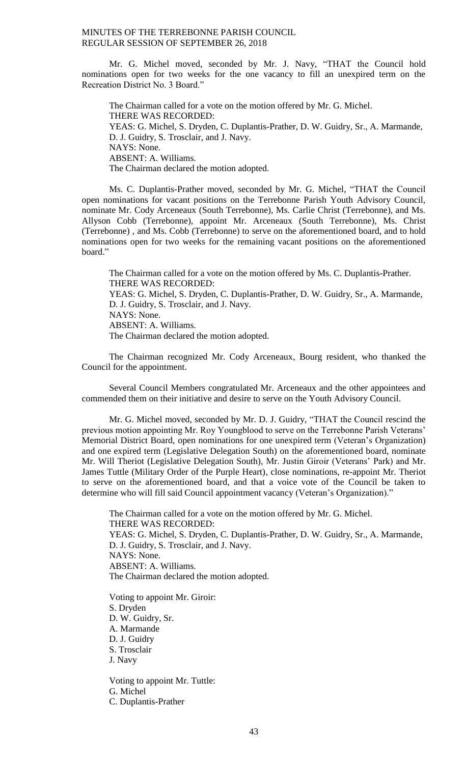Mr. G. Michel moved, seconded by Mr. J. Navy, "THAT the Council hold nominations open for two weeks for the one vacancy to fill an unexpired term on the Recreation District No. 3 Board."

The Chairman called for a vote on the motion offered by Mr. G. Michel.
THERE WAS RECORDED:
YEAS: G. Michel, S. Dryden, C. Duplantis-Prather, D. W. Guidry, Sr., A. Marmande, D. J. Guidry, S. Trosclair, and J. Navy.
NAYS: None.
ABSENT: A. Williams.
The Chairman declared the motion adopted.

Ms. C. Duplantis-Prather moved, seconded by Mr. G. Michel, "THAT the Council open nominations for vacant positions on the Terrebonne Parish Youth Advisory Council, nominate Mr. Cody Arceneaux (South Terrebonne), Ms. Carlie Christ (Terrebonne), and Ms. Allyson Cobb (Terrebonne), appoint Mr. Arceneaux (South Terrebonne), Ms. Christ (Terrebonne) , and Ms. Cobb (Terrebonne) to serve on the aforementioned board, and to hold nominations open for two weeks for the remaining vacant positions on the aforementioned board."

The Chairman called for a vote on the motion offered by Ms. C. Duplantis-Prather.
THERE WAS RECORDED:
YEAS: G. Michel, S. Dryden, C. Duplantis-Prather, D. W. Guidry, Sr., A. Marmande, D. J. Guidry, S. Trosclair, and J. Navy.
NAYS: None.
ABSENT: A. Williams.
The Chairman declared the motion adopted.

The Chairman recognized Mr. Cody Arceneaux, Bourg resident, who thanked the Council for the appointment.

Several Council Members congratulated Mr. Arceneaux and the other appointees and commended them on their initiative and desire to serve on the Youth Advisory Council.

Mr. G. Michel moved, seconded by Mr. D. J. Guidry, "THAT the Council rescind the previous motion appointing Mr. Roy Youngblood to serve on the Terrebonne Parish Veterans' Memorial District Board, open nominations for one unexpired term (Veteran's Organization) and one expired term (Legislative Delegation South) on the aforementioned board, nominate Mr. Will Theriot (Legislative Delegation South), Mr. Justin Giroir (Veterans' Park) and Mr. James Tuttle (Military Order of the Purple Heart), close nominations, re-appoint Mr. Theriot to serve on the aforementioned board, and that a voice vote of the Council be taken to determine who will fill said Council appointment vacancy (Veteran's Organization)."

The Chairman called for a vote on the motion offered by Mr. G. Michel.
THERE WAS RECORDED:
YEAS: G. Michel, S. Dryden, C. Duplantis-Prather, D. W. Guidry, Sr., A. Marmande, D. J. Guidry, S. Trosclair, and J. Navy.
NAYS: None.
ABSENT: A. Williams.
The Chairman declared the motion adopted.

Voting to appoint Mr. Giroir:
S. Dryden
D. W. Guidry, Sr.
A. Marmande
D. J. Guidry
S. Trosclair
J. Navy

Voting to appoint Mr. Tuttle:
G. Michel
C. Duplantis-Prather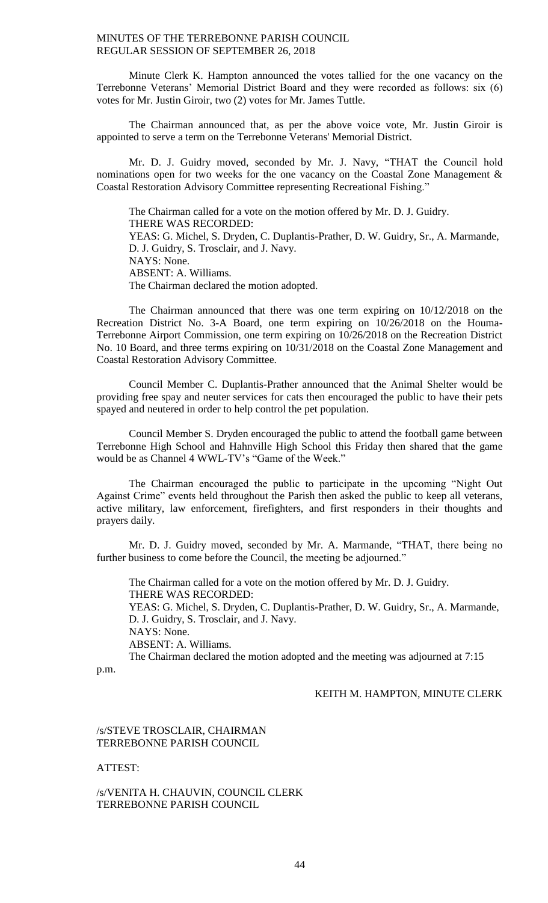Minute Clerk K. Hampton announced the votes tallied for the one vacancy on the Terrebonne Veterans' Memorial District Board and they were recorded as follows: six (6) votes for Mr. Justin Giroir, two (2) votes for Mr. James Tuttle.

The Chairman announced that, as per the above voice vote, Mr. Justin Giroir is appointed to serve a term on the Terrebonne Veterans' Memorial District.

Mr. D. J. Guidry moved, seconded by Mr. J. Navy, "THAT the Council hold nominations open for two weeks for the one vacancy on the Coastal Zone Management & Coastal Restoration Advisory Committee representing Recreational Fishing."

The Chairman called for a vote on the motion offered by Mr. D. J. Guidry.
THERE WAS RECORDED:
YEAS: G. Michel, S. Dryden, C. Duplantis-Prather, D. W. Guidry, Sr., A. Marmande, D. J. Guidry, S. Trosclair, and J. Navy.
NAYS: None.
ABSENT: A. Williams.
The Chairman declared the motion adopted.

The Chairman announced that there was one term expiring on 10/12/2018 on the Recreation District No. 3-A Board, one term expiring on 10/26/2018 on the Houma-Terrebonne Airport Commission, one term expiring on 10/26/2018 on the Recreation District No. 10 Board, and three terms expiring on 10/31/2018 on the Coastal Zone Management and Coastal Restoration Advisory Committee.

Council Member C. Duplantis-Prather announced that the Animal Shelter would be providing free spay and neuter services for cats then encouraged the public to have their pets spayed and neutered in order to help control the pet population.

Council Member S. Dryden encouraged the public to attend the football game between Terrebonne High School and Hahnville High School this Friday then shared that the game would be as Channel 4 WWL-TV's "Game of the Week."

The Chairman encouraged the public to participate in the upcoming "Night Out Against Crime" events held throughout the Parish then asked the public to keep all veterans, active military, law enforcement, firefighters, and first responders in their thoughts and prayers daily.

Mr. D. J. Guidry moved, seconded by Mr. A. Marmande, "THAT, there being no further business to come before the Council, the meeting be adjourned."

The Chairman called for a vote on the motion offered by Mr. D. J. Guidry.
THERE WAS RECORDED:
YEAS: G. Michel, S. Dryden, C. Duplantis-Prather, D. W. Guidry, Sr., A. Marmande, D. J. Guidry, S. Trosclair, and J. Navy.
NAYS: None.
ABSENT: A. Williams.
The Chairman declared the motion adopted and the meeting was adjourned at 7:15 p.m.

KEITH M. HAMPTON, MINUTE CLERK

/s/STEVE TROSCLAIR, CHAIRMAN
TERREBONNE PARISH COUNCIL

ATTEST:

/s/VENITA H. CHAUVIN, COUNCIL CLERK
TERREBONNE PARISH COUNCIL